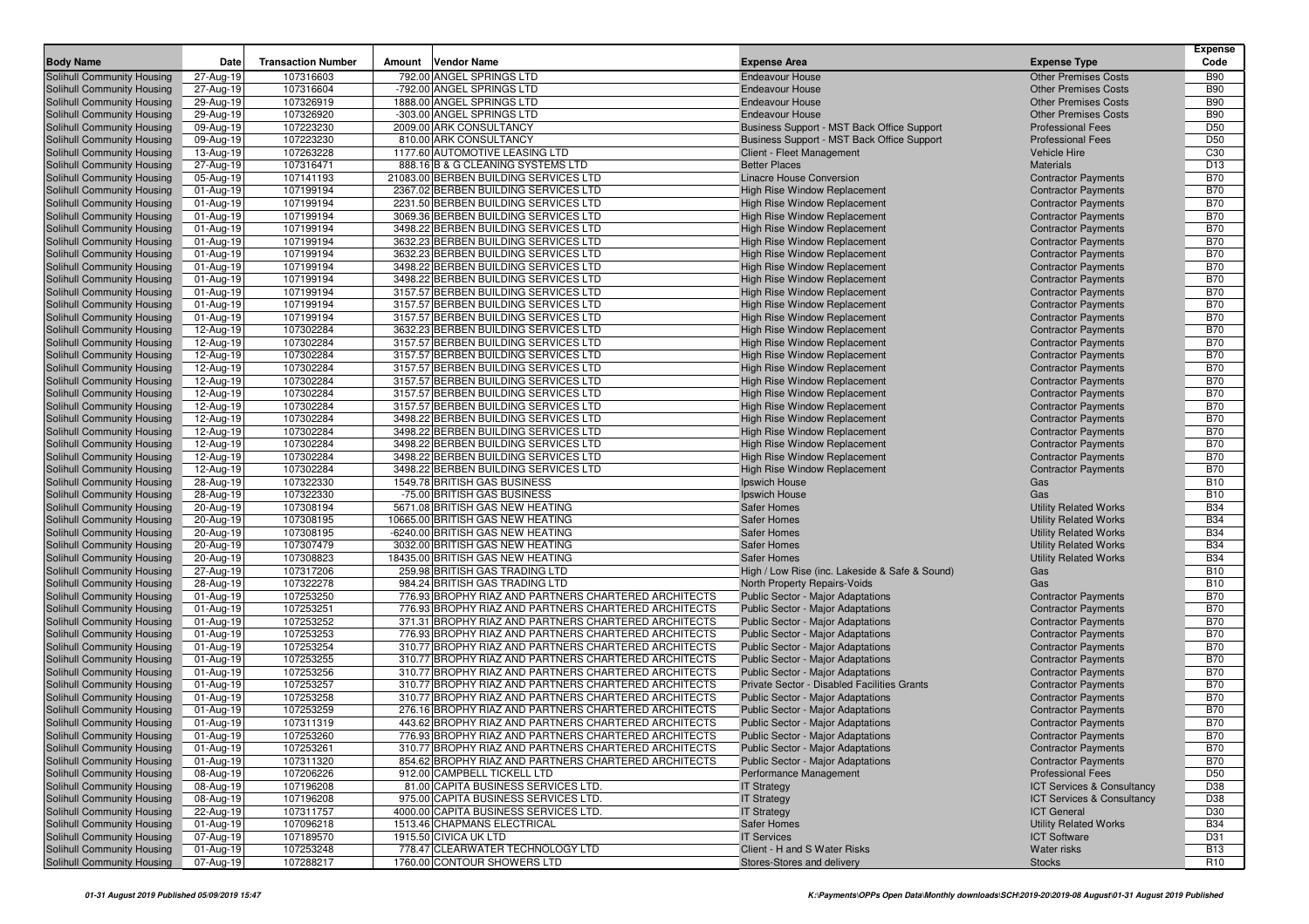| Body Name | Date | Transaction Number | Amount | Vendor Name | Expense Area | Expense Type | Expense Code |
|---|---|---|---|---|---|---|---|
| Solihull Community Housing | 27-Aug-19 | 107316603 | 792.00 | ANGEL SPRINGS LTD | Endeavour House | Other Premises Costs | B90 |
| Solihull Community Housing | 27-Aug-19 | 107316604 | -792.00 | ANGEL SPRINGS LTD | Endeavour House | Other Premises Costs | B90 |
| Solihull Community Housing | 29-Aug-19 | 107326919 | 1888.00 | ANGEL SPRINGS LTD | Endeavour House | Other Premises Costs | B90 |
| Solihull Community Housing | 29-Aug-19 | 107326920 | -303.00 | ANGEL SPRINGS LTD | Endeavour House | Other Premises Costs | B90 |
| Solihull Community Housing | 09-Aug-19 | 107223230 | 2009.00 | ARK CONSULTANCY | Business Support - MST Back Office Support | Professional Fees | D50 |
| Solihull Community Housing | 09-Aug-19 | 107223230 | 810.00 | ARK CONSULTANCY | Business Support - MST Back Office Support | Professional Fees | D50 |
| Solihull Community Housing | 13-Aug-19 | 107263228 | 1177.60 | AUTOMOTIVE LEASING LTD | Client - Fleet Management | Vehicle Hire | C30 |
| Solihull Community Housing | 27-Aug-19 | 107316471 | 888.16 | B & G CLEANING SYSTEMS LTD | Better Places | Materials | D13 |
| Solihull Community Housing | 05-Aug-19 | 107141193 | 21083.00 | BERBEN BUILDING SERVICES LTD | Linacre House Conversion | Contractor Payments | B70 |
| Solihull Community Housing | 01-Aug-19 | 107199194 | 2367.02 | BERBEN BUILDING SERVICES LTD | High Rise Window Replacement | Contractor Payments | B70 |
| Solihull Community Housing | 01-Aug-19 | 107199194 | 2231.50 | BERBEN BUILDING SERVICES LTD | High Rise Window Replacement | Contractor Payments | B70 |
| Solihull Community Housing | 01-Aug-19 | 107199194 | 3069.36 | BERBEN BUILDING SERVICES LTD | High Rise Window Replacement | Contractor Payments | B70 |
| Solihull Community Housing | 01-Aug-19 | 107199194 | 3498.22 | BERBEN BUILDING SERVICES LTD | High Rise Window Replacement | Contractor Payments | B70 |
| Solihull Community Housing | 01-Aug-19 | 107199194 | 3632.23 | BERBEN BUILDING SERVICES LTD | High Rise Window Replacement | Contractor Payments | B70 |
| Solihull Community Housing | 01-Aug-19 | 107199194 | 3632.23 | BERBEN BUILDING SERVICES LTD | High Rise Window Replacement | Contractor Payments | B70 |
| Solihull Community Housing | 01-Aug-19 | 107199194 | 3498.22 | BERBEN BUILDING SERVICES LTD | High Rise Window Replacement | Contractor Payments | B70 |
| Solihull Community Housing | 01-Aug-19 | 107199194 | 3498.22 | BERBEN BUILDING SERVICES LTD | High Rise Window Replacement | Contractor Payments | B70 |
| Solihull Community Housing | 01-Aug-19 | 107199194 | 3157.57 | BERBEN BUILDING SERVICES LTD | High Rise Window Replacement | Contractor Payments | B70 |
| Solihull Community Housing | 01-Aug-19 | 107199194 | 3157.57 | BERBEN BUILDING SERVICES LTD | High Rise Window Replacement | Contractor Payments | B70 |
| Solihull Community Housing | 01-Aug-19 | 107199194 | 3157.57 | BERBEN BUILDING SERVICES LTD | High Rise Window Replacement | Contractor Payments | B70 |
| Solihull Community Housing | 12-Aug-19 | 107302284 | 3632.23 | BERBEN BUILDING SERVICES LTD | High Rise Window Replacement | Contractor Payments | B70 |
| Solihull Community Housing | 12-Aug-19 | 107302284 | 3157.57 | BERBEN BUILDING SERVICES LTD | High Rise Window Replacement | Contractor Payments | B70 |
| Solihull Community Housing | 12-Aug-19 | 107302284 | 3157.57 | BERBEN BUILDING SERVICES LTD | High Rise Window Replacement | Contractor Payments | B70 |
| Solihull Community Housing | 12-Aug-19 | 107302284 | 3157.57 | BERBEN BUILDING SERVICES LTD | High Rise Window Replacement | Contractor Payments | B70 |
| Solihull Community Housing | 12-Aug-19 | 107302284 | 3157.57 | BERBEN BUILDING SERVICES LTD | High Rise Window Replacement | Contractor Payments | B70 |
| Solihull Community Housing | 12-Aug-19 | 107302284 | 3157.57 | BERBEN BUILDING SERVICES LTD | High Rise Window Replacement | Contractor Payments | B70 |
| Solihull Community Housing | 12-Aug-19 | 107302284 | 3157.57 | BERBEN BUILDING SERVICES LTD | High Rise Window Replacement | Contractor Payments | B70 |
| Solihull Community Housing | 12-Aug-19 | 107302284 | 3498.22 | BERBEN BUILDING SERVICES LTD | High Rise Window Replacement | Contractor Payments | B70 |
| Solihull Community Housing | 12-Aug-19 | 107302284 | 3498.22 | BERBEN BUILDING SERVICES LTD | High Rise Window Replacement | Contractor Payments | B70 |
| Solihull Community Housing | 12-Aug-19 | 107302284 | 3498.22 | BERBEN BUILDING SERVICES LTD | High Rise Window Replacement | Contractor Payments | B70 |
| Solihull Community Housing | 12-Aug-19 | 107302284 | 3498.22 | BERBEN BUILDING SERVICES LTD | High Rise Window Replacement | Contractor Payments | B70 |
| Solihull Community Housing | 12-Aug-19 | 107302284 | 3498.22 | BERBEN BUILDING SERVICES LTD | High Rise Window Replacement | Contractor Payments | B70 |
| Solihull Community Housing | 28-Aug-19 | 107322330 | 1549.78 | BRITISH GAS BUSINESS | Ipswich House | Gas | B10 |
| Solihull Community Housing | 28-Aug-19 | 107322330 | -75.00 | BRITISH GAS BUSINESS | Ipswich House | Gas | B10 |
| Solihull Community Housing | 20-Aug-19 | 107308194 | 5671.08 | BRITISH GAS NEW HEATING | Safer Homes | Utility Related Works | B34 |
| Solihull Community Housing | 20-Aug-19 | 107308195 | 10665.00 | BRITISH GAS NEW HEATING | Safer Homes | Utility Related Works | B34 |
| Solihull Community Housing | 20-Aug-19 | 107308195 | -6240.00 | BRITISH GAS NEW HEATING | Safer Homes | Utility Related Works | B34 |
| Solihull Community Housing | 20-Aug-19 | 107307479 | 3032.00 | BRITISH GAS NEW HEATING | Safer Homes | Utility Related Works | B34 |
| Solihull Community Housing | 20-Aug-19 | 107308823 | 18435.00 | BRITISH GAS NEW HEATING | Safer Homes | Utility Related Works | B34 |
| Solihull Community Housing | 27-Aug-19 | 107317206 | 259.98 | BRITISH GAS TRADING LTD | High / Low Rise (inc. Lakeside & Safe & Sound) | Gas | B10 |
| Solihull Community Housing | 28-Aug-19 | 107322278 | 984.24 | BRITISH GAS TRADING LTD | North Property Repairs-Voids | Gas | B10 |
| Solihull Community Housing | 01-Aug-19 | 107253250 | 776.93 | BROPHY RIAZ AND PARTNERS CHARTERED ARCHITECTS | Public Sector - Major Adaptations | Contractor Payments | B70 |
| Solihull Community Housing | 01-Aug-19 | 107253251 | 776.93 | BROPHY RIAZ AND PARTNERS CHARTERED ARCHITECTS | Public Sector - Major Adaptations | Contractor Payments | B70 |
| Solihull Community Housing | 01-Aug-19 | 107253252 | 371.31 | BROPHY RIAZ AND PARTNERS CHARTERED ARCHITECTS | Public Sector - Major Adaptations | Contractor Payments | B70 |
| Solihull Community Housing | 01-Aug-19 | 107253253 | 776.93 | BROPHY RIAZ AND PARTNERS CHARTERED ARCHITECTS | Public Sector - Major Adaptations | Contractor Payments | B70 |
| Solihull Community Housing | 01-Aug-19 | 107253254 | 310.77 | BROPHY RIAZ AND PARTNERS CHARTERED ARCHITECTS | Public Sector - Major Adaptations | Contractor Payments | B70 |
| Solihull Community Housing | 01-Aug-19 | 107253255 | 310.77 | BROPHY RIAZ AND PARTNERS CHARTERED ARCHITECTS | Public Sector - Major Adaptations | Contractor Payments | B70 |
| Solihull Community Housing | 01-Aug-19 | 107253256 | 310.77 | BROPHY RIAZ AND PARTNERS CHARTERED ARCHITECTS | Public Sector - Major Adaptations | Contractor Payments | B70 |
| Solihull Community Housing | 01-Aug-19 | 107253257 | 310.77 | BROPHY RIAZ AND PARTNERS CHARTERED ARCHITECTS | Private Sector - Disabled Facilities Grants | Contractor Payments | B70 |
| Solihull Community Housing | 01-Aug-19 | 107253258 | 310.77 | BROPHY RIAZ AND PARTNERS CHARTERED ARCHITECTS | Public Sector - Major Adaptations | Contractor Payments | B70 |
| Solihull Community Housing | 01-Aug-19 | 107253259 | 276.16 | BROPHY RIAZ AND PARTNERS CHARTERED ARCHITECTS | Public Sector - Major Adaptations | Contractor Payments | B70 |
| Solihull Community Housing | 01-Aug-19 | 107311319 | 443.62 | BROPHY RIAZ AND PARTNERS CHARTERED ARCHITECTS | Public Sector - Major Adaptations | Contractor Payments | B70 |
| Solihull Community Housing | 01-Aug-19 | 107253260 | 776.93 | BROPHY RIAZ AND PARTNERS CHARTERED ARCHITECTS | Public Sector - Major Adaptations | Contractor Payments | B70 |
| Solihull Community Housing | 01-Aug-19 | 107253261 | 310.77 | BROPHY RIAZ AND PARTNERS CHARTERED ARCHITECTS | Public Sector - Major Adaptations | Contractor Payments | B70 |
| Solihull Community Housing | 01-Aug-19 | 107311320 | 854.62 | BROPHY RIAZ AND PARTNERS CHARTERED ARCHITECTS | Public Sector - Major Adaptations | Contractor Payments | B70 |
| Solihull Community Housing | 08-Aug-19 | 107206226 | 912.00 | CAMPBELL TICKELL LTD | Performance Management | Professional Fees | D50 |
| Solihull Community Housing | 08-Aug-19 | 107196208 | 81.00 | CAPITA BUSINESS SERVICES LTD. | IT Strategy | ICT Services & Consultancy | D38 |
| Solihull Community Housing | 08-Aug-19 | 107196208 | 975.00 | CAPITA BUSINESS SERVICES LTD. | IT Strategy | ICT Services & Consultancy | D38 |
| Solihull Community Housing | 22-Aug-19 | 107311757 | 4000.00 | CAPITA BUSINESS SERVICES LTD. | IT Strategy | ICT General | D30 |
| Solihull Community Housing | 01-Aug-19 | 107096218 | 1513.46 | CHAPMANS ELECTRICAL | Safer Homes | Utility Related Works | B34 |
| Solihull Community Housing | 07-Aug-19 | 107189570 | 1915.50 | CIVICA UK LTD | IT Services | ICT Software | D31 |
| Solihull Community Housing | 01-Aug-19 | 107253248 | 778.47 | CLEARWATER TECHNOLOGY LTD | Client - H and S Water Risks | Water risks | B13 |
| Solihull Community Housing | 07-Aug-19 | 107288217 | 1760.00 | CONTOUR SHOWERS LTD | Stores-Stores and delivery | Stocks | R10 |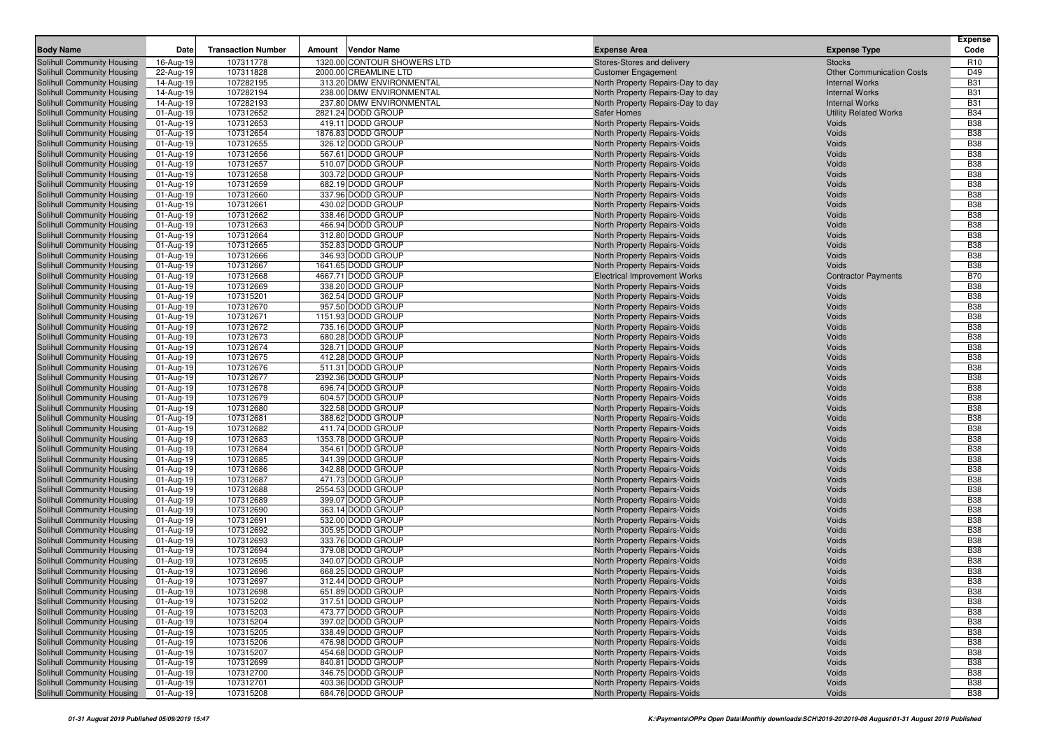| Body Name | Date | Transaction Number | Amount | Vendor Name | Expense Area | Expense Type | Expense Code |
|---|---|---|---|---|---|---|---|
| Solihull Community Housing | 16-Aug-19 | 107311778 | 1320.00 | CONTOUR SHOWERS LTD | Stores-Stores and delivery | Stocks | R10 |
| Solihull Community Housing | 22-Aug-19 | 107311828 | 2000.00 | CREAMLINE LTD | Customer Engagement | Other Communication Costs | D49 |
| Solihull Community Housing | 14-Aug-19 | 107282195 | 313.20 | DMW ENVIRONMENTAL | North Property Repairs-Day to day | Internal Works | B31 |
| Solihull Community Housing | 14-Aug-19 | 107282194 | 238.00 | DMW ENVIRONMENTAL | North Property Repairs-Day to day | Internal Works | B31 |
| Solihull Community Housing | 14-Aug-19 | 107282193 | 237.80 | DMW ENVIRONMENTAL | North Property Repairs-Day to day | Internal Works | B31 |
| Solihull Community Housing | 01-Aug-19 | 107312652 | 2821.24 | DODD GROUP | Safer Homes | Utility Related Works | B34 |
| Solihull Community Housing | 01-Aug-19 | 107312653 | 419.11 | DODD GROUP | North Property Repairs-Voids | Voids | B38 |
| Solihull Community Housing | 01-Aug-19 | 107312654 | 1876.83 | DODD GROUP | North Property Repairs-Voids | Voids | B38 |
| Solihull Community Housing | 01-Aug-19 | 107312655 | 326.12 | DODD GROUP | North Property Repairs-Voids | Voids | B38 |
| Solihull Community Housing | 01-Aug-19 | 107312656 | 567.61 | DODD GROUP | North Property Repairs-Voids | Voids | B38 |
| Solihull Community Housing | 01-Aug-19 | 107312657 | 510.07 | DODD GROUP | North Property Repairs-Voids | Voids | B38 |
| Solihull Community Housing | 01-Aug-19 | 107312658 | 303.72 | DODD GROUP | North Property Repairs-Voids | Voids | B38 |
| Solihull Community Housing | 01-Aug-19 | 107312659 | 682.19 | DODD GROUP | North Property Repairs-Voids | Voids | B38 |
| Solihull Community Housing | 01-Aug-19 | 107312660 | 337.96 | DODD GROUP | North Property Repairs-Voids | Voids | B38 |
| Solihull Community Housing | 01-Aug-19 | 107312661 | 430.02 | DODD GROUP | North Property Repairs-Voids | Voids | B38 |
| Solihull Community Housing | 01-Aug-19 | 107312662 | 338.46 | DODD GROUP | North Property Repairs-Voids | Voids | B38 |
| Solihull Community Housing | 01-Aug-19 | 107312663 | 466.94 | DODD GROUP | North Property Repairs-Voids | Voids | B38 |
| Solihull Community Housing | 01-Aug-19 | 107312664 | 312.80 | DODD GROUP | North Property Repairs-Voids | Voids | B38 |
| Solihull Community Housing | 01-Aug-19 | 107312665 | 352.83 | DODD GROUP | North Property Repairs-Voids | Voids | B38 |
| Solihull Community Housing | 01-Aug-19 | 107312666 | 346.93 | DODD GROUP | North Property Repairs-Voids | Voids | B38 |
| Solihull Community Housing | 01-Aug-19 | 107312667 | 1641.65 | DODD GROUP | North Property Repairs-Voids | Voids | B38 |
| Solihull Community Housing | 01-Aug-19 | 107312668 | 4667.71 | DODD GROUP | Electrical Improvement Works | Contractor Payments | B70 |
| Solihull Community Housing | 01-Aug-19 | 107312669 | 338.20 | DODD GROUP | North Property Repairs-Voids | Voids | B38 |
| Solihull Community Housing | 01-Aug-19 | 107315201 | 362.54 | DODD GROUP | North Property Repairs-Voids | Voids | B38 |
| Solihull Community Housing | 01-Aug-19 | 107312670 | 957.50 | DODD GROUP | North Property Repairs-Voids | Voids | B38 |
| Solihull Community Housing | 01-Aug-19 | 107312671 | 1151.93 | DODD GROUP | North Property Repairs-Voids | Voids | B38 |
| Solihull Community Housing | 01-Aug-19 | 107312672 | 735.16 | DODD GROUP | North Property Repairs-Voids | Voids | B38 |
| Solihull Community Housing | 01-Aug-19 | 107312673 | 680.28 | DODD GROUP | North Property Repairs-Voids | Voids | B38 |
| Solihull Community Housing | 01-Aug-19 | 107312674 | 328.71 | DODD GROUP | North Property Repairs-Voids | Voids | B38 |
| Solihull Community Housing | 01-Aug-19 | 107312675 | 412.28 | DODD GROUP | North Property Repairs-Voids | Voids | B38 |
| Solihull Community Housing | 01-Aug-19 | 107312676 | 511.31 | DODD GROUP | North Property Repairs-Voids | Voids | B38 |
| Solihull Community Housing | 01-Aug-19 | 107312677 | 2392.36 | DODD GROUP | North Property Repairs-Voids | Voids | B38 |
| Solihull Community Housing | 01-Aug-19 | 107312678 | 696.74 | DODD GROUP | North Property Repairs-Voids | Voids | B38 |
| Solihull Community Housing | 01-Aug-19 | 107312679 | 604.57 | DODD GROUP | North Property Repairs-Voids | Voids | B38 |
| Solihull Community Housing | 01-Aug-19 | 107312680 | 322.58 | DODD GROUP | North Property Repairs-Voids | Voids | B38 |
| Solihull Community Housing | 01-Aug-19 | 107312681 | 388.62 | DODD GROUP | North Property Repairs-Voids | Voids | B38 |
| Solihull Community Housing | 01-Aug-19 | 107312682 | 411.74 | DODD GROUP | North Property Repairs-Voids | Voids | B38 |
| Solihull Community Housing | 01-Aug-19 | 107312683 | 1353.78 | DODD GROUP | North Property Repairs-Voids | Voids | B38 |
| Solihull Community Housing | 01-Aug-19 | 107312684 | 354.61 | DODD GROUP | North Property Repairs-Voids | Voids | B38 |
| Solihull Community Housing | 01-Aug-19 | 107312685 | 341.39 | DODD GROUP | North Property Repairs-Voids | Voids | B38 |
| Solihull Community Housing | 01-Aug-19 | 107312686 | 342.88 | DODD GROUP | North Property Repairs-Voids | Voids | B38 |
| Solihull Community Housing | 01-Aug-19 | 107312687 | 471.73 | DODD GROUP | North Property Repairs-Voids | Voids | B38 |
| Solihull Community Housing | 01-Aug-19 | 107312688 | 2554.53 | DODD GROUP | North Property Repairs-Voids | Voids | B38 |
| Solihull Community Housing | 01-Aug-19 | 107312689 | 399.07 | DODD GROUP | North Property Repairs-Voids | Voids | B38 |
| Solihull Community Housing | 01-Aug-19 | 107312690 | 363.14 | DODD GROUP | North Property Repairs-Voids | Voids | B38 |
| Solihull Community Housing | 01-Aug-19 | 107312691 | 532.00 | DODD GROUP | North Property Repairs-Voids | Voids | B38 |
| Solihull Community Housing | 01-Aug-19 | 107312692 | 305.95 | DODD GROUP | North Property Repairs-Voids | Voids | B38 |
| Solihull Community Housing | 01-Aug-19 | 107312693 | 333.76 | DODD GROUP | North Property Repairs-Voids | Voids | B38 |
| Solihull Community Housing | 01-Aug-19 | 107312694 | 379.08 | DODD GROUP | North Property Repairs-Voids | Voids | B38 |
| Solihull Community Housing | 01-Aug-19 | 107312695 | 340.07 | DODD GROUP | North Property Repairs-Voids | Voids | B38 |
| Solihull Community Housing | 01-Aug-19 | 107312696 | 668.25 | DODD GROUP | North Property Repairs-Voids | Voids | B38 |
| Solihull Community Housing | 01-Aug-19 | 107312697 | 312.44 | DODD GROUP | North Property Repairs-Voids | Voids | B38 |
| Solihull Community Housing | 01-Aug-19 | 107312698 | 651.89 | DODD GROUP | North Property Repairs-Voids | Voids | B38 |
| Solihull Community Housing | 01-Aug-19 | 107315202 | 317.51 | DODD GROUP | North Property Repairs-Voids | Voids | B38 |
| Solihull Community Housing | 01-Aug-19 | 107315203 | 473.77 | DODD GROUP | North Property Repairs-Voids | Voids | B38 |
| Solihull Community Housing | 01-Aug-19 | 107315204 | 397.02 | DODD GROUP | North Property Repairs-Voids | Voids | B38 |
| Solihull Community Housing | 01-Aug-19 | 107315205 | 338.49 | DODD GROUP | North Property Repairs-Voids | Voids | B38 |
| Solihull Community Housing | 01-Aug-19 | 107315206 | 476.98 | DODD GROUP | North Property Repairs-Voids | Voids | B38 |
| Solihull Community Housing | 01-Aug-19 | 107315207 | 454.68 | DODD GROUP | North Property Repairs-Voids | Voids | B38 |
| Solihull Community Housing | 01-Aug-19 | 107312699 | 840.81 | DODD GROUP | North Property Repairs-Voids | Voids | B38 |
| Solihull Community Housing | 01-Aug-19 | 107312700 | 346.75 | DODD GROUP | North Property Repairs-Voids | Voids | B38 |
| Solihull Community Housing | 01-Aug-19 | 107312701 | 403.36 | DODD GROUP | North Property Repairs-Voids | Voids | B38 |
| Solihull Community Housing | 01-Aug-19 | 107315208 | 684.76 | DODD GROUP | North Property Repairs-Voids | Voids | B38 |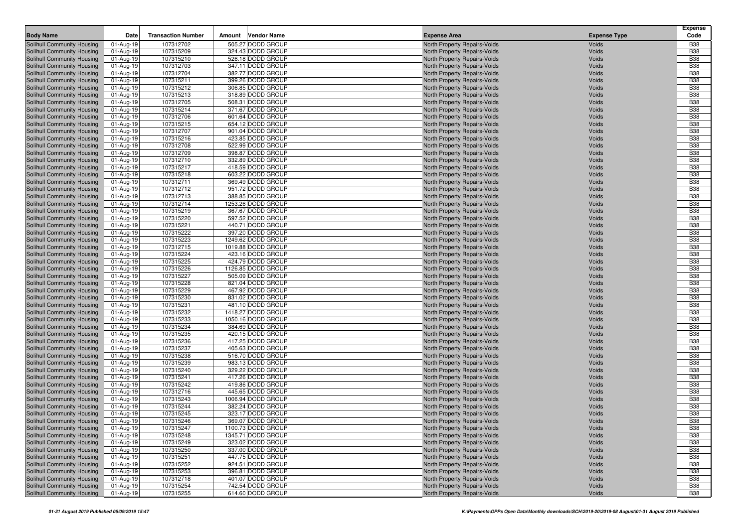| Body Name | Date | Transaction Number | Amount | Vendor Name | Expense Area | Expense Type | Expense Code |
|---|---|---|---|---|---|---|---|
| Solihull Community Housing | 01-Aug-19 | 107312702 | 505.27 | DODD GROUP | North Property Repairs-Voids | Voids | B38 |
| Solihull Community Housing | 01-Aug-19 | 107315209 | 324.43 | DODD GROUP | North Property Repairs-Voids | Voids | B38 |
| Solihull Community Housing | 01-Aug-19 | 107315210 | 526.18 | DODD GROUP | North Property Repairs-Voids | Voids | B38 |
| Solihull Community Housing | 01-Aug-19 | 107312703 | 347.11 | DODD GROUP | North Property Repairs-Voids | Voids | B38 |
| Solihull Community Housing | 01-Aug-19 | 107312704 | 382.77 | DODD GROUP | North Property Repairs-Voids | Voids | B38 |
| Solihull Community Housing | 01-Aug-19 | 107315211 | 399.26 | DODD GROUP | North Property Repairs-Voids | Voids | B38 |
| Solihull Community Housing | 01-Aug-19 | 107315212 | 306.85 | DODD GROUP | North Property Repairs-Voids | Voids | B38 |
| Solihull Community Housing | 01-Aug-19 | 107315213 | 318.89 | DODD GROUP | North Property Repairs-Voids | Voids | B38 |
| Solihull Community Housing | 01-Aug-19 | 107312705 | 508.31 | DODD GROUP | North Property Repairs-Voids | Voids | B38 |
| Solihull Community Housing | 01-Aug-19 | 107315214 | 371.67 | DODD GROUP | North Property Repairs-Voids | Voids | B38 |
| Solihull Community Housing | 01-Aug-19 | 107312706 | 601.64 | DODD GROUP | North Property Repairs-Voids | Voids | B38 |
| Solihull Community Housing | 01-Aug-19 | 107315215 | 654.12 | DODD GROUP | North Property Repairs-Voids | Voids | B38 |
| Solihull Community Housing | 01-Aug-19 | 107312707 | 901.04 | DODD GROUP | North Property Repairs-Voids | Voids | B38 |
| Solihull Community Housing | 01-Aug-19 | 107315216 | 423.85 | DODD GROUP | North Property Repairs-Voids | Voids | B38 |
| Solihull Community Housing | 01-Aug-19 | 107312708 | 522.99 | DODD GROUP | North Property Repairs-Voids | Voids | B38 |
| Solihull Community Housing | 01-Aug-19 | 107312709 | 398.87 | DODD GROUP | North Property Repairs-Voids | Voids | B38 |
| Solihull Community Housing | 01-Aug-19 | 107312710 | 332.89 | DODD GROUP | North Property Repairs-Voids | Voids | B38 |
| Solihull Community Housing | 01-Aug-19 | 107315217 | 418.59 | DODD GROUP | North Property Repairs-Voids | Voids | B38 |
| Solihull Community Housing | 01-Aug-19 | 107315218 | 603.22 | DODD GROUP | North Property Repairs-Voids | Voids | B38 |
| Solihull Community Housing | 01-Aug-19 | 107312711 | 369.49 | DODD GROUP | North Property Repairs-Voids | Voids | B38 |
| Solihull Community Housing | 01-Aug-19 | 107312712 | 951.72 | DODD GROUP | North Property Repairs-Voids | Voids | B38 |
| Solihull Community Housing | 01-Aug-19 | 107312713 | 388.85 | DODD GROUP | North Property Repairs-Voids | Voids | B38 |
| Solihull Community Housing | 01-Aug-19 | 107312714 | 1253.26 | DODD GROUP | North Property Repairs-Voids | Voids | B38 |
| Solihull Community Housing | 01-Aug-19 | 107315219 | 367.67 | DODD GROUP | North Property Repairs-Voids | Voids | B38 |
| Solihull Community Housing | 01-Aug-19 | 107315220 | 597.52 | DODD GROUP | North Property Repairs-Voids | Voids | B38 |
| Solihull Community Housing | 01-Aug-19 | 107315221 | 440.71 | DODD GROUP | North Property Repairs-Voids | Voids | B38 |
| Solihull Community Housing | 01-Aug-19 | 107315222 | 397.20 | DODD GROUP | North Property Repairs-Voids | Voids | B38 |
| Solihull Community Housing | 01-Aug-19 | 107315223 | 1249.62 | DODD GROUP | North Property Repairs-Voids | Voids | B38 |
| Solihull Community Housing | 01-Aug-19 | 107312715 | 1019.88 | DODD GROUP | North Property Repairs-Voids | Voids | B38 |
| Solihull Community Housing | 01-Aug-19 | 107315224 | 423.16 | DODD GROUP | North Property Repairs-Voids | Voids | B38 |
| Solihull Community Housing | 01-Aug-19 | 107315225 | 424.79 | DODD GROUP | North Property Repairs-Voids | Voids | B38 |
| Solihull Community Housing | 01-Aug-19 | 107315226 | 1126.85 | DODD GROUP | North Property Repairs-Voids | Voids | B38 |
| Solihull Community Housing | 01-Aug-19 | 107315227 | 505.09 | DODD GROUP | North Property Repairs-Voids | Voids | B38 |
| Solihull Community Housing | 01-Aug-19 | 107315228 | 821.04 | DODD GROUP | North Property Repairs-Voids | Voids | B38 |
| Solihull Community Housing | 01-Aug-19 | 107315229 | 467.92 | DODD GROUP | North Property Repairs-Voids | Voids | B38 |
| Solihull Community Housing | 01-Aug-19 | 107315230 | 831.02 | DODD GROUP | North Property Repairs-Voids | Voids | B38 |
| Solihull Community Housing | 01-Aug-19 | 107315231 | 481.10 | DODD GROUP | North Property Repairs-Voids | Voids | B38 |
| Solihull Community Housing | 01-Aug-19 | 107315232 | 1418.27 | DODD GROUP | North Property Repairs-Voids | Voids | B38 |
| Solihull Community Housing | 01-Aug-19 | 107315233 | 1050.16 | DODD GROUP | North Property Repairs-Voids | Voids | B38 |
| Solihull Community Housing | 01-Aug-19 | 107315234 | 384.69 | DODD GROUP | North Property Repairs-Voids | Voids | B38 |
| Solihull Community Housing | 01-Aug-19 | 107315235 | 420.15 | DODD GROUP | North Property Repairs-Voids | Voids | B38 |
| Solihull Community Housing | 01-Aug-19 | 107315236 | 417.25 | DODD GROUP | North Property Repairs-Voids | Voids | B38 |
| Solihull Community Housing | 01-Aug-19 | 107315237 | 405.63 | DODD GROUP | North Property Repairs-Voids | Voids | B38 |
| Solihull Community Housing | 01-Aug-19 | 107315238 | 516.70 | DODD GROUP | North Property Repairs-Voids | Voids | B38 |
| Solihull Community Housing | 01-Aug-19 | 107315239 | 983.13 | DODD GROUP | North Property Repairs-Voids | Voids | B38 |
| Solihull Community Housing | 01-Aug-19 | 107315240 | 329.22 | DODD GROUP | North Property Repairs-Voids | Voids | B38 |
| Solihull Community Housing | 01-Aug-19 | 107315241 | 417.26 | DODD GROUP | North Property Repairs-Voids | Voids | B38 |
| Solihull Community Housing | 01-Aug-19 | 107315242 | 419.86 | DODD GROUP | North Property Repairs-Voids | Voids | B38 |
| Solihull Community Housing | 01-Aug-19 | 107312716 | 445.65 | DODD GROUP | North Property Repairs-Voids | Voids | B38 |
| Solihull Community Housing | 01-Aug-19 | 107315243 | 1006.94 | DODD GROUP | North Property Repairs-Voids | Voids | B38 |
| Solihull Community Housing | 01-Aug-19 | 107315244 | 382.24 | DODD GROUP | North Property Repairs-Voids | Voids | B38 |
| Solihull Community Housing | 01-Aug-19 | 107315245 | 323.17 | DODD GROUP | North Property Repairs-Voids | Voids | B38 |
| Solihull Community Housing | 01-Aug-19 | 107315246 | 369.07 | DODD GROUP | North Property Repairs-Voids | Voids | B38 |
| Solihull Community Housing | 01-Aug-19 | 107315247 | 1100.73 | DODD GROUP | North Property Repairs-Voids | Voids | B38 |
| Solihull Community Housing | 01-Aug-19 | 107315248 | 1345.71 | DODD GROUP | North Property Repairs-Voids | Voids | B38 |
| Solihull Community Housing | 01-Aug-19 | 107315249 | 323.02 | DODD GROUP | North Property Repairs-Voids | Voids | B38 |
| Solihull Community Housing | 01-Aug-19 | 107315250 | 337.00 | DODD GROUP | North Property Repairs-Voids | Voids | B38 |
| Solihull Community Housing | 01-Aug-19 | 107315251 | 447.75 | DODD GROUP | North Property Repairs-Voids | Voids | B38 |
| Solihull Community Housing | 01-Aug-19 | 107315252 | 924.51 | DODD GROUP | North Property Repairs-Voids | Voids | B38 |
| Solihull Community Housing | 01-Aug-19 | 107315253 | 396.81 | DODD GROUP | North Property Repairs-Voids | Voids | B38 |
| Solihull Community Housing | 01-Aug-19 | 107312718 | 401.07 | DODD GROUP | North Property Repairs-Voids | Voids | B38 |
| Solihull Community Housing | 01-Aug-19 | 107315254 | 742.54 | DODD GROUP | North Property Repairs-Voids | Voids | B38 |
| Solihull Community Housing | 01-Aug-19 | 107315255 | 614.60 | DODD GROUP | North Property Repairs-Voids | Voids | B38 |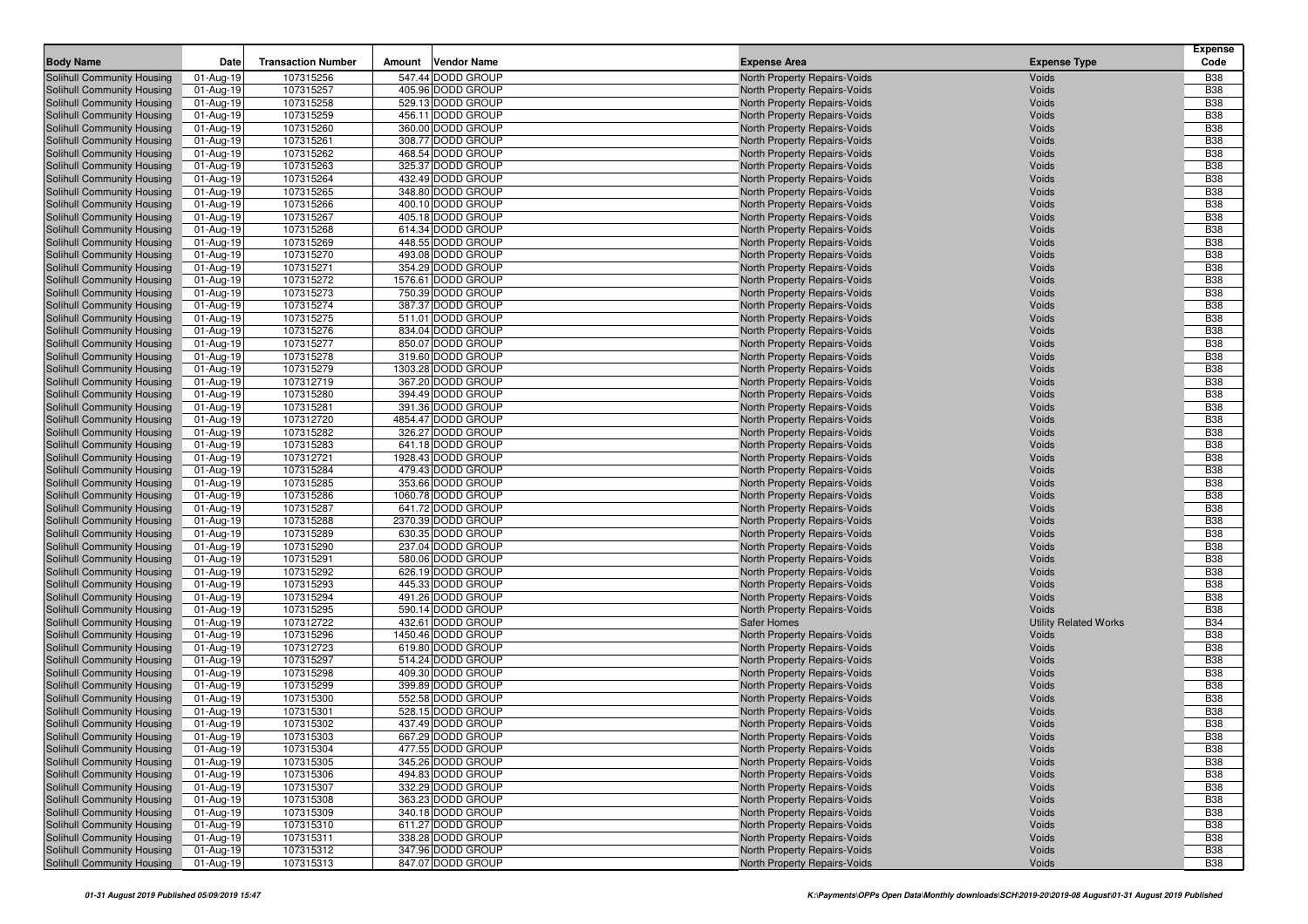| Body Name | Date | Transaction Number | Amount | Vendor Name | Expense Area | Expense Type | Expense Code |
|---|---|---|---|---|---|---|---|
| Solihull Community Housing | 01-Aug-19 | 107315256 | 547.44 | DODD GROUP | North Property Repairs-Voids | Voids | B38 |
| Solihull Community Housing | 01-Aug-19 | 107315257 | 405.96 | DODD GROUP | North Property Repairs-Voids | Voids | B38 |
| Solihull Community Housing | 01-Aug-19 | 107315258 | 529.13 | DODD GROUP | North Property Repairs-Voids | Voids | B38 |
| Solihull Community Housing | 01-Aug-19 | 107315259 | 456.11 | DODD GROUP | North Property Repairs-Voids | Voids | B38 |
| Solihull Community Housing | 01-Aug-19 | 107315260 | 360.00 | DODD GROUP | North Property Repairs-Voids | Voids | B38 |
| Solihull Community Housing | 01-Aug-19 | 107315261 | 308.77 | DODD GROUP | North Property Repairs-Voids | Voids | B38 |
| Solihull Community Housing | 01-Aug-19 | 107315262 | 468.54 | DODD GROUP | North Property Repairs-Voids | Voids | B38 |
| Solihull Community Housing | 01-Aug-19 | 107315263 | 325.37 | DODD GROUP | North Property Repairs-Voids | Voids | B38 |
| Solihull Community Housing | 01-Aug-19 | 107315264 | 432.49 | DODD GROUP | North Property Repairs-Voids | Voids | B38 |
| Solihull Community Housing | 01-Aug-19 | 107315265 | 348.80 | DODD GROUP | North Property Repairs-Voids | Voids | B38 |
| Solihull Community Housing | 01-Aug-19 | 107315266 | 400.10 | DODD GROUP | North Property Repairs-Voids | Voids | B38 |
| Solihull Community Housing | 01-Aug-19 | 107315267 | 405.18 | DODD GROUP | North Property Repairs-Voids | Voids | B38 |
| Solihull Community Housing | 01-Aug-19 | 107315268 | 614.34 | DODD GROUP | North Property Repairs-Voids | Voids | B38 |
| Solihull Community Housing | 01-Aug-19 | 107315269 | 448.55 | DODD GROUP | North Property Repairs-Voids | Voids | B38 |
| Solihull Community Housing | 01-Aug-19 | 107315270 | 493.08 | DODD GROUP | North Property Repairs-Voids | Voids | B38 |
| Solihull Community Housing | 01-Aug-19 | 107315271 | 354.29 | DODD GROUP | North Property Repairs-Voids | Voids | B38 |
| Solihull Community Housing | 01-Aug-19 | 107315272 | 1576.61 | DODD GROUP | North Property Repairs-Voids | Voids | B38 |
| Solihull Community Housing | 01-Aug-19 | 107315273 | 750.39 | DODD GROUP | North Property Repairs-Voids | Voids | B38 |
| Solihull Community Housing | 01-Aug-19 | 107315274 | 387.37 | DODD GROUP | North Property Repairs-Voids | Voids | B38 |
| Solihull Community Housing | 01-Aug-19 | 107315275 | 511.01 | DODD GROUP | North Property Repairs-Voids | Voids | B38 |
| Solihull Community Housing | 01-Aug-19 | 107315276 | 834.04 | DODD GROUP | North Property Repairs-Voids | Voids | B38 |
| Solihull Community Housing | 01-Aug-19 | 107315277 | 850.07 | DODD GROUP | North Property Repairs-Voids | Voids | B38 |
| Solihull Community Housing | 01-Aug-19 | 107315278 | 319.60 | DODD GROUP | North Property Repairs-Voids | Voids | B38 |
| Solihull Community Housing | 01-Aug-19 | 107315279 | 1303.28 | DODD GROUP | North Property Repairs-Voids | Voids | B38 |
| Solihull Community Housing | 01-Aug-19 | 107312719 | 367.20 | DODD GROUP | North Property Repairs-Voids | Voids | B38 |
| Solihull Community Housing | 01-Aug-19 | 107315280 | 394.49 | DODD GROUP | North Property Repairs-Voids | Voids | B38 |
| Solihull Community Housing | 01-Aug-19 | 107315281 | 391.36 | DODD GROUP | North Property Repairs-Voids | Voids | B38 |
| Solihull Community Housing | 01-Aug-19 | 107312720 | 4854.47 | DODD GROUP | North Property Repairs-Voids | Voids | B38 |
| Solihull Community Housing | 01-Aug-19 | 107315282 | 326.27 | DODD GROUP | North Property Repairs-Voids | Voids | B38 |
| Solihull Community Housing | 01-Aug-19 | 107315283 | 641.18 | DODD GROUP | North Property Repairs-Voids | Voids | B38 |
| Solihull Community Housing | 01-Aug-19 | 107312721 | 1928.43 | DODD GROUP | North Property Repairs-Voids | Voids | B38 |
| Solihull Community Housing | 01-Aug-19 | 107315284 | 479.43 | DODD GROUP | North Property Repairs-Voids | Voids | B38 |
| Solihull Community Housing | 01-Aug-19 | 107315285 | 353.66 | DODD GROUP | North Property Repairs-Voids | Voids | B38 |
| Solihull Community Housing | 01-Aug-19 | 107315286 | 1060.78 | DODD GROUP | North Property Repairs-Voids | Voids | B38 |
| Solihull Community Housing | 01-Aug-19 | 107315287 | 641.72 | DODD GROUP | North Property Repairs-Voids | Voids | B38 |
| Solihull Community Housing | 01-Aug-19 | 107315288 | 2370.39 | DODD GROUP | North Property Repairs-Voids | Voids | B38 |
| Solihull Community Housing | 01-Aug-19 | 107315289 | 630.35 | DODD GROUP | North Property Repairs-Voids | Voids | B38 |
| Solihull Community Housing | 01-Aug-19 | 107315290 | 237.04 | DODD GROUP | North Property Repairs-Voids | Voids | B38 |
| Solihull Community Housing | 01-Aug-19 | 107315291 | 580.06 | DODD GROUP | North Property Repairs-Voids | Voids | B38 |
| Solihull Community Housing | 01-Aug-19 | 107315292 | 626.19 | DODD GROUP | North Property Repairs-Voids | Voids | B38 |
| Solihull Community Housing | 01-Aug-19 | 107315293 | 445.33 | DODD GROUP | North Property Repairs-Voids | Voids | B38 |
| Solihull Community Housing | 01-Aug-19 | 107315294 | 491.26 | DODD GROUP | North Property Repairs-Voids | Voids | B38 |
| Solihull Community Housing | 01-Aug-19 | 107315295 | 590.14 | DODD GROUP | North Property Repairs-Voids | Voids | B38 |
| Solihull Community Housing | 01-Aug-19 | 107312722 | 432.61 | DODD GROUP | Safer Homes | Utility Related Works | B34 |
| Solihull Community Housing | 01-Aug-19 | 107315296 | 1450.46 | DODD GROUP | North Property Repairs-Voids | Voids | B38 |
| Solihull Community Housing | 01-Aug-19 | 107312723 | 619.80 | DODD GROUP | North Property Repairs-Voids | Voids | B38 |
| Solihull Community Housing | 01-Aug-19 | 107315297 | 514.24 | DODD GROUP | North Property Repairs-Voids | Voids | B38 |
| Solihull Community Housing | 01-Aug-19 | 107315298 | 409.30 | DODD GROUP | North Property Repairs-Voids | Voids | B38 |
| Solihull Community Housing | 01-Aug-19 | 107315299 | 399.89 | DODD GROUP | North Property Repairs-Voids | Voids | B38 |
| Solihull Community Housing | 01-Aug-19 | 107315300 | 552.58 | DODD GROUP | North Property Repairs-Voids | Voids | B38 |
| Solihull Community Housing | 01-Aug-19 | 107315301 | 528.15 | DODD GROUP | North Property Repairs-Voids | Voids | B38 |
| Solihull Community Housing | 01-Aug-19 | 107315302 | 437.49 | DODD GROUP | North Property Repairs-Voids | Voids | B38 |
| Solihull Community Housing | 01-Aug-19 | 107315303 | 667.29 | DODD GROUP | North Property Repairs-Voids | Voids | B38 |
| Solihull Community Housing | 01-Aug-19 | 107315304 | 477.55 | DODD GROUP | North Property Repairs-Voids | Voids | B38 |
| Solihull Community Housing | 01-Aug-19 | 107315305 | 345.26 | DODD GROUP | North Property Repairs-Voids | Voids | B38 |
| Solihull Community Housing | 01-Aug-19 | 107315306 | 494.83 | DODD GROUP | North Property Repairs-Voids | Voids | B38 |
| Solihull Community Housing | 01-Aug-19 | 107315307 | 332.29 | DODD GROUP | North Property Repairs-Voids | Voids | B38 |
| Solihull Community Housing | 01-Aug-19 | 107315308 | 363.23 | DODD GROUP | North Property Repairs-Voids | Voids | B38 |
| Solihull Community Housing | 01-Aug-19 | 107315309 | 340.18 | DODD GROUP | North Property Repairs-Voids | Voids | B38 |
| Solihull Community Housing | 01-Aug-19 | 107315310 | 611.27 | DODD GROUP | North Property Repairs-Voids | Voids | B38 |
| Solihull Community Housing | 01-Aug-19 | 107315311 | 338.28 | DODD GROUP | North Property Repairs-Voids | Voids | B38 |
| Solihull Community Housing | 01-Aug-19 | 107315312 | 347.96 | DODD GROUP | North Property Repairs-Voids | Voids | B38 |
| Solihull Community Housing | 01-Aug-19 | 107315313 | 847.07 | DODD GROUP | North Property Repairs-Voids | Voids | B38 |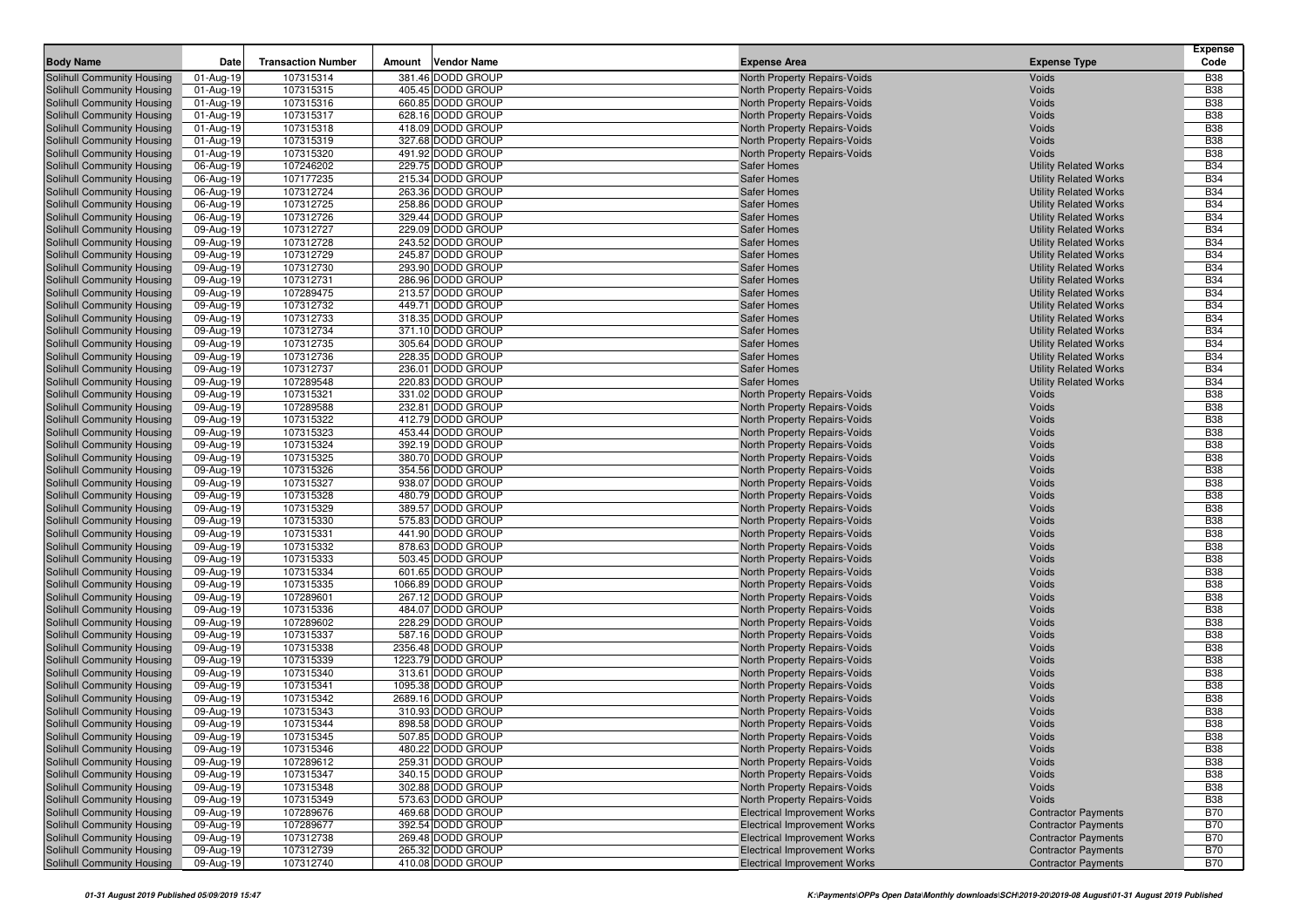| Body Name | Date | Transaction Number | Amount | Vendor Name | Expense Area | Expense Type | Expense Code |
|---|---|---|---|---|---|---|---|
| Solihull Community Housing | 01-Aug-19 | 107315314 | 381.46 | DODD GROUP | North Property Repairs-Voids | Voids | B38 |
| Solihull Community Housing | 01-Aug-19 | 107315315 | 405.45 | DODD GROUP | North Property Repairs-Voids | Voids | B38 |
| Solihull Community Housing | 01-Aug-19 | 107315316 | 660.85 | DODD GROUP | North Property Repairs-Voids | Voids | B38 |
| Solihull Community Housing | 01-Aug-19 | 107315317 | 628.16 | DODD GROUP | North Property Repairs-Voids | Voids | B38 |
| Solihull Community Housing | 01-Aug-19 | 107315318 | 418.09 | DODD GROUP | North Property Repairs-Voids | Voids | B38 |
| Solihull Community Housing | 01-Aug-19 | 107315319 | 327.68 | DODD GROUP | North Property Repairs-Voids | Voids | B38 |
| Solihull Community Housing | 01-Aug-19 | 107315320 | 491.92 | DODD GROUP | North Property Repairs-Voids | Voids | B38 |
| Solihull Community Housing | 06-Aug-19 | 107246202 | 229.75 | DODD GROUP | Safer Homes | Utility Related Works | B34 |
| Solihull Community Housing | 06-Aug-19 | 107177235 | 215.34 | DODD GROUP | Safer Homes | Utility Related Works | B34 |
| Solihull Community Housing | 06-Aug-19 | 107312724 | 263.36 | DODD GROUP | Safer Homes | Utility Related Works | B34 |
| Solihull Community Housing | 06-Aug-19 | 107312725 | 258.86 | DODD GROUP | Safer Homes | Utility Related Works | B34 |
| Solihull Community Housing | 06-Aug-19 | 107312726 | 329.44 | DODD GROUP | Safer Homes | Utility Related Works | B34 |
| Solihull Community Housing | 09-Aug-19 | 107312727 | 229.09 | DODD GROUP | Safer Homes | Utility Related Works | B34 |
| Solihull Community Housing | 09-Aug-19 | 107312728 | 243.52 | DODD GROUP | Safer Homes | Utility Related Works | B34 |
| Solihull Community Housing | 09-Aug-19 | 107312729 | 245.87 | DODD GROUP | Safer Homes | Utility Related Works | B34 |
| Solihull Community Housing | 09-Aug-19 | 107312730 | 293.90 | DODD GROUP | Safer Homes | Utility Related Works | B34 |
| Solihull Community Housing | 09-Aug-19 | 107312731 | 286.96 | DODD GROUP | Safer Homes | Utility Related Works | B34 |
| Solihull Community Housing | 09-Aug-19 | 107289475 | 213.57 | DODD GROUP | Safer Homes | Utility Related Works | B34 |
| Solihull Community Housing | 09-Aug-19 | 107312732 | 449.71 | DODD GROUP | Safer Homes | Utility Related Works | B34 |
| Solihull Community Housing | 09-Aug-19 | 107312733 | 318.35 | DODD GROUP | Safer Homes | Utility Related Works | B34 |
| Solihull Community Housing | 09-Aug-19 | 107312734 | 371.10 | DODD GROUP | Safer Homes | Utility Related Works | B34 |
| Solihull Community Housing | 09-Aug-19 | 107312735 | 305.64 | DODD GROUP | Safer Homes | Utility Related Works | B34 |
| Solihull Community Housing | 09-Aug-19 | 107312736 | 228.35 | DODD GROUP | Safer Homes | Utility Related Works | B34 |
| Solihull Community Housing | 09-Aug-19 | 107312737 | 236.01 | DODD GROUP | Safer Homes | Utility Related Works | B34 |
| Solihull Community Housing | 09-Aug-19 | 107289548 | 220.83 | DODD GROUP | Safer Homes | Utility Related Works | B34 |
| Solihull Community Housing | 09-Aug-19 | 107315321 | 331.02 | DODD GROUP | North Property Repairs-Voids | Voids | B38 |
| Solihull Community Housing | 09-Aug-19 | 107289588 | 232.81 | DODD GROUP | North Property Repairs-Voids | Voids | B38 |
| Solihull Community Housing | 09-Aug-19 | 107315322 | 412.79 | DODD GROUP | North Property Repairs-Voids | Voids | B38 |
| Solihull Community Housing | 09-Aug-19 | 107315323 | 453.44 | DODD GROUP | North Property Repairs-Voids | Voids | B38 |
| Solihull Community Housing | 09-Aug-19 | 107315324 | 392.19 | DODD GROUP | North Property Repairs-Voids | Voids | B38 |
| Solihull Community Housing | 09-Aug-19 | 107315325 | 380.70 | DODD GROUP | North Property Repairs-Voids | Voids | B38 |
| Solihull Community Housing | 09-Aug-19 | 107315326 | 354.56 | DODD GROUP | North Property Repairs-Voids | Voids | B38 |
| Solihull Community Housing | 09-Aug-19 | 107315327 | 938.07 | DODD GROUP | North Property Repairs-Voids | Voids | B38 |
| Solihull Community Housing | 09-Aug-19 | 107315328 | 480.79 | DODD GROUP | North Property Repairs-Voids | Voids | B38 |
| Solihull Community Housing | 09-Aug-19 | 107315329 | 389.57 | DODD GROUP | North Property Repairs-Voids | Voids | B38 |
| Solihull Community Housing | 09-Aug-19 | 107315330 | 575.83 | DODD GROUP | North Property Repairs-Voids | Voids | B38 |
| Solihull Community Housing | 09-Aug-19 | 107315331 | 441.90 | DODD GROUP | North Property Repairs-Voids | Voids | B38 |
| Solihull Community Housing | 09-Aug-19 | 107315332 | 878.63 | DODD GROUP | North Property Repairs-Voids | Voids | B38 |
| Solihull Community Housing | 09-Aug-19 | 107315333 | 503.45 | DODD GROUP | North Property Repairs-Voids | Voids | B38 |
| Solihull Community Housing | 09-Aug-19 | 107315334 | 601.65 | DODD GROUP | North Property Repairs-Voids | Voids | B38 |
| Solihull Community Housing | 09-Aug-19 | 107315335 | 1066.89 | DODD GROUP | North Property Repairs-Voids | Voids | B38 |
| Solihull Community Housing | 09-Aug-19 | 107289601 | 267.12 | DODD GROUP | North Property Repairs-Voids | Voids | B38 |
| Solihull Community Housing | 09-Aug-19 | 107315336 | 484.07 | DODD GROUP | North Property Repairs-Voids | Voids | B38 |
| Solihull Community Housing | 09-Aug-19 | 107289602 | 228.29 | DODD GROUP | North Property Repairs-Voids | Voids | B38 |
| Solihull Community Housing | 09-Aug-19 | 107315337 | 587.16 | DODD GROUP | North Property Repairs-Voids | Voids | B38 |
| Solihull Community Housing | 09-Aug-19 | 107315338 | 2356.48 | DODD GROUP | North Property Repairs-Voids | Voids | B38 |
| Solihull Community Housing | 09-Aug-19 | 107315339 | 1223.79 | DODD GROUP | North Property Repairs-Voids | Voids | B38 |
| Solihull Community Housing | 09-Aug-19 | 107315340 | 313.61 | DODD GROUP | North Property Repairs-Voids | Voids | B38 |
| Solihull Community Housing | 09-Aug-19 | 107315341 | 1095.38 | DODD GROUP | North Property Repairs-Voids | Voids | B38 |
| Solihull Community Housing | 09-Aug-19 | 107315342 | 2689.16 | DODD GROUP | North Property Repairs-Voids | Voids | B38 |
| Solihull Community Housing | 09-Aug-19 | 107315343 | 310.93 | DODD GROUP | North Property Repairs-Voids | Voids | B38 |
| Solihull Community Housing | 09-Aug-19 | 107315344 | 898.58 | DODD GROUP | North Property Repairs-Voids | Voids | B38 |
| Solihull Community Housing | 09-Aug-19 | 107315345 | 507.85 | DODD GROUP | North Property Repairs-Voids | Voids | B38 |
| Solihull Community Housing | 09-Aug-19 | 107315346 | 480.22 | DODD GROUP | North Property Repairs-Voids | Voids | B38 |
| Solihull Community Housing | 09-Aug-19 | 107289612 | 259.31 | DODD GROUP | North Property Repairs-Voids | Voids | B38 |
| Solihull Community Housing | 09-Aug-19 | 107315347 | 340.15 | DODD GROUP | North Property Repairs-Voids | Voids | B38 |
| Solihull Community Housing | 09-Aug-19 | 107315348 | 302.88 | DODD GROUP | North Property Repairs-Voids | Voids | B38 |
| Solihull Community Housing | 09-Aug-19 | 107315349 | 573.63 | DODD GROUP | North Property Repairs-Voids | Voids | B38 |
| Solihull Community Housing | 09-Aug-19 | 107289676 | 469.68 | DODD GROUP | Electrical Improvement Works | Contractor Payments | B70 |
| Solihull Community Housing | 09-Aug-19 | 107289677 | 392.54 | DODD GROUP | Electrical Improvement Works | Contractor Payments | B70 |
| Solihull Community Housing | 09-Aug-19 | 107312738 | 269.48 | DODD GROUP | Electrical Improvement Works | Contractor Payments | B70 |
| Solihull Community Housing | 09-Aug-19 | 107312739 | 265.32 | DODD GROUP | Electrical Improvement Works | Contractor Payments | B70 |
| Solihull Community Housing | 09-Aug-19 | 107312740 | 410.08 | DODD GROUP | Electrical Improvement Works | Contractor Payments | B70 |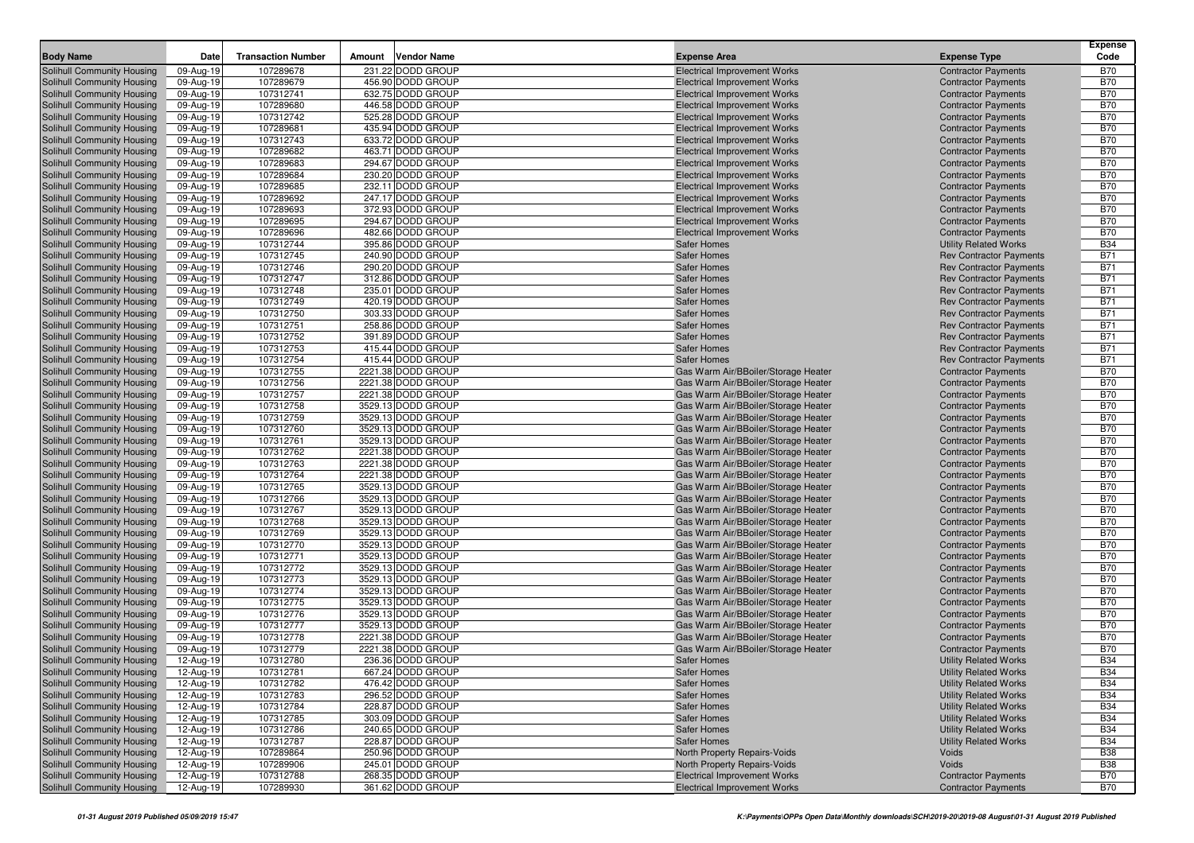| Body Name | Date | Transaction Number | Amount | Vendor Name | Expense Area | Expense Type | Expense Code |
|---|---|---|---|---|---|---|---|
| Solihull Community Housing | 09-Aug-19 | 107289678 | 231.22 | DODD GROUP | Electrical Improvement Works | Contractor Payments | B70 |
| Solihull Community Housing | 09-Aug-19 | 107289679 | 456.90 | DODD GROUP | Electrical Improvement Works | Contractor Payments | B70 |
| Solihull Community Housing | 09-Aug-19 | 107312741 | 632.75 | DODD GROUP | Electrical Improvement Works | Contractor Payments | B70 |
| Solihull Community Housing | 09-Aug-19 | 107289680 | 446.58 | DODD GROUP | Electrical Improvement Works | Contractor Payments | B70 |
| Solihull Community Housing | 09-Aug-19 | 107312742 | 525.28 | DODD GROUP | Electrical Improvement Works | Contractor Payments | B70 |
| Solihull Community Housing | 09-Aug-19 | 107289681 | 435.94 | DODD GROUP | Electrical Improvement Works | Contractor Payments | B70 |
| Solihull Community Housing | 09-Aug-19 | 107312743 | 633.72 | DODD GROUP | Electrical Improvement Works | Contractor Payments | B70 |
| Solihull Community Housing | 09-Aug-19 | 107289682 | 463.71 | DODD GROUP | Electrical Improvement Works | Contractor Payments | B70 |
| Solihull Community Housing | 09-Aug-19 | 107289683 | 294.67 | DODD GROUP | Electrical Improvement Works | Contractor Payments | B70 |
| Solihull Community Housing | 09-Aug-19 | 107289684 | 230.20 | DODD GROUP | Electrical Improvement Works | Contractor Payments | B70 |
| Solihull Community Housing | 09-Aug-19 | 107289685 | 232.11 | DODD GROUP | Electrical Improvement Works | Contractor Payments | B70 |
| Solihull Community Housing | 09-Aug-19 | 107289692 | 247.17 | DODD GROUP | Electrical Improvement Works | Contractor Payments | B70 |
| Solihull Community Housing | 09-Aug-19 | 107289693 | 372.93 | DODD GROUP | Electrical Improvement Works | Contractor Payments | B70 |
| Solihull Community Housing | 09-Aug-19 | 107289695 | 294.67 | DODD GROUP | Electrical Improvement Works | Contractor Payments | B70 |
| Solihull Community Housing | 09-Aug-19 | 107289696 | 482.66 | DODD GROUP | Electrical Improvement Works | Contractor Payments | B70 |
| Solihull Community Housing | 09-Aug-19 | 107312744 | 395.86 | DODD GROUP | Safer Homes | Utility Related Works | B34 |
| Solihull Community Housing | 09-Aug-19 | 107312745 | 240.90 | DODD GROUP | Safer Homes | Rev Contractor Payments | B71 |
| Solihull Community Housing | 09-Aug-19 | 107312746 | 290.20 | DODD GROUP | Safer Homes | Rev Contractor Payments | B71 |
| Solihull Community Housing | 09-Aug-19 | 107312747 | 312.86 | DODD GROUP | Safer Homes | Rev Contractor Payments | B71 |
| Solihull Community Housing | 09-Aug-19 | 107312748 | 235.01 | DODD GROUP | Safer Homes | Rev Contractor Payments | B71 |
| Solihull Community Housing | 09-Aug-19 | 107312749 | 420.19 | DODD GROUP | Safer Homes | Rev Contractor Payments | B71 |
| Solihull Community Housing | 09-Aug-19 | 107312750 | 303.33 | DODD GROUP | Safer Homes | Rev Contractor Payments | B71 |
| Solihull Community Housing | 09-Aug-19 | 107312751 | 258.86 | DODD GROUP | Safer Homes | Rev Contractor Payments | B71 |
| Solihull Community Housing | 09-Aug-19 | 107312752 | 391.89 | DODD GROUP | Safer Homes | Rev Contractor Payments | B71 |
| Solihull Community Housing | 09-Aug-19 | 107312753 | 415.44 | DODD GROUP | Safer Homes | Rev Contractor Payments | B71 |
| Solihull Community Housing | 09-Aug-19 | 107312754 | 415.44 | DODD GROUP | Safer Homes | Rev Contractor Payments | B71 |
| Solihull Community Housing | 09-Aug-19 | 107312755 | 2221.38 | DODD GROUP | Gas Warm Air/BBoiler/Storage Heater | Contractor Payments | B70 |
| Solihull Community Housing | 09-Aug-19 | 107312756 | 2221.38 | DODD GROUP | Gas Warm Air/BBoiler/Storage Heater | Contractor Payments | B70 |
| Solihull Community Housing | 09-Aug-19 | 107312757 | 2221.38 | DODD GROUP | Gas Warm Air/BBoiler/Storage Heater | Contractor Payments | B70 |
| Solihull Community Housing | 09-Aug-19 | 107312758 | 3529.13 | DODD GROUP | Gas Warm Air/BBoiler/Storage Heater | Contractor Payments | B70 |
| Solihull Community Housing | 09-Aug-19 | 107312759 | 3529.13 | DODD GROUP | Gas Warm Air/BBoiler/Storage Heater | Contractor Payments | B70 |
| Solihull Community Housing | 09-Aug-19 | 107312760 | 3529.13 | DODD GROUP | Gas Warm Air/BBoiler/Storage Heater | Contractor Payments | B70 |
| Solihull Community Housing | 09-Aug-19 | 107312761 | 3529.13 | DODD GROUP | Gas Warm Air/BBoiler/Storage Heater | Contractor Payments | B70 |
| Solihull Community Housing | 09-Aug-19 | 107312762 | 2221.38 | DODD GROUP | Gas Warm Air/BBoiler/Storage Heater | Contractor Payments | B70 |
| Solihull Community Housing | 09-Aug-19 | 107312763 | 2221.38 | DODD GROUP | Gas Warm Air/BBoiler/Storage Heater | Contractor Payments | B70 |
| Solihull Community Housing | 09-Aug-19 | 107312764 | 2221.38 | DODD GROUP | Gas Warm Air/BBoiler/Storage Heater | Contractor Payments | B70 |
| Solihull Community Housing | 09-Aug-19 | 107312765 | 3529.13 | DODD GROUP | Gas Warm Air/BBoiler/Storage Heater | Contractor Payments | B70 |
| Solihull Community Housing | 09-Aug-19 | 107312766 | 3529.13 | DODD GROUP | Gas Warm Air/BBoiler/Storage Heater | Contractor Payments | B70 |
| Solihull Community Housing | 09-Aug-19 | 107312767 | 3529.13 | DODD GROUP | Gas Warm Air/BBoiler/Storage Heater | Contractor Payments | B70 |
| Solihull Community Housing | 09-Aug-19 | 107312768 | 3529.13 | DODD GROUP | Gas Warm Air/BBoiler/Storage Heater | Contractor Payments | B70 |
| Solihull Community Housing | 09-Aug-19 | 107312769 | 3529.13 | DODD GROUP | Gas Warm Air/BBoiler/Storage Heater | Contractor Payments | B70 |
| Solihull Community Housing | 09-Aug-19 | 107312770 | 3529.13 | DODD GROUP | Gas Warm Air/BBoiler/Storage Heater | Contractor Payments | B70 |
| Solihull Community Housing | 09-Aug-19 | 107312771 | 3529.13 | DODD GROUP | Gas Warm Air/BBoiler/Storage Heater | Contractor Payments | B70 |
| Solihull Community Housing | 09-Aug-19 | 107312772 | 3529.13 | DODD GROUP | Gas Warm Air/BBoiler/Storage Heater | Contractor Payments | B70 |
| Solihull Community Housing | 09-Aug-19 | 107312773 | 3529.13 | DODD GROUP | Gas Warm Air/BBoiler/Storage Heater | Contractor Payments | B70 |
| Solihull Community Housing | 09-Aug-19 | 107312774 | 3529.13 | DODD GROUP | Gas Warm Air/BBoiler/Storage Heater | Contractor Payments | B70 |
| Solihull Community Housing | 09-Aug-19 | 107312775 | 3529.13 | DODD GROUP | Gas Warm Air/BBoiler/Storage Heater | Contractor Payments | B70 |
| Solihull Community Housing | 09-Aug-19 | 107312776 | 3529.13 | DODD GROUP | Gas Warm Air/BBoiler/Storage Heater | Contractor Payments | B70 |
| Solihull Community Housing | 09-Aug-19 | 107312777 | 3529.13 | DODD GROUP | Gas Warm Air/BBoiler/Storage Heater | Contractor Payments | B70 |
| Solihull Community Housing | 09-Aug-19 | 107312778 | 2221.38 | DODD GROUP | Gas Warm Air/BBoiler/Storage Heater | Contractor Payments | B70 |
| Solihull Community Housing | 09-Aug-19 | 107312779 | 2221.38 | DODD GROUP | Gas Warm Air/BBoiler/Storage Heater | Contractor Payments | B70 |
| Solihull Community Housing | 12-Aug-19 | 107312780 | 236.36 | DODD GROUP | Safer Homes | Utility Related Works | B34 |
| Solihull Community Housing | 12-Aug-19 | 107312781 | 667.24 | DODD GROUP | Safer Homes | Utility Related Works | B34 |
| Solihull Community Housing | 12-Aug-19 | 107312782 | 476.42 | DODD GROUP | Safer Homes | Utility Related Works | B34 |
| Solihull Community Housing | 12-Aug-19 | 107312783 | 296.52 | DODD GROUP | Safer Homes | Utility Related Works | B34 |
| Solihull Community Housing | 12-Aug-19 | 107312784 | 228.87 | DODD GROUP | Safer Homes | Utility Related Works | B34 |
| Solihull Community Housing | 12-Aug-19 | 107312785 | 303.09 | DODD GROUP | Safer Homes | Utility Related Works | B34 |
| Solihull Community Housing | 12-Aug-19 | 107312786 | 240.65 | DODD GROUP | Safer Homes | Utility Related Works | B34 |
| Solihull Community Housing | 12-Aug-19 | 107312787 | 228.87 | DODD GROUP | Safer Homes | Utility Related Works | B34 |
| Solihull Community Housing | 12-Aug-19 | 107289864 | 250.96 | DODD GROUP | North Property Repairs-Voids | Voids | B38 |
| Solihull Community Housing | 12-Aug-19 | 107289906 | 245.01 | DODD GROUP | North Property Repairs-Voids | Voids | B38 |
| Solihull Community Housing | 12-Aug-19 | 107312788 | 268.35 | DODD GROUP | Electrical Improvement Works | Contractor Payments | B70 |
| Solihull Community Housing | 12-Aug-19 | 107289930 | 361.62 | DODD GROUP | Electrical Improvement Works | Contractor Payments | B70 |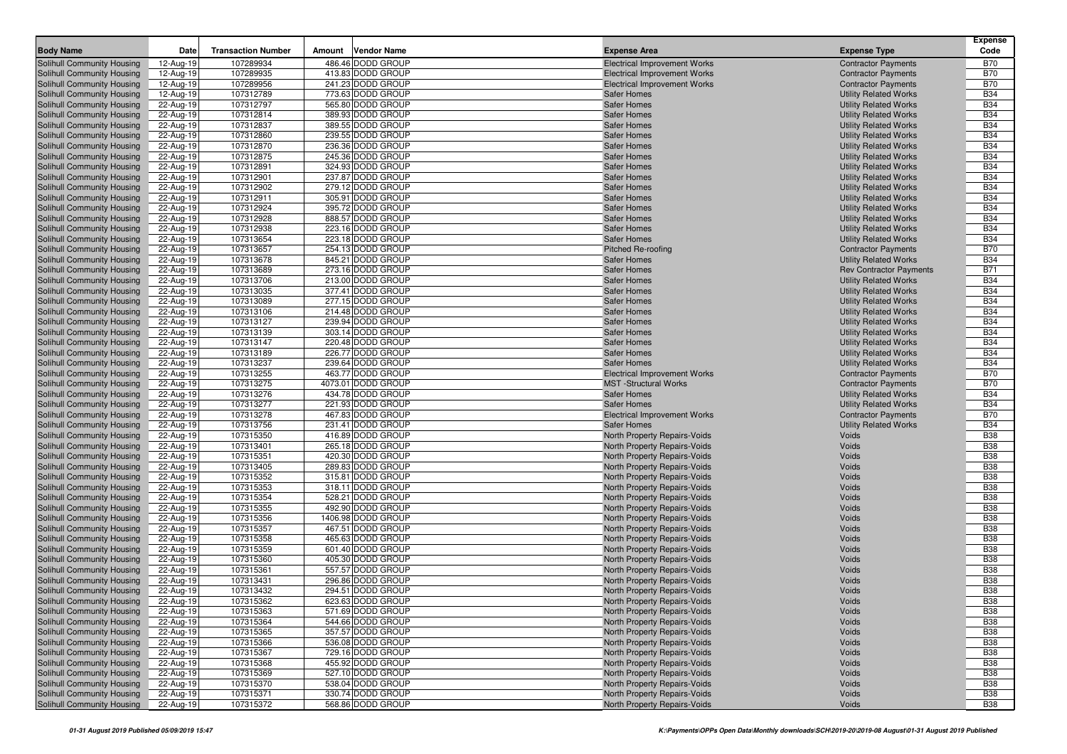| Body Name | Date | Transaction Number | Amount | Vendor Name | Expense Area | Expense Type | Expense Code |
|---|---|---|---|---|---|---|---|
| Solihull Community Housing | 12-Aug-19 | 107289934 | 486.46 | DODD GROUP | Electrical Improvement Works | Contractor Payments | B70 |
| Solihull Community Housing | 12-Aug-19 | 107289935 | 413.83 | DODD GROUP | Electrical Improvement Works | Contractor Payments | B70 |
| Solihull Community Housing | 12-Aug-19 | 107289956 | 241.23 | DODD GROUP | Electrical Improvement Works | Contractor Payments | B70 |
| Solihull Community Housing | 12-Aug-19 | 107312789 | 773.63 | DODD GROUP | Safer Homes | Utility Related Works | B34 |
| Solihull Community Housing | 22-Aug-19 | 107312797 | 565.80 | DODD GROUP | Safer Homes | Utility Related Works | B34 |
| Solihull Community Housing | 22-Aug-19 | 107312814 | 389.93 | DODD GROUP | Safer Homes | Utility Related Works | B34 |
| Solihull Community Housing | 22-Aug-19 | 107312837 | 389.55 | DODD GROUP | Safer Homes | Utility Related Works | B34 |
| Solihull Community Housing | 22-Aug-19 | 107312860 | 239.55 | DODD GROUP | Safer Homes | Utility Related Works | B34 |
| Solihull Community Housing | 22-Aug-19 | 107312870 | 236.36 | DODD GROUP | Safer Homes | Utility Related Works | B34 |
| Solihull Community Housing | 22-Aug-19 | 107312875 | 245.36 | DODD GROUP | Safer Homes | Utility Related Works | B34 |
| Solihull Community Housing | 22-Aug-19 | 107312891 | 324.93 | DODD GROUP | Safer Homes | Utility Related Works | B34 |
| Solihull Community Housing | 22-Aug-19 | 107312901 | 237.87 | DODD GROUP | Safer Homes | Utility Related Works | B34 |
| Solihull Community Housing | 22-Aug-19 | 107312902 | 279.12 | DODD GROUP | Safer Homes | Utility Related Works | B34 |
| Solihull Community Housing | 22-Aug-19 | 107312911 | 305.91 | DODD GROUP | Safer Homes | Utility Related Works | B34 |
| Solihull Community Housing | 22-Aug-19 | 107312924 | 395.72 | DODD GROUP | Safer Homes | Utility Related Works | B34 |
| Solihull Community Housing | 22-Aug-19 | 107312928 | 888.57 | DODD GROUP | Safer Homes | Utility Related Works | B34 |
| Solihull Community Housing | 22-Aug-19 | 107312938 | 223.16 | DODD GROUP | Safer Homes | Utility Related Works | B34 |
| Solihull Community Housing | 22-Aug-19 | 107313654 | 223.18 | DODD GROUP | Safer Homes | Utility Related Works | B34 |
| Solihull Community Housing | 22-Aug-19 | 107313657 | 254.13 | DODD GROUP | Pitched Re-roofing | Contractor Payments | B70 |
| Solihull Community Housing | 22-Aug-19 | 107313678 | 845.21 | DODD GROUP | Safer Homes | Utility Related Works | B34 |
| Solihull Community Housing | 22-Aug-19 | 107313689 | 273.16 | DODD GROUP | Safer Homes | Rev Contractor Payments | B71 |
| Solihull Community Housing | 22-Aug-19 | 107313706 | 213.00 | DODD GROUP | Safer Homes | Utility Related Works | B34 |
| Solihull Community Housing | 22-Aug-19 | 107313035 | 377.41 | DODD GROUP | Safer Homes | Utility Related Works | B34 |
| Solihull Community Housing | 22-Aug-19 | 107313089 | 277.15 | DODD GROUP | Safer Homes | Utility Related Works | B34 |
| Solihull Community Housing | 22-Aug-19 | 107313106 | 214.48 | DODD GROUP | Safer Homes | Utility Related Works | B34 |
| Solihull Community Housing | 22-Aug-19 | 107313127 | 239.94 | DODD GROUP | Safer Homes | Utility Related Works | B34 |
| Solihull Community Housing | 22-Aug-19 | 107313139 | 303.14 | DODD GROUP | Safer Homes | Utility Related Works | B34 |
| Solihull Community Housing | 22-Aug-19 | 107313147 | 220.48 | DODD GROUP | Safer Homes | Utility Related Works | B34 |
| Solihull Community Housing | 22-Aug-19 | 107313189 | 226.77 | DODD GROUP | Safer Homes | Utility Related Works | B34 |
| Solihull Community Housing | 22-Aug-19 | 107313237 | 239.64 | DODD GROUP | Safer Homes | Utility Related Works | B34 |
| Solihull Community Housing | 22-Aug-19 | 107313255 | 463.77 | DODD GROUP | Electrical Improvement Works | Contractor Payments | B70 |
| Solihull Community Housing | 22-Aug-19 | 107313275 | 4073.01 | DODD GROUP | MST -Structural Works | Contractor Payments | B70 |
| Solihull Community Housing | 22-Aug-19 | 107313276 | 434.78 | DODD GROUP | Safer Homes | Utility Related Works | B34 |
| Solihull Community Housing | 22-Aug-19 | 107313277 | 221.93 | DODD GROUP | Safer Homes | Utility Related Works | B34 |
| Solihull Community Housing | 22-Aug-19 | 107313278 | 467.83 | DODD GROUP | Electrical Improvement Works | Contractor Payments | B70 |
| Solihull Community Housing | 22-Aug-19 | 107313756 | 231.41 | DODD GROUP | Safer Homes | Utility Related Works | B34 |
| Solihull Community Housing | 22-Aug-19 | 107315350 | 416.89 | DODD GROUP | North Property Repairs-Voids | Voids | B38 |
| Solihull Community Housing | 22-Aug-19 | 107313401 | 265.18 | DODD GROUP | North Property Repairs-Voids | Voids | B38 |
| Solihull Community Housing | 22-Aug-19 | 107315351 | 420.30 | DODD GROUP | North Property Repairs-Voids | Voids | B38 |
| Solihull Community Housing | 22-Aug-19 | 107313405 | 289.83 | DODD GROUP | North Property Repairs-Voids | Voids | B38 |
| Solihull Community Housing | 22-Aug-19 | 107315352 | 315.81 | DODD GROUP | North Property Repairs-Voids | Voids | B38 |
| Solihull Community Housing | 22-Aug-19 | 107315353 | 318.11 | DODD GROUP | North Property Repairs-Voids | Voids | B38 |
| Solihull Community Housing | 22-Aug-19 | 107315354 | 528.21 | DODD GROUP | North Property Repairs-Voids | Voids | B38 |
| Solihull Community Housing | 22-Aug-19 | 107315355 | 492.90 | DODD GROUP | North Property Repairs-Voids | Voids | B38 |
| Solihull Community Housing | 22-Aug-19 | 107315356 | 1406.98 | DODD GROUP | North Property Repairs-Voids | Voids | B38 |
| Solihull Community Housing | 22-Aug-19 | 107315357 | 467.51 | DODD GROUP | North Property Repairs-Voids | Voids | B38 |
| Solihull Community Housing | 22-Aug-19 | 107315358 | 465.63 | DODD GROUP | North Property Repairs-Voids | Voids | B38 |
| Solihull Community Housing | 22-Aug-19 | 107315359 | 601.40 | DODD GROUP | North Property Repairs-Voids | Voids | B38 |
| Solihull Community Housing | 22-Aug-19 | 107315360 | 405.30 | DODD GROUP | North Property Repairs-Voids | Voids | B38 |
| Solihull Community Housing | 22-Aug-19 | 107315361 | 557.57 | DODD GROUP | North Property Repairs-Voids | Voids | B38 |
| Solihull Community Housing | 22-Aug-19 | 107313431 | 296.86 | DODD GROUP | North Property Repairs-Voids | Voids | B38 |
| Solihull Community Housing | 22-Aug-19 | 107313432 | 294.51 | DODD GROUP | North Property Repairs-Voids | Voids | B38 |
| Solihull Community Housing | 22-Aug-19 | 107315362 | 623.63 | DODD GROUP | North Property Repairs-Voids | Voids | B38 |
| Solihull Community Housing | 22-Aug-19 | 107315363 | 571.69 | DODD GROUP | North Property Repairs-Voids | Voids | B38 |
| Solihull Community Housing | 22-Aug-19 | 107315364 | 544.66 | DODD GROUP | North Property Repairs-Voids | Voids | B38 |
| Solihull Community Housing | 22-Aug-19 | 107315365 | 357.57 | DODD GROUP | North Property Repairs-Voids | Voids | B38 |
| Solihull Community Housing | 22-Aug-19 | 107315366 | 536.08 | DODD GROUP | North Property Repairs-Voids | Voids | B38 |
| Solihull Community Housing | 22-Aug-19 | 107315367 | 729.16 | DODD GROUP | North Property Repairs-Voids | Voids | B38 |
| Solihull Community Housing | 22-Aug-19 | 107315368 | 455.92 | DODD GROUP | North Property Repairs-Voids | Voids | B38 |
| Solihull Community Housing | 22-Aug-19 | 107315369 | 527.10 | DODD GROUP | North Property Repairs-Voids | Voids | B38 |
| Solihull Community Housing | 22-Aug-19 | 107315370 | 538.04 | DODD GROUP | North Property Repairs-Voids | Voids | B38 |
| Solihull Community Housing | 22-Aug-19 | 107315371 | 330.74 | DODD GROUP | North Property Repairs-Voids | Voids | B38 |
| Solihull Community Housing | 22-Aug-19 | 107315372 | 568.86 | DODD GROUP | North Property Repairs-Voids | Voids | B38 |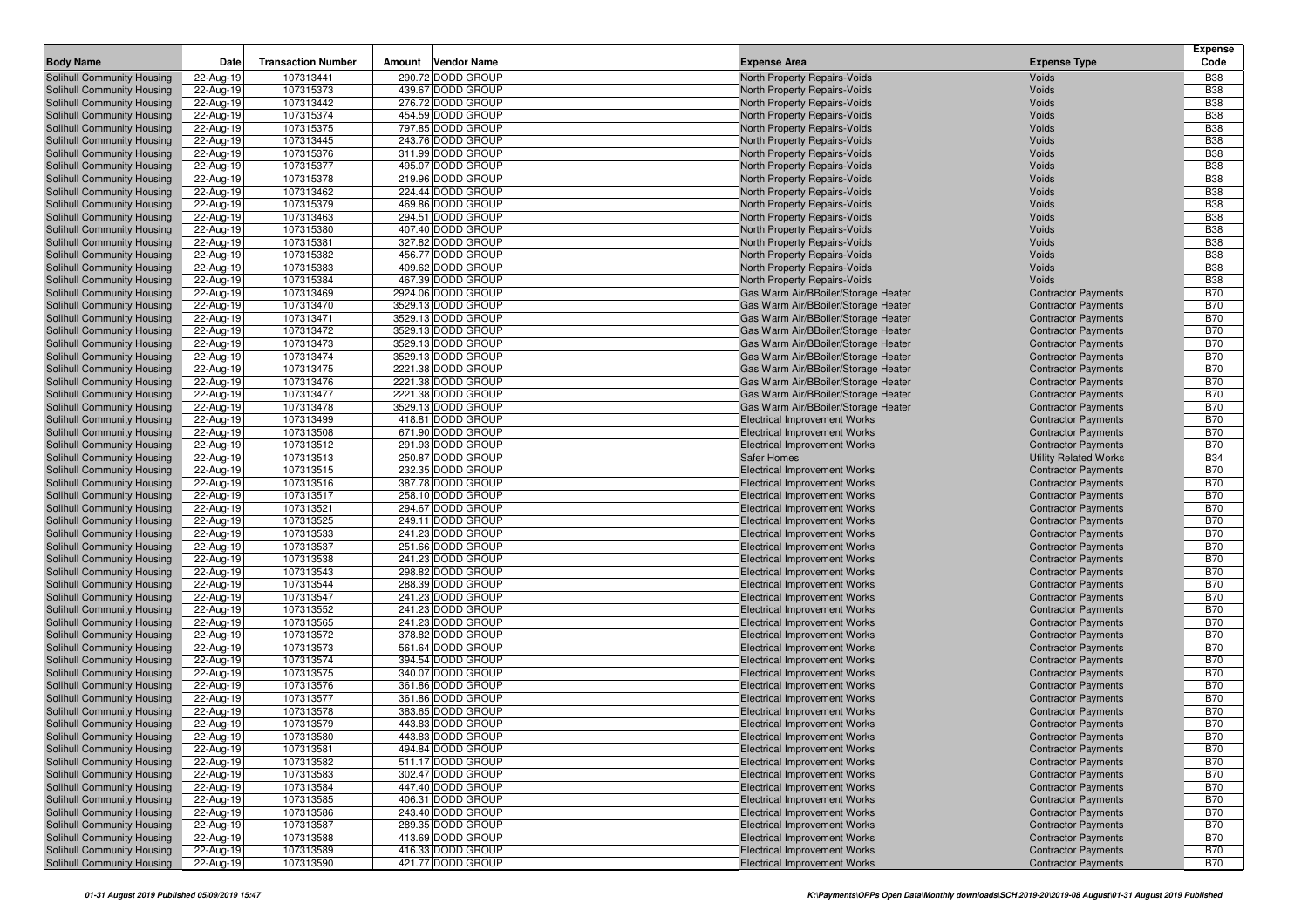| Body Name | Date | Transaction Number | Amount | Vendor Name | Expense Area | Expense Type | Expense Code |
|---|---|---|---|---|---|---|---|
| Solihull Community Housing | 22-Aug-19 | 107313441 | 290.72 | DODD GROUP | North Property Repairs-Voids | Voids | B38 |
| Solihull Community Housing | 22-Aug-19 | 107315373 | 439.67 | DODD GROUP | North Property Repairs-Voids | Voids | B38 |
| Solihull Community Housing | 22-Aug-19 | 107313442 | 276.72 | DODD GROUP | North Property Repairs-Voids | Voids | B38 |
| Solihull Community Housing | 22-Aug-19 | 107315374 | 454.59 | DODD GROUP | North Property Repairs-Voids | Voids | B38 |
| Solihull Community Housing | 22-Aug-19 | 107315375 | 797.85 | DODD GROUP | North Property Repairs-Voids | Voids | B38 |
| Solihull Community Housing | 22-Aug-19 | 107313445 | 243.76 | DODD GROUP | North Property Repairs-Voids | Voids | B38 |
| Solihull Community Housing | 22-Aug-19 | 107315376 | 311.99 | DODD GROUP | North Property Repairs-Voids | Voids | B38 |
| Solihull Community Housing | 22-Aug-19 | 107315377 | 495.07 | DODD GROUP | North Property Repairs-Voids | Voids | B38 |
| Solihull Community Housing | 22-Aug-19 | 107315378 | 219.96 | DODD GROUP | North Property Repairs-Voids | Voids | B38 |
| Solihull Community Housing | 22-Aug-19 | 107313462 | 224.44 | DODD GROUP | North Property Repairs-Voids | Voids | B38 |
| Solihull Community Housing | 22-Aug-19 | 107315379 | 469.86 | DODD GROUP | North Property Repairs-Voids | Voids | B38 |
| Solihull Community Housing | 22-Aug-19 | 107313463 | 294.51 | DODD GROUP | North Property Repairs-Voids | Voids | B38 |
| Solihull Community Housing | 22-Aug-19 | 107315380 | 407.40 | DODD GROUP | North Property Repairs-Voids | Voids | B38 |
| Solihull Community Housing | 22-Aug-19 | 107315381 | 327.82 | DODD GROUP | North Property Repairs-Voids | Voids | B38 |
| Solihull Community Housing | 22-Aug-19 | 107315382 | 456.77 | DODD GROUP | North Property Repairs-Voids | Voids | B38 |
| Solihull Community Housing | 22-Aug-19 | 107315383 | 409.62 | DODD GROUP | North Property Repairs-Voids | Voids | B38 |
| Solihull Community Housing | 22-Aug-19 | 107315384 | 467.39 | DODD GROUP | North Property Repairs-Voids | Voids | B38 |
| Solihull Community Housing | 22-Aug-19 | 107313469 | 2924.06 | DODD GROUP | Gas Warm Air/BBoiler/Storage Heater | Contractor Payments | B70 |
| Solihull Community Housing | 22-Aug-19 | 107313470 | 3529.13 | DODD GROUP | Gas Warm Air/BBoiler/Storage Heater | Contractor Payments | B70 |
| Solihull Community Housing | 22-Aug-19 | 107313471 | 3529.13 | DODD GROUP | Gas Warm Air/BBoiler/Storage Heater | Contractor Payments | B70 |
| Solihull Community Housing | 22-Aug-19 | 107313472 | 3529.13 | DODD GROUP | Gas Warm Air/BBoiler/Storage Heater | Contractor Payments | B70 |
| Solihull Community Housing | 22-Aug-19 | 107313473 | 3529.13 | DODD GROUP | Gas Warm Air/BBoiler/Storage Heater | Contractor Payments | B70 |
| Solihull Community Housing | 22-Aug-19 | 107313474 | 3529.13 | DODD GROUP | Gas Warm Air/BBoiler/Storage Heater | Contractor Payments | B70 |
| Solihull Community Housing | 22-Aug-19 | 107313475 | 2221.38 | DODD GROUP | Gas Warm Air/BBoiler/Storage Heater | Contractor Payments | B70 |
| Solihull Community Housing | 22-Aug-19 | 107313476 | 2221.38 | DODD GROUP | Gas Warm Air/BBoiler/Storage Heater | Contractor Payments | B70 |
| Solihull Community Housing | 22-Aug-19 | 107313477 | 2221.38 | DODD GROUP | Gas Warm Air/BBoiler/Storage Heater | Contractor Payments | B70 |
| Solihull Community Housing | 22-Aug-19 | 107313478 | 3529.13 | DODD GROUP | Gas Warm Air/BBoiler/Storage Heater | Contractor Payments | B70 |
| Solihull Community Housing | 22-Aug-19 | 107313499 | 418.81 | DODD GROUP | Electrical Improvement Works | Contractor Payments | B70 |
| Solihull Community Housing | 22-Aug-19 | 107313508 | 671.90 | DODD GROUP | Electrical Improvement Works | Contractor Payments | B70 |
| Solihull Community Housing | 22-Aug-19 | 107313512 | 291.93 | DODD GROUP | Electrical Improvement Works | Contractor Payments | B70 |
| Solihull Community Housing | 22-Aug-19 | 107313513 | 250.87 | DODD GROUP | Safer Homes | Utility Related Works | B34 |
| Solihull Community Housing | 22-Aug-19 | 107313515 | 232.35 | DODD GROUP | Electrical Improvement Works | Contractor Payments | B70 |
| Solihull Community Housing | 22-Aug-19 | 107313516 | 387.78 | DODD GROUP | Electrical Improvement Works | Contractor Payments | B70 |
| Solihull Community Housing | 22-Aug-19 | 107313517 | 258.10 | DODD GROUP | Electrical Improvement Works | Contractor Payments | B70 |
| Solihull Community Housing | 22-Aug-19 | 107313521 | 294.67 | DODD GROUP | Electrical Improvement Works | Contractor Payments | B70 |
| Solihull Community Housing | 22-Aug-19 | 107313525 | 249.11 | DODD GROUP | Electrical Improvement Works | Contractor Payments | B70 |
| Solihull Community Housing | 22-Aug-19 | 107313533 | 241.23 | DODD GROUP | Electrical Improvement Works | Contractor Payments | B70 |
| Solihull Community Housing | 22-Aug-19 | 107313537 | 251.66 | DODD GROUP | Electrical Improvement Works | Contractor Payments | B70 |
| Solihull Community Housing | 22-Aug-19 | 107313538 | 241.23 | DODD GROUP | Electrical Improvement Works | Contractor Payments | B70 |
| Solihull Community Housing | 22-Aug-19 | 107313543 | 298.82 | DODD GROUP | Electrical Improvement Works | Contractor Payments | B70 |
| Solihull Community Housing | 22-Aug-19 | 107313544 | 288.39 | DODD GROUP | Electrical Improvement Works | Contractor Payments | B70 |
| Solihull Community Housing | 22-Aug-19 | 107313547 | 241.23 | DODD GROUP | Electrical Improvement Works | Contractor Payments | B70 |
| Solihull Community Housing | 22-Aug-19 | 107313552 | 241.23 | DODD GROUP | Electrical Improvement Works | Contractor Payments | B70 |
| Solihull Community Housing | 22-Aug-19 | 107313565 | 241.23 | DODD GROUP | Electrical Improvement Works | Contractor Payments | B70 |
| Solihull Community Housing | 22-Aug-19 | 107313572 | 378.82 | DODD GROUP | Electrical Improvement Works | Contractor Payments | B70 |
| Solihull Community Housing | 22-Aug-19 | 107313573 | 561.64 | DODD GROUP | Electrical Improvement Works | Contractor Payments | B70 |
| Solihull Community Housing | 22-Aug-19 | 107313574 | 394.54 | DODD GROUP | Electrical Improvement Works | Contractor Payments | B70 |
| Solihull Community Housing | 22-Aug-19 | 107313575 | 340.07 | DODD GROUP | Electrical Improvement Works | Contractor Payments | B70 |
| Solihull Community Housing | 22-Aug-19 | 107313576 | 361.86 | DODD GROUP | Electrical Improvement Works | Contractor Payments | B70 |
| Solihull Community Housing | 22-Aug-19 | 107313577 | 361.86 | DODD GROUP | Electrical Improvement Works | Contractor Payments | B70 |
| Solihull Community Housing | 22-Aug-19 | 107313578 | 383.65 | DODD GROUP | Electrical Improvement Works | Contractor Payments | B70 |
| Solihull Community Housing | 22-Aug-19 | 107313579 | 443.83 | DODD GROUP | Electrical Improvement Works | Contractor Payments | B70 |
| Solihull Community Housing | 22-Aug-19 | 107313580 | 443.83 | DODD GROUP | Electrical Improvement Works | Contractor Payments | B70 |
| Solihull Community Housing | 22-Aug-19 | 107313581 | 494.84 | DODD GROUP | Electrical Improvement Works | Contractor Payments | B70 |
| Solihull Community Housing | 22-Aug-19 | 107313582 | 511.17 | DODD GROUP | Electrical Improvement Works | Contractor Payments | B70 |
| Solihull Community Housing | 22-Aug-19 | 107313583 | 302.47 | DODD GROUP | Electrical Improvement Works | Contractor Payments | B70 |
| Solihull Community Housing | 22-Aug-19 | 107313584 | 447.40 | DODD GROUP | Electrical Improvement Works | Contractor Payments | B70 |
| Solihull Community Housing | 22-Aug-19 | 107313585 | 406.31 | DODD GROUP | Electrical Improvement Works | Contractor Payments | B70 |
| Solihull Community Housing | 22-Aug-19 | 107313586 | 243.40 | DODD GROUP | Electrical Improvement Works | Contractor Payments | B70 |
| Solihull Community Housing | 22-Aug-19 | 107313587 | 289.35 | DODD GROUP | Electrical Improvement Works | Contractor Payments | B70 |
| Solihull Community Housing | 22-Aug-19 | 107313588 | 413.69 | DODD GROUP | Electrical Improvement Works | Contractor Payments | B70 |
| Solihull Community Housing | 22-Aug-19 | 107313589 | 416.33 | DODD GROUP | Electrical Improvement Works | Contractor Payments | B70 |
| Solihull Community Housing | 22-Aug-19 | 107313590 | 421.77 | DODD GROUP | Electrical Improvement Works | Contractor Payments | B70 |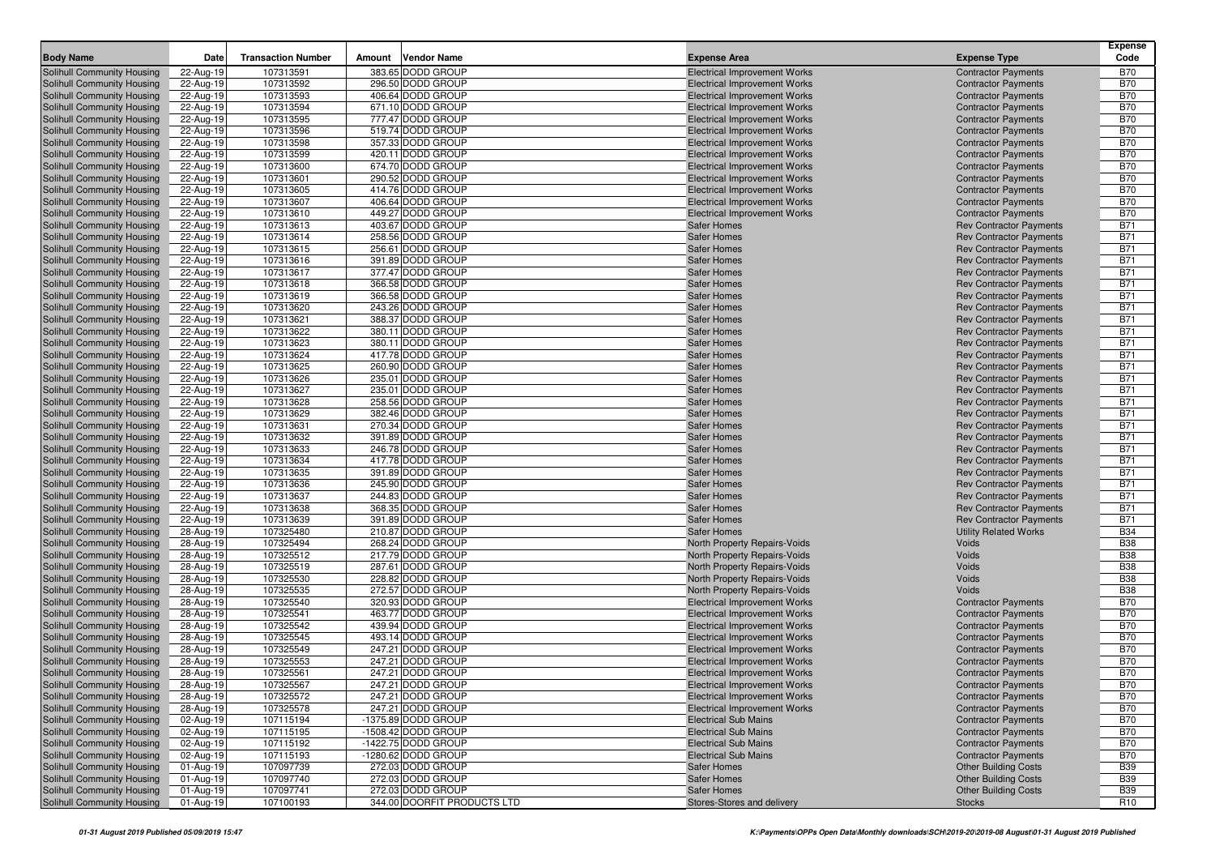| Body Name | Date | Transaction Number | Amount | Vendor Name | Expense Area | Expense Type | Expense Code |
|---|---|---|---|---|---|---|---|
| Solihull Community Housing | 22-Aug-19 | 107313591 | 383.65 | DODD GROUP | Electrical Improvement Works | Contractor Payments | B70 |
| Solihull Community Housing | 22-Aug-19 | 107313592 | 296.50 | DODD GROUP | Electrical Improvement Works | Contractor Payments | B70 |
| Solihull Community Housing | 22-Aug-19 | 107313593 | 406.64 | DODD GROUP | Electrical Improvement Works | Contractor Payments | B70 |
| Solihull Community Housing | 22-Aug-19 | 107313594 | 671.10 | DODD GROUP | Electrical Improvement Works | Contractor Payments | B70 |
| Solihull Community Housing | 22-Aug-19 | 107313595 | 777.47 | DODD GROUP | Electrical Improvement Works | Contractor Payments | B70 |
| Solihull Community Housing | 22-Aug-19 | 107313596 | 519.74 | DODD GROUP | Electrical Improvement Works | Contractor Payments | B70 |
| Solihull Community Housing | 22-Aug-19 | 107313598 | 357.33 | DODD GROUP | Electrical Improvement Works | Contractor Payments | B70 |
| Solihull Community Housing | 22-Aug-19 | 107313599 | 420.11 | DODD GROUP | Electrical Improvement Works | Contractor Payments | B70 |
| Solihull Community Housing | 22-Aug-19 | 107313600 | 674.70 | DODD GROUP | Electrical Improvement Works | Contractor Payments | B70 |
| Solihull Community Housing | 22-Aug-19 | 107313601 | 290.52 | DODD GROUP | Electrical Improvement Works | Contractor Payments | B70 |
| Solihull Community Housing | 22-Aug-19 | 107313605 | 414.76 | DODD GROUP | Electrical Improvement Works | Contractor Payments | B70 |
| Solihull Community Housing | 22-Aug-19 | 107313607 | 406.64 | DODD GROUP | Electrical Improvement Works | Contractor Payments | B70 |
| Solihull Community Housing | 22-Aug-19 | 107313610 | 449.27 | DODD GROUP | Electrical Improvement Works | Contractor Payments | B70 |
| Solihull Community Housing | 22-Aug-19 | 107313613 | 403.67 | DODD GROUP | Safer Homes | Rev Contractor Payments | B71 |
| Solihull Community Housing | 22-Aug-19 | 107313614 | 258.56 | DODD GROUP | Safer Homes | Rev Contractor Payments | B71 |
| Solihull Community Housing | 22-Aug-19 | 107313615 | 256.61 | DODD GROUP | Safer Homes | Rev Contractor Payments | B71 |
| Solihull Community Housing | 22-Aug-19 | 107313616 | 391.89 | DODD GROUP | Safer Homes | Rev Contractor Payments | B71 |
| Solihull Community Housing | 22-Aug-19 | 107313617 | 377.47 | DODD GROUP | Safer Homes | Rev Contractor Payments | B71 |
| Solihull Community Housing | 22-Aug-19 | 107313618 | 366.58 | DODD GROUP | Safer Homes | Rev Contractor Payments | B71 |
| Solihull Community Housing | 22-Aug-19 | 107313619 | 366.58 | DODD GROUP | Safer Homes | Rev Contractor Payments | B71 |
| Solihull Community Housing | 22-Aug-19 | 107313620 | 243.26 | DODD GROUP | Safer Homes | Rev Contractor Payments | B71 |
| Solihull Community Housing | 22-Aug-19 | 107313621 | 388.37 | DODD GROUP | Safer Homes | Rev Contractor Payments | B71 |
| Solihull Community Housing | 22-Aug-19 | 107313622 | 380.11 | DODD GROUP | Safer Homes | Rev Contractor Payments | B71 |
| Solihull Community Housing | 22-Aug-19 | 107313623 | 380.11 | DODD GROUP | Safer Homes | Rev Contractor Payments | B71 |
| Solihull Community Housing | 22-Aug-19 | 107313624 | 417.78 | DODD GROUP | Safer Homes | Rev Contractor Payments | B71 |
| Solihull Community Housing | 22-Aug-19 | 107313625 | 260.90 | DODD GROUP | Safer Homes | Rev Contractor Payments | B71 |
| Solihull Community Housing | 22-Aug-19 | 107313626 | 235.01 | DODD GROUP | Safer Homes | Rev Contractor Payments | B71 |
| Solihull Community Housing | 22-Aug-19 | 107313627 | 235.01 | DODD GROUP | Safer Homes | Rev Contractor Payments | B71 |
| Solihull Community Housing | 22-Aug-19 | 107313628 | 258.56 | DODD GROUP | Safer Homes | Rev Contractor Payments | B71 |
| Solihull Community Housing | 22-Aug-19 | 107313629 | 382.46 | DODD GROUP | Safer Homes | Rev Contractor Payments | B71 |
| Solihull Community Housing | 22-Aug-19 | 107313631 | 270.34 | DODD GROUP | Safer Homes | Rev Contractor Payments | B71 |
| Solihull Community Housing | 22-Aug-19 | 107313632 | 391.89 | DODD GROUP | Safer Homes | Rev Contractor Payments | B71 |
| Solihull Community Housing | 22-Aug-19 | 107313633 | 246.78 | DODD GROUP | Safer Homes | Rev Contractor Payments | B71 |
| Solihull Community Housing | 22-Aug-19 | 107313634 | 417.78 | DODD GROUP | Safer Homes | Rev Contractor Payments | B71 |
| Solihull Community Housing | 22-Aug-19 | 107313635 | 391.89 | DODD GROUP | Safer Homes | Rev Contractor Payments | B71 |
| Solihull Community Housing | 22-Aug-19 | 107313636 | 245.90 | DODD GROUP | Safer Homes | Rev Contractor Payments | B71 |
| Solihull Community Housing | 22-Aug-19 | 107313637 | 244.83 | DODD GROUP | Safer Homes | Rev Contractor Payments | B71 |
| Solihull Community Housing | 22-Aug-19 | 107313638 | 368.35 | DODD GROUP | Safer Homes | Rev Contractor Payments | B71 |
| Solihull Community Housing | 22-Aug-19 | 107313639 | 391.89 | DODD GROUP | Safer Homes | Rev Contractor Payments | B71 |
| Solihull Community Housing | 28-Aug-19 | 107325480 | 210.87 | DODD GROUP | Safer Homes | Utility Related Works | B34 |
| Solihull Community Housing | 28-Aug-19 | 107325494 | 268.24 | DODD GROUP | North Property Repairs-Voids | Voids | B38 |
| Solihull Community Housing | 28-Aug-19 | 107325512 | 217.79 | DODD GROUP | North Property Repairs-Voids | Voids | B38 |
| Solihull Community Housing | 28-Aug-19 | 107325519 | 287.61 | DODD GROUP | North Property Repairs-Voids | Voids | B38 |
| Solihull Community Housing | 28-Aug-19 | 107325530 | 228.82 | DODD GROUP | North Property Repairs-Voids | Voids | B38 |
| Solihull Community Housing | 28-Aug-19 | 107325535 | 272.57 | DODD GROUP | North Property Repairs-Voids | Voids | B38 |
| Solihull Community Housing | 28-Aug-19 | 107325540 | 320.93 | DODD GROUP | Electrical Improvement Works | Contractor Payments | B70 |
| Solihull Community Housing | 28-Aug-19 | 107325541 | 463.77 | DODD GROUP | Electrical Improvement Works | Contractor Payments | B70 |
| Solihull Community Housing | 28-Aug-19 | 107325542 | 439.94 | DODD GROUP | Electrical Improvement Works | Contractor Payments | B70 |
| Solihull Community Housing | 28-Aug-19 | 107325545 | 493.14 | DODD GROUP | Electrical Improvement Works | Contractor Payments | B70 |
| Solihull Community Housing | 28-Aug-19 | 107325549 | 247.21 | DODD GROUP | Electrical Improvement Works | Contractor Payments | B70 |
| Solihull Community Housing | 28-Aug-19 | 107325553 | 247.21 | DODD GROUP | Electrical Improvement Works | Contractor Payments | B70 |
| Solihull Community Housing | 28-Aug-19 | 107325561 | 247.21 | DODD GROUP | Electrical Improvement Works | Contractor Payments | B70 |
| Solihull Community Housing | 28-Aug-19 | 107325567 | 247.21 | DODD GROUP | Electrical Improvement Works | Contractor Payments | B70 |
| Solihull Community Housing | 28-Aug-19 | 107325572 | 247.21 | DODD GROUP | Electrical Improvement Works | Contractor Payments | B70 |
| Solihull Community Housing | 28-Aug-19 | 107325578 | 247.21 | DODD GROUP | Electrical Improvement Works | Contractor Payments | B70 |
| Solihull Community Housing | 02-Aug-19 | 107115194 | -1375.89 | DODD GROUP | Electrical Sub Mains | Contractor Payments | B70 |
| Solihull Community Housing | 02-Aug-19 | 107115195 | -1508.42 | DODD GROUP | Electrical Sub Mains | Contractor Payments | B70 |
| Solihull Community Housing | 02-Aug-19 | 107115192 | -1422.75 | DODD GROUP | Electrical Sub Mains | Contractor Payments | B70 |
| Solihull Community Housing | 02-Aug-19 | 107115193 | -1280.62 | DODD GROUP | Electrical Sub Mains | Contractor Payments | B70 |
| Solihull Community Housing | 01-Aug-19 | 107097739 | 272.03 | DODD GROUP | Safer Homes | Other Building Costs | B39 |
| Solihull Community Housing | 01-Aug-19 | 107097740 | 272.03 | DODD GROUP | Safer Homes | Other Building Costs | B39 |
| Solihull Community Housing | 01-Aug-19 | 107097741 | 272.03 | DODD GROUP | Safer Homes | Other Building Costs | B39 |
| Solihull Community Housing | 01-Aug-19 | 107100193 | 344.00 | DOORFIT PRODUCTS LTD | Stores-Stores and delivery | Stocks | R10 |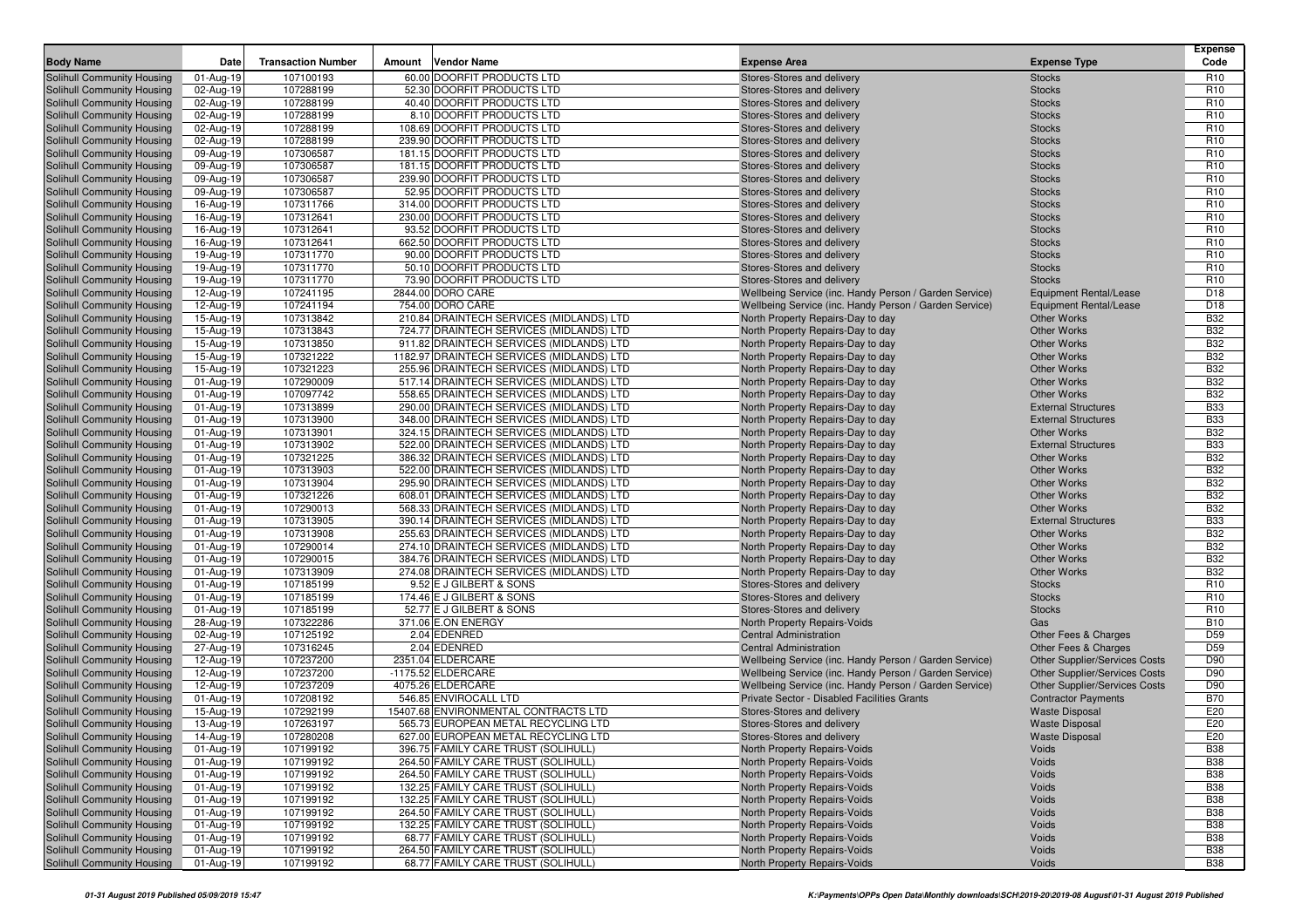| Body Name | Date | Transaction Number | Amount | Vendor Name | Expense Area | Expense Type | Expense Code |
|---|---|---|---|---|---|---|---|
| Solihull Community Housing | 01-Aug-19 | 107100193 | 60.00 | DOORFIT PRODUCTS LTD | Stores-Stores and delivery | Stocks | R10 |
| Solihull Community Housing | 02-Aug-19 | 107288199 | 52.30 | DOORFIT PRODUCTS LTD | Stores-Stores and delivery | Stocks | R10 |
| Solihull Community Housing | 02-Aug-19 | 107288199 | 40.40 | DOORFIT PRODUCTS LTD | Stores-Stores and delivery | Stocks | R10 |
| Solihull Community Housing | 02-Aug-19 | 107288199 | 8.10 | DOORFIT PRODUCTS LTD | Stores-Stores and delivery | Stocks | R10 |
| Solihull Community Housing | 02-Aug-19 | 107288199 | 108.69 | DOORFIT PRODUCTS LTD | Stores-Stores and delivery | Stocks | R10 |
| Solihull Community Housing | 02-Aug-19 | 107288199 | 239.90 | DOORFIT PRODUCTS LTD | Stores-Stores and delivery | Stocks | R10 |
| Solihull Community Housing | 09-Aug-19 | 107306587 | 181.15 | DOORFIT PRODUCTS LTD | Stores-Stores and delivery | Stocks | R10 |
| Solihull Community Housing | 09-Aug-19 | 107306587 | 181.15 | DOORFIT PRODUCTS LTD | Stores-Stores and delivery | Stocks | R10 |
| Solihull Community Housing | 09-Aug-19 | 107306587 | 239.90 | DOORFIT PRODUCTS LTD | Stores-Stores and delivery | Stocks | R10 |
| Solihull Community Housing | 09-Aug-19 | 107306587 | 52.95 | DOORFIT PRODUCTS LTD | Stores-Stores and delivery | Stocks | R10 |
| Solihull Community Housing | 16-Aug-19 | 107311766 | 314.00 | DOORFIT PRODUCTS LTD | Stores-Stores and delivery | Stocks | R10 |
| Solihull Community Housing | 16-Aug-19 | 107312641 | 230.00 | DOORFIT PRODUCTS LTD | Stores-Stores and delivery | Stocks | R10 |
| Solihull Community Housing | 16-Aug-19 | 107312641 | 93.52 | DOORFIT PRODUCTS LTD | Stores-Stores and delivery | Stocks | R10 |
| Solihull Community Housing | 16-Aug-19 | 107312641 | 662.50 | DOORFIT PRODUCTS LTD | Stores-Stores and delivery | Stocks | R10 |
| Solihull Community Housing | 19-Aug-19 | 107311770 | 90.00 | DOORFIT PRODUCTS LTD | Stores-Stores and delivery | Stocks | R10 |
| Solihull Community Housing | 19-Aug-19 | 107311770 | 50.10 | DOORFIT PRODUCTS LTD | Stores-Stores and delivery | Stocks | R10 |
| Solihull Community Housing | 19-Aug-19 | 107311770 | 73.90 | DOORFIT PRODUCTS LTD | Stores-Stores and delivery | Stocks | R10 |
| Solihull Community Housing | 12-Aug-19 | 107241195 | 2844.00 | DORO CARE | Wellbeing Service (inc. Handy Person / Garden Service) | Equipment Rental/Lease | D18 |
| Solihull Community Housing | 12-Aug-19 | 107241194 | 754.00 | DORO CARE | Wellbeing Service (inc. Handy Person / Garden Service) | Equipment Rental/Lease | D18 |
| Solihull Community Housing | 15-Aug-19 | 107313842 | 210.84 | DRAINTECH SERVICES (MIDLANDS) LTD | North Property Repairs-Day to day | Other Works | B32 |
| Solihull Community Housing | 15-Aug-19 | 107313843 | 724.77 | DRAINTECH SERVICES (MIDLANDS) LTD | North Property Repairs-Day to day | Other Works | B32 |
| Solihull Community Housing | 15-Aug-19 | 107313850 | 911.82 | DRAINTECH SERVICES (MIDLANDS) LTD | North Property Repairs-Day to day | Other Works | B32 |
| Solihull Community Housing | 15-Aug-19 | 107321222 | 1182.97 | DRAINTECH SERVICES (MIDLANDS) LTD | North Property Repairs-Day to day | Other Works | B32 |
| Solihull Community Housing | 15-Aug-19 | 107321223 | 255.96 | DRAINTECH SERVICES (MIDLANDS) LTD | North Property Repairs-Day to day | Other Works | B32 |
| Solihull Community Housing | 01-Aug-19 | 107290009 | 517.14 | DRAINTECH SERVICES (MIDLANDS) LTD | North Property Repairs-Day to day | Other Works | B32 |
| Solihull Community Housing | 01-Aug-19 | 107097742 | 558.65 | DRAINTECH SERVICES (MIDLANDS) LTD | North Property Repairs-Day to day | Other Works | B32 |
| Solihull Community Housing | 01-Aug-19 | 107313899 | 290.00 | DRAINTECH SERVICES (MIDLANDS) LTD | North Property Repairs-Day to day | External Structures | B33 |
| Solihull Community Housing | 01-Aug-19 | 107313900 | 348.00 | DRAINTECH SERVICES (MIDLANDS) LTD | North Property Repairs-Day to day | External Structures | B33 |
| Solihull Community Housing | 01-Aug-19 | 107313901 | 324.15 | DRAINTECH SERVICES (MIDLANDS) LTD | North Property Repairs-Day to day | Other Works | B32 |
| Solihull Community Housing | 01-Aug-19 | 107313902 | 522.00 | DRAINTECH SERVICES (MIDLANDS) LTD | North Property Repairs-Day to day | External Structures | B33 |
| Solihull Community Housing | 01-Aug-19 | 107321225 | 386.32 | DRAINTECH SERVICES (MIDLANDS) LTD | North Property Repairs-Day to day | Other Works | B32 |
| Solihull Community Housing | 01-Aug-19 | 107313903 | 522.00 | DRAINTECH SERVICES (MIDLANDS) LTD | North Property Repairs-Day to day | Other Works | B32 |
| Solihull Community Housing | 01-Aug-19 | 107313904 | 295.90 | DRAINTECH SERVICES (MIDLANDS) LTD | North Property Repairs-Day to day | Other Works | B32 |
| Solihull Community Housing | 01-Aug-19 | 107321226 | 608.01 | DRAINTECH SERVICES (MIDLANDS) LTD | North Property Repairs-Day to day | Other Works | B32 |
| Solihull Community Housing | 01-Aug-19 | 107290013 | 568.33 | DRAINTECH SERVICES (MIDLANDS) LTD | North Property Repairs-Day to day | Other Works | B32 |
| Solihull Community Housing | 01-Aug-19 | 107313905 | 390.14 | DRAINTECH SERVICES (MIDLANDS) LTD | North Property Repairs-Day to day | External Structures | B33 |
| Solihull Community Housing | 01-Aug-19 | 107313908 | 255.63 | DRAINTECH SERVICES (MIDLANDS) LTD | North Property Repairs-Day to day | Other Works | B32 |
| Solihull Community Housing | 01-Aug-19 | 107290014 | 274.10 | DRAINTECH SERVICES (MIDLANDS) LTD | North Property Repairs-Day to day | Other Works | B32 |
| Solihull Community Housing | 01-Aug-19 | 107290015 | 384.76 | DRAINTECH SERVICES (MIDLANDS) LTD | North Property Repairs-Day to day | Other Works | B32 |
| Solihull Community Housing | 01-Aug-19 | 107313909 | 274.08 | DRAINTECH SERVICES (MIDLANDS) LTD | North Property Repairs-Day to day | Other Works | B32 |
| Solihull Community Housing | 01-Aug-19 | 107185199 | 9.52 | E J GILBERT & SONS | Stores-Stores and delivery | Stocks | R10 |
| Solihull Community Housing | 01-Aug-19 | 107185199 | 174.46 | E J GILBERT & SONS | Stores-Stores and delivery | Stocks | R10 |
| Solihull Community Housing | 01-Aug-19 | 107185199 | 52.77 | E J GILBERT & SONS | Stores-Stores and delivery | Stocks | R10 |
| Solihull Community Housing | 28-Aug-19 | 107322286 | 371.06 | E.ON ENERGY | North Property Repairs-Voids | Gas | B10 |
| Solihull Community Housing | 02-Aug-19 | 107125192 | 2.04 | EDENRED | Central Administration | Other Fees & Charges | D59 |
| Solihull Community Housing | 27-Aug-19 | 107316245 | 2.04 | EDENRED | Central Administration | Other Fees & Charges | D59 |
| Solihull Community Housing | 12-Aug-19 | 107237200 | 2351.04 | ELDERCARE | Wellbeing Service (inc. Handy Person / Garden Service) | Other Supplier/Services Costs | D90 |
| Solihull Community Housing | 12-Aug-19 | 107237200 | -1175.52 | ELDERCARE | Wellbeing Service (inc. Handy Person / Garden Service) | Other Supplier/Services Costs | D90 |
| Solihull Community Housing | 12-Aug-19 | 107237209 | 4075.26 | ELDERCARE | Wellbeing Service (inc. Handy Person / Garden Service) | Other Supplier/Services Costs | D90 |
| Solihull Community Housing | 01-Aug-19 | 107208192 | 546.85 | ENVIROCALL LTD | Private Sector - Disabled Facilities Grants | Contractor Payments | B70 |
| Solihull Community Housing | 15-Aug-19 | 107292199 | 15407.68 | ENVIRONMENTAL CONTRACTS LTD | Stores-Stores and delivery | Waste Disposal | E20 |
| Solihull Community Housing | 13-Aug-19 | 107263197 | 565.73 | EUROPEAN METAL RECYCLING LTD | Stores-Stores and delivery | Waste Disposal | E20 |
| Solihull Community Housing | 14-Aug-19 | 107280208 | 627.00 | EUROPEAN METAL RECYCLING LTD | Stores-Stores and delivery | Waste Disposal | E20 |
| Solihull Community Housing | 01-Aug-19 | 107199192 | 396.75 | FAMILY CARE TRUST (SOLIHULL) | North Property Repairs-Voids | Voids | B38 |
| Solihull Community Housing | 01-Aug-19 | 107199192 | 264.50 | FAMILY CARE TRUST (SOLIHULL) | North Property Repairs-Voids | Voids | B38 |
| Solihull Community Housing | 01-Aug-19 | 107199192 | 264.50 | FAMILY CARE TRUST (SOLIHULL) | North Property Repairs-Voids | Voids | B38 |
| Solihull Community Housing | 01-Aug-19 | 107199192 | 132.25 | FAMILY CARE TRUST (SOLIHULL) | North Property Repairs-Voids | Voids | B38 |
| Solihull Community Housing | 01-Aug-19 | 107199192 | 132.25 | FAMILY CARE TRUST (SOLIHULL) | North Property Repairs-Voids | Voids | B38 |
| Solihull Community Housing | 01-Aug-19 | 107199192 | 264.50 | FAMILY CARE TRUST (SOLIHULL) | North Property Repairs-Voids | Voids | B38 |
| Solihull Community Housing | 01-Aug-19 | 107199192 | 132.25 | FAMILY CARE TRUST (SOLIHULL) | North Property Repairs-Voids | Voids | B38 |
| Solihull Community Housing | 01-Aug-19 | 107199192 | 68.77 | FAMILY CARE TRUST (SOLIHULL) | North Property Repairs-Voids | Voids | B38 |
| Solihull Community Housing | 01-Aug-19 | 107199192 | 264.50 | FAMILY CARE TRUST (SOLIHULL) | North Property Repairs-Voids | Voids | B38 |
| Solihull Community Housing | 01-Aug-19 | 107199192 | 68.77 | FAMILY CARE TRUST (SOLIHULL) | North Property Repairs-Voids | Voids | B38 |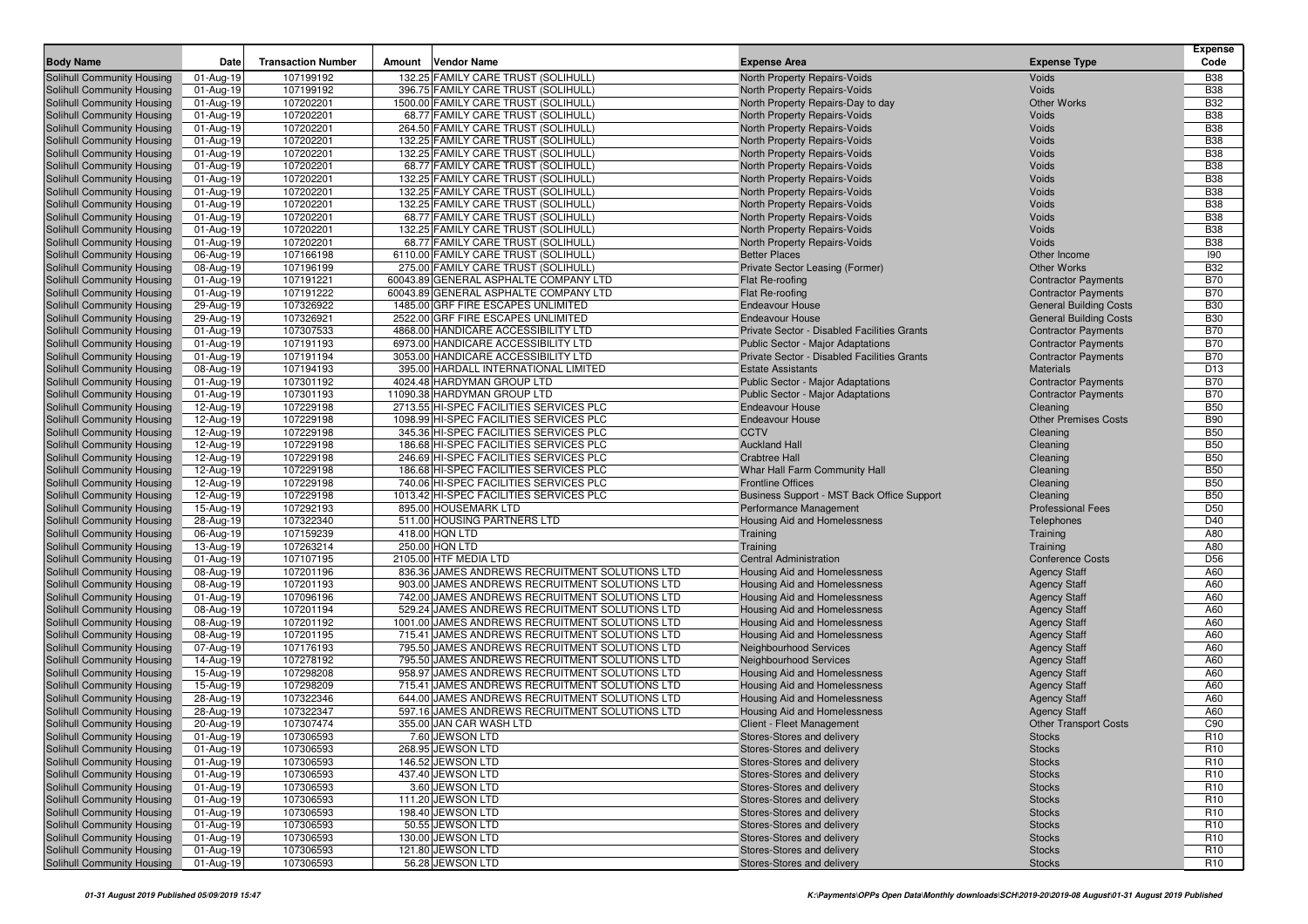| Body Name | Date | Transaction Number | Amount | Vendor Name | Expense Area | Expense Type | Expense Code |
|---|---|---|---|---|---|---|---|
| Solihull Community Housing | 01-Aug-19 | 107199192 | 132.25 | FAMILY CARE TRUST (SOLIHULL) | North Property Repairs-Voids | Voids | B38 |
| Solihull Community Housing | 01-Aug-19 | 107199192 | 396.75 | FAMILY CARE TRUST (SOLIHULL) | North Property Repairs-Voids | Voids | B38 |
| Solihull Community Housing | 01-Aug-19 | 107202201 | 1500.00 | FAMILY CARE TRUST (SOLIHULL) | North Property Repairs-Day to day | Other Works | B32 |
| Solihull Community Housing | 01-Aug-19 | 107202201 | 68.77 | FAMILY CARE TRUST (SOLIHULL) | North Property Repairs-Voids | Voids | B38 |
| Solihull Community Housing | 01-Aug-19 | 107202201 | 264.50 | FAMILY CARE TRUST (SOLIHULL) | North Property Repairs-Voids | Voids | B38 |
| Solihull Community Housing | 01-Aug-19 | 107202201 | 132.25 | FAMILY CARE TRUST (SOLIHULL) | North Property Repairs-Voids | Voids | B38 |
| Solihull Community Housing | 01-Aug-19 | 107202201 | 132.25 | FAMILY CARE TRUST (SOLIHULL) | North Property Repairs-Voids | Voids | B38 |
| Solihull Community Housing | 01-Aug-19 | 107202201 | 68.77 | FAMILY CARE TRUST (SOLIHULL) | North Property Repairs-Voids | Voids | B38 |
| Solihull Community Housing | 01-Aug-19 | 107202201 | 132.25 | FAMILY CARE TRUST (SOLIHULL) | North Property Repairs-Voids | Voids | B38 |
| Solihull Community Housing | 01-Aug-19 | 107202201 | 132.25 | FAMILY CARE TRUST (SOLIHULL) | North Property Repairs-Voids | Voids | B38 |
| Solihull Community Housing | 01-Aug-19 | 107202201 | 132.25 | FAMILY CARE TRUST (SOLIHULL) | North Property Repairs-Voids | Voids | B38 |
| Solihull Community Housing | 01-Aug-19 | 107202201 | 68.77 | FAMILY CARE TRUST (SOLIHULL) | North Property Repairs-Voids | Voids | B38 |
| Solihull Community Housing | 01-Aug-19 | 107202201 | 132.25 | FAMILY CARE TRUST (SOLIHULL) | North Property Repairs-Voids | Voids | B38 |
| Solihull Community Housing | 01-Aug-19 | 107202201 | 68.77 | FAMILY CARE TRUST (SOLIHULL) | North Property Repairs-Voids | Voids | B38 |
| Solihull Community Housing | 06-Aug-19 | 107166198 | 6110.00 | FAMILY CARE TRUST (SOLIHULL) | Better Places | Other Income | I90 |
| Solihull Community Housing | 08-Aug-19 | 107196199 | 275.00 | FAMILY CARE TRUST (SOLIHULL) | Private Sector Leasing (Former) | Other Works | B32 |
| Solihull Community Housing | 01-Aug-19 | 107191221 | 60043.89 | GENERAL ASPHALTE COMPANY LTD | Flat Re-roofing | Contractor Payments | B70 |
| Solihull Community Housing | 01-Aug-19 | 107191222 | 60043.89 | GENERAL ASPHALTE COMPANY LTD | Flat Re-roofing | Contractor Payments | B70 |
| Solihull Community Housing | 29-Aug-19 | 107326922 | 1485.00 | GRF FIRE ESCAPES UNLIMITED | Endeavour House | General Building Costs | B30 |
| Solihull Community Housing | 29-Aug-19 | 107326921 | 2522.00 | GRF FIRE ESCAPES UNLIMITED | Endeavour House | General Building Costs | B30 |
| Solihull Community Housing | 01-Aug-19 | 107307533 | 4868.00 | HANDICARE ACCESSIBILITY LTD | Private Sector - Disabled Facilities Grants | Contractor Payments | B70 |
| Solihull Community Housing | 01-Aug-19 | 107191193 | 6973.00 | HANDICARE ACCESSIBILITY LTD | Public Sector - Major Adaptations | Contractor Payments | B70 |
| Solihull Community Housing | 01-Aug-19 | 107191194 | 3053.00 | HANDICARE ACCESSIBILITY LTD | Private Sector - Disabled Facilities Grants | Contractor Payments | B70 |
| Solihull Community Housing | 08-Aug-19 | 107194193 | 395.00 | HARDALL INTERNATIONAL LIMITED | Estate Assistants | Materials | D13 |
| Solihull Community Housing | 01-Aug-19 | 107301192 | 4024.48 | HARDYMAN GROUP LTD | Public Sector - Major Adaptations | Contractor Payments | B70 |
| Solihull Community Housing | 01-Aug-19 | 107301193 | 11090.38 | HARDYMAN GROUP LTD | Public Sector - Major Adaptations | Contractor Payments | B70 |
| Solihull Community Housing | 12-Aug-19 | 107229198 | 2713.55 | HI-SPEC FACILITIES SERVICES PLC | Endeavour House | Cleaning | B50 |
| Solihull Community Housing | 12-Aug-19 | 107229198 | 1098.99 | HI-SPEC FACILITIES SERVICES PLC | Endeavour House | Other Premises Costs | B90 |
| Solihull Community Housing | 12-Aug-19 | 107229198 | 345.36 | HI-SPEC FACILITIES SERVICES PLC | CCTV | Cleaning | B50 |
| Solihull Community Housing | 12-Aug-19 | 107229198 | 186.68 | HI-SPEC FACILITIES SERVICES PLC | Auckland Hall | Cleaning | B50 |
| Solihull Community Housing | 12-Aug-19 | 107229198 | 246.69 | HI-SPEC FACILITIES SERVICES PLC | Crabtree Hall | Cleaning | B50 |
| Solihull Community Housing | 12-Aug-19 | 107229198 | 186.68 | HI-SPEC FACILITIES SERVICES PLC | Whar Hall Farm Community Hall | Cleaning | B50 |
| Solihull Community Housing | 12-Aug-19 | 107229198 | 740.06 | HI-SPEC FACILITIES SERVICES PLC | Frontline Offices | Cleaning | B50 |
| Solihull Community Housing | 12-Aug-19 | 107229198 | 1013.42 | HI-SPEC FACILITIES SERVICES PLC | Business Support - MST Back Office Support | Cleaning | B50 |
| Solihull Community Housing | 15-Aug-19 | 107292193 | 895.00 | HOUSEMARK LTD | Performance Management | Professional Fees | D50 |
| Solihull Community Housing | 28-Aug-19 | 107322340 | 511.00 | HOUSING PARTNERS LTD | Housing Aid and Homelessness | Telephones | D40 |
| Solihull Community Housing | 06-Aug-19 | 107159239 | 418.00 | HQN LTD | Training | Training | A80 |
| Solihull Community Housing | 13-Aug-19 | 107263214 | 250.00 | HQN LTD | Training | Training | A80 |
| Solihull Community Housing | 01-Aug-19 | 107107195 | 2105.00 | HTF MEDIA LTD | Central Administration | Conference Costs | D56 |
| Solihull Community Housing | 08-Aug-19 | 107201196 | 836.36 | JAMES ANDREWS RECRUITMENT SOLUTIONS LTD | Housing Aid and Homelessness | Agency Staff | A60 |
| Solihull Community Housing | 08-Aug-19 | 107201193 | 903.00 | JAMES ANDREWS RECRUITMENT SOLUTIONS LTD | Housing Aid and Homelessness | Agency Staff | A60 |
| Solihull Community Housing | 01-Aug-19 | 107096196 | 742.00 | JAMES ANDREWS RECRUITMENT SOLUTIONS LTD | Housing Aid and Homelessness | Agency Staff | A60 |
| Solihull Community Housing | 08-Aug-19 | 107201194 | 529.24 | JAMES ANDREWS RECRUITMENT SOLUTIONS LTD | Housing Aid and Homelessness | Agency Staff | A60 |
| Solihull Community Housing | 08-Aug-19 | 107201192 | 1001.00 | JAMES ANDREWS RECRUITMENT SOLUTIONS LTD | Housing Aid and Homelessness | Agency Staff | A60 |
| Solihull Community Housing | 08-Aug-19 | 107201195 | 715.41 | JAMES ANDREWS RECRUITMENT SOLUTIONS LTD | Housing Aid and Homelessness | Agency Staff | A60 |
| Solihull Community Housing | 07-Aug-19 | 107176193 | 795.50 | JAMES ANDREWS RECRUITMENT SOLUTIONS LTD | Neighbourhood Services | Agency Staff | A60 |
| Solihull Community Housing | 14-Aug-19 | 107278192 | 795.50 | JAMES ANDREWS RECRUITMENT SOLUTIONS LTD | Neighbourhood Services | Agency Staff | A60 |
| Solihull Community Housing | 15-Aug-19 | 107298208 | 958.97 | JAMES ANDREWS RECRUITMENT SOLUTIONS LTD | Housing Aid and Homelessness | Agency Staff | A60 |
| Solihull Community Housing | 15-Aug-19 | 107298209 | 715.41 | JAMES ANDREWS RECRUITMENT SOLUTIONS LTD | Housing Aid and Homelessness | Agency Staff | A60 |
| Solihull Community Housing | 28-Aug-19 | 107322346 | 644.00 | JAMES ANDREWS RECRUITMENT SOLUTIONS LTD | Housing Aid and Homelessness | Agency Staff | A60 |
| Solihull Community Housing | 28-Aug-19 | 107322347 | 597.16 | JAMES ANDREWS RECRUITMENT SOLUTIONS LTD | Housing Aid and Homelessness | Agency Staff | A60 |
| Solihull Community Housing | 20-Aug-19 | 107307474 | 355.00 | JAN CAR WASH LTD | Client - Fleet Management | Other Transport Costs | C90 |
| Solihull Community Housing | 01-Aug-19 | 107306593 | 7.60 | JEWSON LTD | Stores-Stores and delivery | Stocks | R10 |
| Solihull Community Housing | 01-Aug-19 | 107306593 | 268.95 | JEWSON LTD | Stores-Stores and delivery | Stocks | R10 |
| Solihull Community Housing | 01-Aug-19 | 107306593 | 146.52 | JEWSON LTD | Stores-Stores and delivery | Stocks | R10 |
| Solihull Community Housing | 01-Aug-19 | 107306593 | 437.40 | JEWSON LTD | Stores-Stores and delivery | Stocks | R10 |
| Solihull Community Housing | 01-Aug-19 | 107306593 | 3.60 | JEWSON LTD | Stores-Stores and delivery | Stocks | R10 |
| Solihull Community Housing | 01-Aug-19 | 107306593 | 111.20 | JEWSON LTD | Stores-Stores and delivery | Stocks | R10 |
| Solihull Community Housing | 01-Aug-19 | 107306593 | 198.40 | JEWSON LTD | Stores-Stores and delivery | Stocks | R10 |
| Solihull Community Housing | 01-Aug-19 | 107306593 | 50.55 | JEWSON LTD | Stores-Stores and delivery | Stocks | R10 |
| Solihull Community Housing | 01-Aug-19 | 107306593 | 130.00 | JEWSON LTD | Stores-Stores and delivery | Stocks | R10 |
| Solihull Community Housing | 01-Aug-19 | 107306593 | 121.80 | JEWSON LTD | Stores-Stores and delivery | Stocks | R10 |
| Solihull Community Housing | 01-Aug-19 | 107306593 | 56.28 | JEWSON LTD | Stores-Stores and delivery | Stocks | R10 |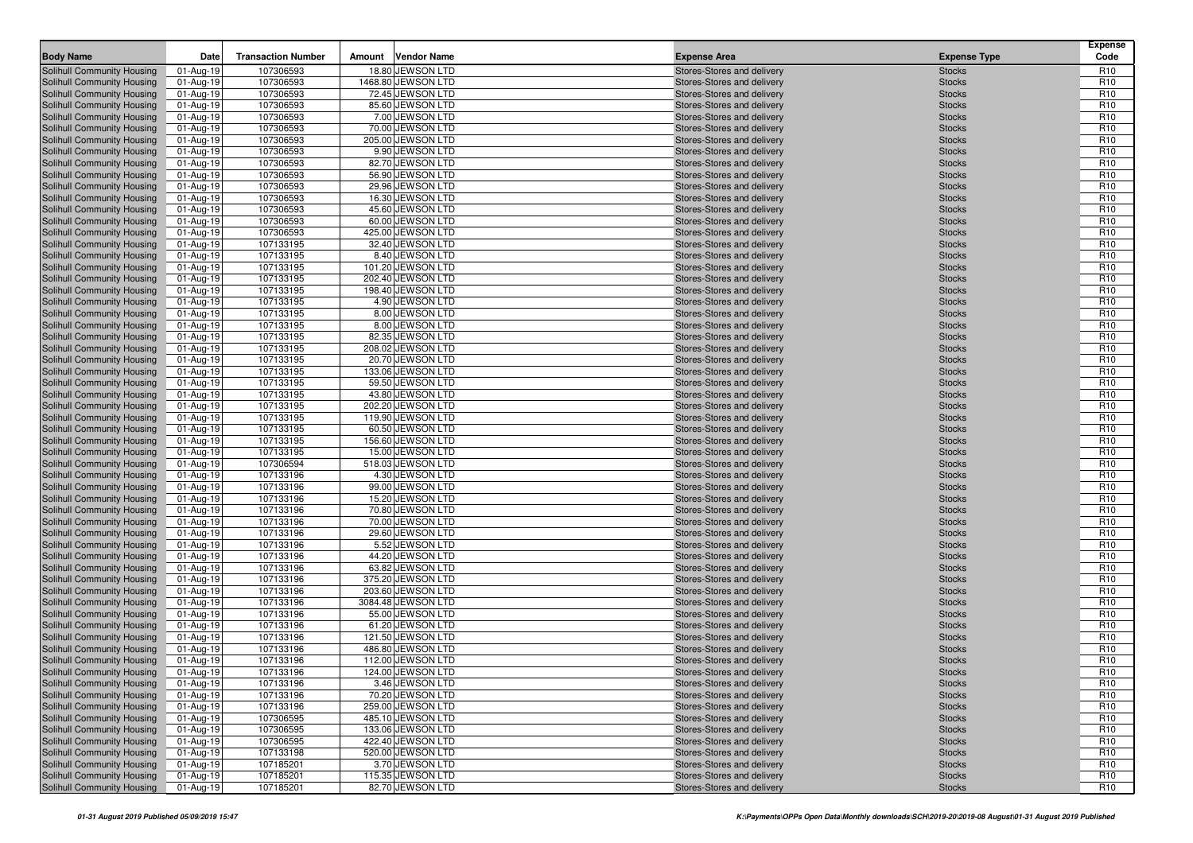| Body Name | Date | Transaction Number | Amount | Vendor Name | Expense Area | Expense Type | Expense Code |
|---|---|---|---|---|---|---|---|
| Solihull Community Housing | 01-Aug-19 | 107306593 | 18.80 | JEWSON LTD | Stores-Stores and delivery | Stocks | R10 |
| Solihull Community Housing | 01-Aug-19 | 107306593 | 1468.80 | JEWSON LTD | Stores-Stores and delivery | Stocks | R10 |
| Solihull Community Housing | 01-Aug-19 | 107306593 | 72.45 | JEWSON LTD | Stores-Stores and delivery | Stocks | R10 |
| Solihull Community Housing | 01-Aug-19 | 107306593 | 85.60 | JEWSON LTD | Stores-Stores and delivery | Stocks | R10 |
| Solihull Community Housing | 01-Aug-19 | 107306593 | 7.00 | JEWSON LTD | Stores-Stores and delivery | Stocks | R10 |
| Solihull Community Housing | 01-Aug-19 | 107306593 | 70.00 | JEWSON LTD | Stores-Stores and delivery | Stocks | R10 |
| Solihull Community Housing | 01-Aug-19 | 107306593 | 205.00 | JEWSON LTD | Stores-Stores and delivery | Stocks | R10 |
| Solihull Community Housing | 01-Aug-19 | 107306593 | 9.90 | JEWSON LTD | Stores-Stores and delivery | Stocks | R10 |
| Solihull Community Housing | 01-Aug-19 | 107306593 | 82.70 | JEWSON LTD | Stores-Stores and delivery | Stocks | R10 |
| Solihull Community Housing | 01-Aug-19 | 107306593 | 56.90 | JEWSON LTD | Stores-Stores and delivery | Stocks | R10 |
| Solihull Community Housing | 01-Aug-19 | 107306593 | 29.96 | JEWSON LTD | Stores-Stores and delivery | Stocks | R10 |
| Solihull Community Housing | 01-Aug-19 | 107306593 | 16.30 | JEWSON LTD | Stores-Stores and delivery | Stocks | R10 |
| Solihull Community Housing | 01-Aug-19 | 107306593 | 45.60 | JEWSON LTD | Stores-Stores and delivery | Stocks | R10 |
| Solihull Community Housing | 01-Aug-19 | 107306593 | 60.00 | JEWSON LTD | Stores-Stores and delivery | Stocks | R10 |
| Solihull Community Housing | 01-Aug-19 | 107306593 | 425.00 | JEWSON LTD | Stores-Stores and delivery | Stocks | R10 |
| Solihull Community Housing | 01-Aug-19 | 107133195 | 32.40 | JEWSON LTD | Stores-Stores and delivery | Stocks | R10 |
| Solihull Community Housing | 01-Aug-19 | 107133195 | 8.40 | JEWSON LTD | Stores-Stores and delivery | Stocks | R10 |
| Solihull Community Housing | 01-Aug-19 | 107133195 | 101.20 | JEWSON LTD | Stores-Stores and delivery | Stocks | R10 |
| Solihull Community Housing | 01-Aug-19 | 107133195 | 202.40 | JEWSON LTD | Stores-Stores and delivery | Stocks | R10 |
| Solihull Community Housing | 01-Aug-19 | 107133195 | 198.40 | JEWSON LTD | Stores-Stores and delivery | Stocks | R10 |
| Solihull Community Housing | 01-Aug-19 | 107133195 | 4.90 | JEWSON LTD | Stores-Stores and delivery | Stocks | R10 |
| Solihull Community Housing | 01-Aug-19 | 107133195 | 8.00 | JEWSON LTD | Stores-Stores and delivery | Stocks | R10 |
| Solihull Community Housing | 01-Aug-19 | 107133195 | 8.00 | JEWSON LTD | Stores-Stores and delivery | Stocks | R10 |
| Solihull Community Housing | 01-Aug-19 | 107133195 | 82.35 | JEWSON LTD | Stores-Stores and delivery | Stocks | R10 |
| Solihull Community Housing | 01-Aug-19 | 107133195 | 208.02 | JEWSON LTD | Stores-Stores and delivery | Stocks | R10 |
| Solihull Community Housing | 01-Aug-19 | 107133195 | 20.70 | JEWSON LTD | Stores-Stores and delivery | Stocks | R10 |
| Solihull Community Housing | 01-Aug-19 | 107133195 | 133.06 | JEWSON LTD | Stores-Stores and delivery | Stocks | R10 |
| Solihull Community Housing | 01-Aug-19 | 107133195 | 59.50 | JEWSON LTD | Stores-Stores and delivery | Stocks | R10 |
| Solihull Community Housing | 01-Aug-19 | 107133195 | 43.80 | JEWSON LTD | Stores-Stores and delivery | Stocks | R10 |
| Solihull Community Housing | 01-Aug-19 | 107133195 | 202.20 | JEWSON LTD | Stores-Stores and delivery | Stocks | R10 |
| Solihull Community Housing | 01-Aug-19 | 107133195 | 119.90 | JEWSON LTD | Stores-Stores and delivery | Stocks | R10 |
| Solihull Community Housing | 01-Aug-19 | 107133195 | 60.50 | JEWSON LTD | Stores-Stores and delivery | Stocks | R10 |
| Solihull Community Housing | 01-Aug-19 | 107133195 | 156.60 | JEWSON LTD | Stores-Stores and delivery | Stocks | R10 |
| Solihull Community Housing | 01-Aug-19 | 107133195 | 15.00 | JEWSON LTD | Stores-Stores and delivery | Stocks | R10 |
| Solihull Community Housing | 01-Aug-19 | 107306594 | 518.03 | JEWSON LTD | Stores-Stores and delivery | Stocks | R10 |
| Solihull Community Housing | 01-Aug-19 | 107133196 | 4.30 | JEWSON LTD | Stores-Stores and delivery | Stocks | R10 |
| Solihull Community Housing | 01-Aug-19 | 107133196 | 99.00 | JEWSON LTD | Stores-Stores and delivery | Stocks | R10 |
| Solihull Community Housing | 01-Aug-19 | 107133196 | 15.20 | JEWSON LTD | Stores-Stores and delivery | Stocks | R10 |
| Solihull Community Housing | 01-Aug-19 | 107133196 | 70.80 | JEWSON LTD | Stores-Stores and delivery | Stocks | R10 |
| Solihull Community Housing | 01-Aug-19 | 107133196 | 70.00 | JEWSON LTD | Stores-Stores and delivery | Stocks | R10 |
| Solihull Community Housing | 01-Aug-19 | 107133196 | 29.60 | JEWSON LTD | Stores-Stores and delivery | Stocks | R10 |
| Solihull Community Housing | 01-Aug-19 | 107133196 | 5.52 | JEWSON LTD | Stores-Stores and delivery | Stocks | R10 |
| Solihull Community Housing | 01-Aug-19 | 107133196 | 44.20 | JEWSON LTD | Stores-Stores and delivery | Stocks | R10 |
| Solihull Community Housing | 01-Aug-19 | 107133196 | 63.82 | JEWSON LTD | Stores-Stores and delivery | Stocks | R10 |
| Solihull Community Housing | 01-Aug-19 | 107133196 | 375.20 | JEWSON LTD | Stores-Stores and delivery | Stocks | R10 |
| Solihull Community Housing | 01-Aug-19 | 107133196 | 203.60 | JEWSON LTD | Stores-Stores and delivery | Stocks | R10 |
| Solihull Community Housing | 01-Aug-19 | 107133196 | 3084.48 | JEWSON LTD | Stores-Stores and delivery | Stocks | R10 |
| Solihull Community Housing | 01-Aug-19 | 107133196 | 55.00 | JEWSON LTD | Stores-Stores and delivery | Stocks | R10 |
| Solihull Community Housing | 01-Aug-19 | 107133196 | 61.20 | JEWSON LTD | Stores-Stores and delivery | Stocks | R10 |
| Solihull Community Housing | 01-Aug-19 | 107133196 | 121.50 | JEWSON LTD | Stores-Stores and delivery | Stocks | R10 |
| Solihull Community Housing | 01-Aug-19 | 107133196 | 486.80 | JEWSON LTD | Stores-Stores and delivery | Stocks | R10 |
| Solihull Community Housing | 01-Aug-19 | 107133196 | 112.00 | JEWSON LTD | Stores-Stores and delivery | Stocks | R10 |
| Solihull Community Housing | 01-Aug-19 | 107133196 | 124.00 | JEWSON LTD | Stores-Stores and delivery | Stocks | R10 |
| Solihull Community Housing | 01-Aug-19 | 107133196 | 3.46 | JEWSON LTD | Stores-Stores and delivery | Stocks | R10 |
| Solihull Community Housing | 01-Aug-19 | 107133196 | 70.20 | JEWSON LTD | Stores-Stores and delivery | Stocks | R10 |
| Solihull Community Housing | 01-Aug-19 | 107133196 | 259.00 | JEWSON LTD | Stores-Stores and delivery | Stocks | R10 |
| Solihull Community Housing | 01-Aug-19 | 107306595 | 485.10 | JEWSON LTD | Stores-Stores and delivery | Stocks | R10 |
| Solihull Community Housing | 01-Aug-19 | 107306595 | 133.06 | JEWSON LTD | Stores-Stores and delivery | Stocks | R10 |
| Solihull Community Housing | 01-Aug-19 | 107306595 | 422.40 | JEWSON LTD | Stores-Stores and delivery | Stocks | R10 |
| Solihull Community Housing | 01-Aug-19 | 107133198 | 520.00 | JEWSON LTD | Stores-Stores and delivery | Stocks | R10 |
| Solihull Community Housing | 01-Aug-19 | 107185201 | 3.70 | JEWSON LTD | Stores-Stores and delivery | Stocks | R10 |
| Solihull Community Housing | 01-Aug-19 | 107185201 | 115.35 | JEWSON LTD | Stores-Stores and delivery | Stocks | R10 |
| Solihull Community Housing | 01-Aug-19 | 107185201 | 82.70 | JEWSON LTD | Stores-Stores and delivery | Stocks | R10 |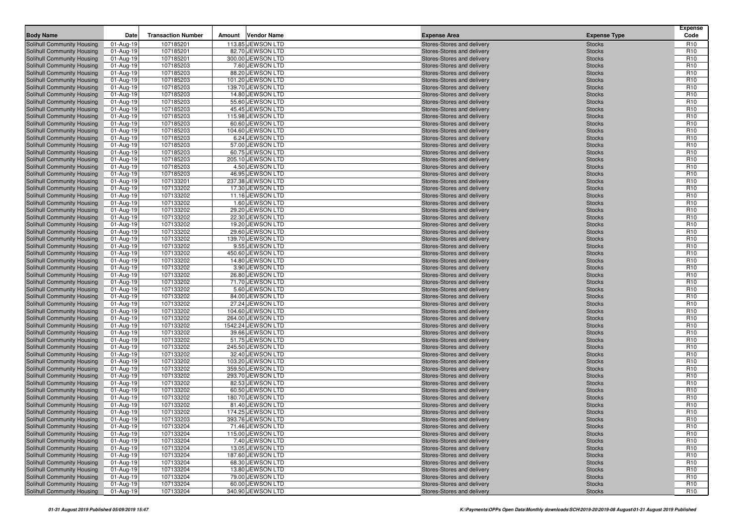| Body Name | Date | Transaction Number | Amount | Vendor Name | Expense Area | Expense Type | Expense Code |
|---|---|---|---|---|---|---|---|
| Solihull Community Housing | 01-Aug-19 | 107185201 | 113.85 | JEWSON LTD | Stores-Stores and delivery | Stocks | R10 |
| Solihull Community Housing | 01-Aug-19 | 107185201 | 82.70 | JEWSON LTD | Stores-Stores and delivery | Stocks | R10 |
| Solihull Community Housing | 01-Aug-19 | 107185201 | 300.00 | JEWSON LTD | Stores-Stores and delivery | Stocks | R10 |
| Solihull Community Housing | 01-Aug-19 | 107185203 | 7.60 | JEWSON LTD | Stores-Stores and delivery | Stocks | R10 |
| Solihull Community Housing | 01-Aug-19 | 107185203 | 88.20 | JEWSON LTD | Stores-Stores and delivery | Stocks | R10 |
| Solihull Community Housing | 01-Aug-19 | 107185203 | 101.20 | JEWSON LTD | Stores-Stores and delivery | Stocks | R10 |
| Solihull Community Housing | 01-Aug-19 | 107185203 | 139.70 | JEWSON LTD | Stores-Stores and delivery | Stocks | R10 |
| Solihull Community Housing | 01-Aug-19 | 107185203 | 14.80 | JEWSON LTD | Stores-Stores and delivery | Stocks | R10 |
| Solihull Community Housing | 01-Aug-19 | 107185203 | 55.60 | JEWSON LTD | Stores-Stores and delivery | Stocks | R10 |
| Solihull Community Housing | 01-Aug-19 | 107185203 | 45.45 | JEWSON LTD | Stores-Stores and delivery | Stocks | R10 |
| Solihull Community Housing | 01-Aug-19 | 107185203 | 115.98 | JEWSON LTD | Stores-Stores and delivery | Stocks | R10 |
| Solihull Community Housing | 01-Aug-19 | 107185203 | 60.60 | JEWSON LTD | Stores-Stores and delivery | Stocks | R10 |
| Solihull Community Housing | 01-Aug-19 | 107185203 | 104.60 | JEWSON LTD | Stores-Stores and delivery | Stocks | R10 |
| Solihull Community Housing | 01-Aug-19 | 107185203 | 6.24 | JEWSON LTD | Stores-Stores and delivery | Stocks | R10 |
| Solihull Community Housing | 01-Aug-19 | 107185203 | 57.00 | JEWSON LTD | Stores-Stores and delivery | Stocks | R10 |
| Solihull Community Housing | 01-Aug-19 | 107185203 | 60.75 | JEWSON LTD | Stores-Stores and delivery | Stocks | R10 |
| Solihull Community Housing | 01-Aug-19 | 107185203 | 205.10 | JEWSON LTD | Stores-Stores and delivery | Stocks | R10 |
| Solihull Community Housing | 01-Aug-19 | 107185203 | 4.50 | JEWSON LTD | Stores-Stores and delivery | Stocks | R10 |
| Solihull Community Housing | 01-Aug-19 | 107185203 | 46.95 | JEWSON LTD | Stores-Stores and delivery | Stocks | R10 |
| Solihull Community Housing | 01-Aug-19 | 107133201 | 237.38 | JEWSON LTD | Stores-Stores and delivery | Stocks | R10 |
| Solihull Community Housing | 01-Aug-19 | 107133202 | 17.30 | JEWSON LTD | Stores-Stores and delivery | Stocks | R10 |
| Solihull Community Housing | 01-Aug-19 | 107133202 | 11.16 | JEWSON LTD | Stores-Stores and delivery | Stocks | R10 |
| Solihull Community Housing | 01-Aug-19 | 107133202 | 1.60 | JEWSON LTD | Stores-Stores and delivery | Stocks | R10 |
| Solihull Community Housing | 01-Aug-19 | 107133202 | 29.20 | JEWSON LTD | Stores-Stores and delivery | Stocks | R10 |
| Solihull Community Housing | 01-Aug-19 | 107133202 | 22.30 | JEWSON LTD | Stores-Stores and delivery | Stocks | R10 |
| Solihull Community Housing | 01-Aug-19 | 107133202 | 19.20 | JEWSON LTD | Stores-Stores and delivery | Stocks | R10 |
| Solihull Community Housing | 01-Aug-19 | 107133202 | 29.60 | JEWSON LTD | Stores-Stores and delivery | Stocks | R10 |
| Solihull Community Housing | 01-Aug-19 | 107133202 | 139.70 | JEWSON LTD | Stores-Stores and delivery | Stocks | R10 |
| Solihull Community Housing | 01-Aug-19 | 107133202 | 9.55 | JEWSON LTD | Stores-Stores and delivery | Stocks | R10 |
| Solihull Community Housing | 01-Aug-19 | 107133202 | 450.60 | JEWSON LTD | Stores-Stores and delivery | Stocks | R10 |
| Solihull Community Housing | 01-Aug-19 | 107133202 | 14.80 | JEWSON LTD | Stores-Stores and delivery | Stocks | R10 |
| Solihull Community Housing | 01-Aug-19 | 107133202 | 3.90 | JEWSON LTD | Stores-Stores and delivery | Stocks | R10 |
| Solihull Community Housing | 01-Aug-19 | 107133202 | 26.80 | JEWSON LTD | Stores-Stores and delivery | Stocks | R10 |
| Solihull Community Housing | 01-Aug-19 | 107133202 | 71.70 | JEWSON LTD | Stores-Stores and delivery | Stocks | R10 |
| Solihull Community Housing | 01-Aug-19 | 107133202 | 5.60 | JEWSON LTD | Stores-Stores and delivery | Stocks | R10 |
| Solihull Community Housing | 01-Aug-19 | 107133202 | 84.00 | JEWSON LTD | Stores-Stores and delivery | Stocks | R10 |
| Solihull Community Housing | 01-Aug-19 | 107133202 | 27.24 | JEWSON LTD | Stores-Stores and delivery | Stocks | R10 |
| Solihull Community Housing | 01-Aug-19 | 107133202 | 104.60 | JEWSON LTD | Stores-Stores and delivery | Stocks | R10 |
| Solihull Community Housing | 01-Aug-19 | 107133202 | 264.00 | JEWSON LTD | Stores-Stores and delivery | Stocks | R10 |
| Solihull Community Housing | 01-Aug-19 | 107133202 | 1542.24 | JEWSON LTD | Stores-Stores and delivery | Stocks | R10 |
| Solihull Community Housing | 01-Aug-19 | 107133202 | 39.66 | JEWSON LTD | Stores-Stores and delivery | Stocks | R10 |
| Solihull Community Housing | 01-Aug-19 | 107133202 | 51.75 | JEWSON LTD | Stores-Stores and delivery | Stocks | R10 |
| Solihull Community Housing | 01-Aug-19 | 107133202 | 245.50 | JEWSON LTD | Stores-Stores and delivery | Stocks | R10 |
| Solihull Community Housing | 01-Aug-19 | 107133202 | 32.40 | JEWSON LTD | Stores-Stores and delivery | Stocks | R10 |
| Solihull Community Housing | 01-Aug-19 | 107133202 | 103.20 | JEWSON LTD | Stores-Stores and delivery | Stocks | R10 |
| Solihull Community Housing | 01-Aug-19 | 107133202 | 359.50 | JEWSON LTD | Stores-Stores and delivery | Stocks | R10 |
| Solihull Community Housing | 01-Aug-19 | 107133202 | 293.70 | JEWSON LTD | Stores-Stores and delivery | Stocks | R10 |
| Solihull Community Housing | 01-Aug-19 | 107133202 | 82.53 | JEWSON LTD | Stores-Stores and delivery | Stocks | R10 |
| Solihull Community Housing | 01-Aug-19 | 107133202 | 60.50 | JEWSON LTD | Stores-Stores and delivery | Stocks | R10 |
| Solihull Community Housing | 01-Aug-19 | 107133202 | 180.70 | JEWSON LTD | Stores-Stores and delivery | Stocks | R10 |
| Solihull Community Housing | 01-Aug-19 | 107133202 | 81.40 | JEWSON LTD | Stores-Stores and delivery | Stocks | R10 |
| Solihull Community Housing | 01-Aug-19 | 107133202 | 174.25 | JEWSON LTD | Stores-Stores and delivery | Stocks | R10 |
| Solihull Community Housing | 01-Aug-19 | 107133203 | 393.76 | JEWSON LTD | Stores-Stores and delivery | Stocks | R10 |
| Solihull Community Housing | 01-Aug-19 | 107133204 | 71.46 | JEWSON LTD | Stores-Stores and delivery | Stocks | R10 |
| Solihull Community Housing | 01-Aug-19 | 107133204 | 115.00 | JEWSON LTD | Stores-Stores and delivery | Stocks | R10 |
| Solihull Community Housing | 01-Aug-19 | 107133204 | 7.40 | JEWSON LTD | Stores-Stores and delivery | Stocks | R10 |
| Solihull Community Housing | 01-Aug-19 | 107133204 | 13.05 | JEWSON LTD | Stores-Stores and delivery | Stocks | R10 |
| Solihull Community Housing | 01-Aug-19 | 107133204 | 187.60 | JEWSON LTD | Stores-Stores and delivery | Stocks | R10 |
| Solihull Community Housing | 01-Aug-19 | 107133204 | 68.30 | JEWSON LTD | Stores-Stores and delivery | Stocks | R10 |
| Solihull Community Housing | 01-Aug-19 | 107133204 | 13.80 | JEWSON LTD | Stores-Stores and delivery | Stocks | R10 |
| Solihull Community Housing | 01-Aug-19 | 107133204 | 79.00 | JEWSON LTD | Stores-Stores and delivery | Stocks | R10 |
| Solihull Community Housing | 01-Aug-19 | 107133204 | 60.00 | JEWSON LTD | Stores-Stores and delivery | Stocks | R10 |
| Solihull Community Housing | 01-Aug-19 | 107133204 | 340.90 | JEWSON LTD | Stores-Stores and delivery | Stocks | R10 |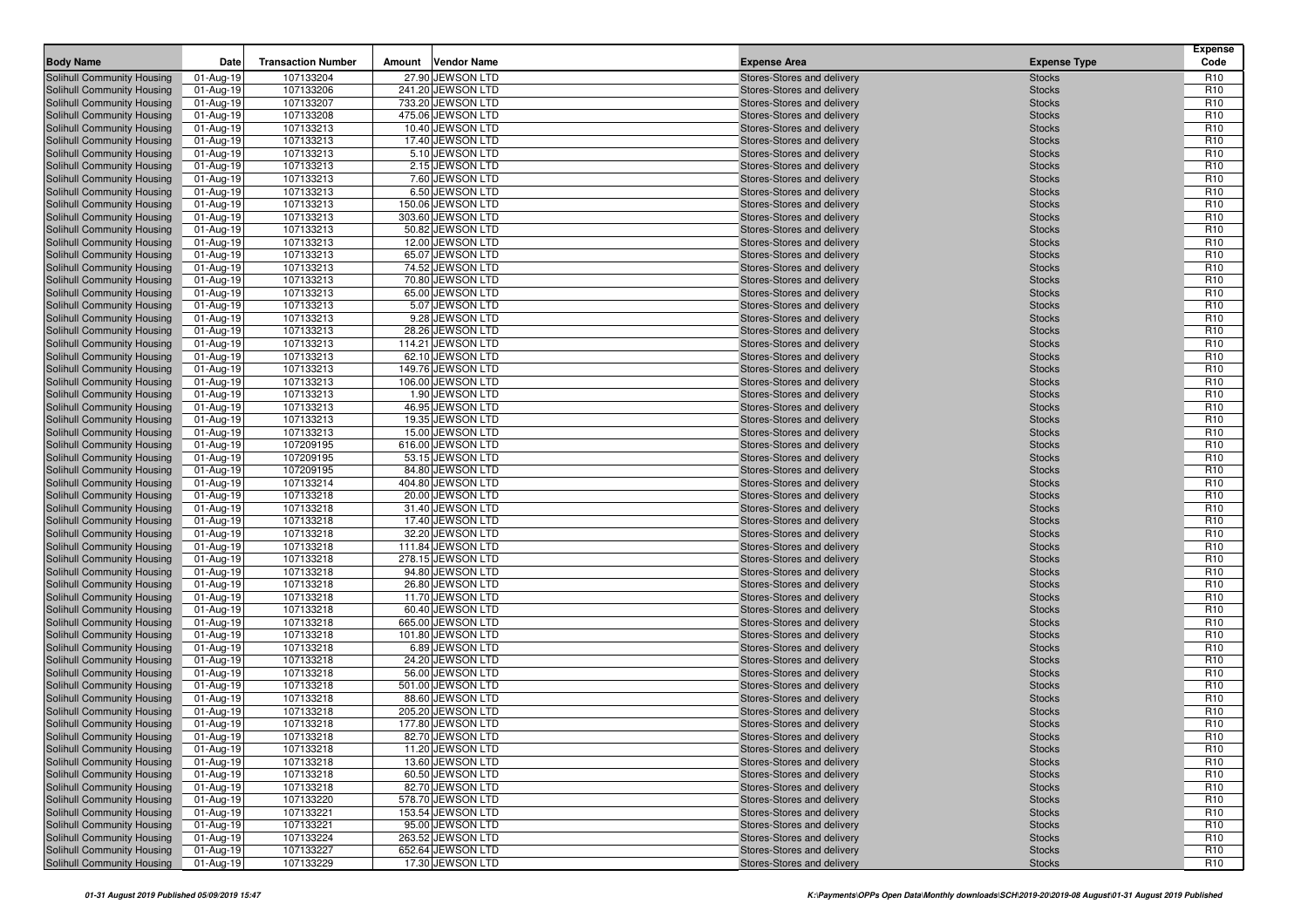| Body Name | Date | Transaction Number | Amount | Vendor Name | Expense Area | Expense Type | Expense Code |
|---|---|---|---|---|---|---|---|
| Solihull Community Housing | 01-Aug-19 | 107133204 | 27.90 | JEWSON LTD | Stores-Stores and delivery | Stocks | R10 |
| Solihull Community Housing | 01-Aug-19 | 107133206 | 241.20 | JEWSON LTD | Stores-Stores and delivery | Stocks | R10 |
| Solihull Community Housing | 01-Aug-19 | 107133207 | 733.20 | JEWSON LTD | Stores-Stores and delivery | Stocks | R10 |
| Solihull Community Housing | 01-Aug-19 | 107133208 | 475.06 | JEWSON LTD | Stores-Stores and delivery | Stocks | R10 |
| Solihull Community Housing | 01-Aug-19 | 107133213 | 10.40 | JEWSON LTD | Stores-Stores and delivery | Stocks | R10 |
| Solihull Community Housing | 01-Aug-19 | 107133213 | 17.40 | JEWSON LTD | Stores-Stores and delivery | Stocks | R10 |
| Solihull Community Housing | 01-Aug-19 | 107133213 | 5.10 | JEWSON LTD | Stores-Stores and delivery | Stocks | R10 |
| Solihull Community Housing | 01-Aug-19 | 107133213 | 2.15 | JEWSON LTD | Stores-Stores and delivery | Stocks | R10 |
| Solihull Community Housing | 01-Aug-19 | 107133213 | 7.60 | JEWSON LTD | Stores-Stores and delivery | Stocks | R10 |
| Solihull Community Housing | 01-Aug-19 | 107133213 | 6.50 | JEWSON LTD | Stores-Stores and delivery | Stocks | R10 |
| Solihull Community Housing | 01-Aug-19 | 107133213 | 150.06 | JEWSON LTD | Stores-Stores and delivery | Stocks | R10 |
| Solihull Community Housing | 01-Aug-19 | 107133213 | 303.60 | JEWSON LTD | Stores-Stores and delivery | Stocks | R10 |
| Solihull Community Housing | 01-Aug-19 | 107133213 | 50.82 | JEWSON LTD | Stores-Stores and delivery | Stocks | R10 |
| Solihull Community Housing | 01-Aug-19 | 107133213 | 12.00 | JEWSON LTD | Stores-Stores and delivery | Stocks | R10 |
| Solihull Community Housing | 01-Aug-19 | 107133213 | 65.07 | JEWSON LTD | Stores-Stores and delivery | Stocks | R10 |
| Solihull Community Housing | 01-Aug-19 | 107133213 | 74.52 | JEWSON LTD | Stores-Stores and delivery | Stocks | R10 |
| Solihull Community Housing | 01-Aug-19 | 107133213 | 70.80 | JEWSON LTD | Stores-Stores and delivery | Stocks | R10 |
| Solihull Community Housing | 01-Aug-19 | 107133213 | 65.00 | JEWSON LTD | Stores-Stores and delivery | Stocks | R10 |
| Solihull Community Housing | 01-Aug-19 | 107133213 | 5.07 | JEWSON LTD | Stores-Stores and delivery | Stocks | R10 |
| Solihull Community Housing | 01-Aug-19 | 107133213 | 9.28 | JEWSON LTD | Stores-Stores and delivery | Stocks | R10 |
| Solihull Community Housing | 01-Aug-19 | 107133213 | 28.26 | JEWSON LTD | Stores-Stores and delivery | Stocks | R10 |
| Solihull Community Housing | 01-Aug-19 | 107133213 | 114.21 | JEWSON LTD | Stores-Stores and delivery | Stocks | R10 |
| Solihull Community Housing | 01-Aug-19 | 107133213 | 62.10 | JEWSON LTD | Stores-Stores and delivery | Stocks | R10 |
| Solihull Community Housing | 01-Aug-19 | 107133213 | 149.76 | JEWSON LTD | Stores-Stores and delivery | Stocks | R10 |
| Solihull Community Housing | 01-Aug-19 | 107133213 | 106.00 | JEWSON LTD | Stores-Stores and delivery | Stocks | R10 |
| Solihull Community Housing | 01-Aug-19 | 107133213 | 1.90 | JEWSON LTD | Stores-Stores and delivery | Stocks | R10 |
| Solihull Community Housing | 01-Aug-19 | 107133213 | 46.95 | JEWSON LTD | Stores-Stores and delivery | Stocks | R10 |
| Solihull Community Housing | 01-Aug-19 | 107133213 | 19.35 | JEWSON LTD | Stores-Stores and delivery | Stocks | R10 |
| Solihull Community Housing | 01-Aug-19 | 107133213 | 15.00 | JEWSON LTD | Stores-Stores and delivery | Stocks | R10 |
| Solihull Community Housing | 01-Aug-19 | 107209195 | 616.00 | JEWSON LTD | Stores-Stores and delivery | Stocks | R10 |
| Solihull Community Housing | 01-Aug-19 | 107209195 | 53.15 | JEWSON LTD | Stores-Stores and delivery | Stocks | R10 |
| Solihull Community Housing | 01-Aug-19 | 107209195 | 84.80 | JEWSON LTD | Stores-Stores and delivery | Stocks | R10 |
| Solihull Community Housing | 01-Aug-19 | 107133214 | 404.80 | JEWSON LTD | Stores-Stores and delivery | Stocks | R10 |
| Solihull Community Housing | 01-Aug-19 | 107133218 | 20.00 | JEWSON LTD | Stores-Stores and delivery | Stocks | R10 |
| Solihull Community Housing | 01-Aug-19 | 107133218 | 31.40 | JEWSON LTD | Stores-Stores and delivery | Stocks | R10 |
| Solihull Community Housing | 01-Aug-19 | 107133218 | 17.40 | JEWSON LTD | Stores-Stores and delivery | Stocks | R10 |
| Solihull Community Housing | 01-Aug-19 | 107133218 | 32.20 | JEWSON LTD | Stores-Stores and delivery | Stocks | R10 |
| Solihull Community Housing | 01-Aug-19 | 107133218 | 111.84 | JEWSON LTD | Stores-Stores and delivery | Stocks | R10 |
| Solihull Community Housing | 01-Aug-19 | 107133218 | 278.15 | JEWSON LTD | Stores-Stores and delivery | Stocks | R10 |
| Solihull Community Housing | 01-Aug-19 | 107133218 | 94.80 | JEWSON LTD | Stores-Stores and delivery | Stocks | R10 |
| Solihull Community Housing | 01-Aug-19 | 107133218 | 26.80 | JEWSON LTD | Stores-Stores and delivery | Stocks | R10 |
| Solihull Community Housing | 01-Aug-19 | 107133218 | 11.70 | JEWSON LTD | Stores-Stores and delivery | Stocks | R10 |
| Solihull Community Housing | 01-Aug-19 | 107133218 | 60.40 | JEWSON LTD | Stores-Stores and delivery | Stocks | R10 |
| Solihull Community Housing | 01-Aug-19 | 107133218 | 665.00 | JEWSON LTD | Stores-Stores and delivery | Stocks | R10 |
| Solihull Community Housing | 01-Aug-19 | 107133218 | 101.80 | JEWSON LTD | Stores-Stores and delivery | Stocks | R10 |
| Solihull Community Housing | 01-Aug-19 | 107133218 | 6.89 | JEWSON LTD | Stores-Stores and delivery | Stocks | R10 |
| Solihull Community Housing | 01-Aug-19 | 107133218 | 24.20 | JEWSON LTD | Stores-Stores and delivery | Stocks | R10 |
| Solihull Community Housing | 01-Aug-19 | 107133218 | 56.00 | JEWSON LTD | Stores-Stores and delivery | Stocks | R10 |
| Solihull Community Housing | 01-Aug-19 | 107133218 | 501.00 | JEWSON LTD | Stores-Stores and delivery | Stocks | R10 |
| Solihull Community Housing | 01-Aug-19 | 107133218 | 88.60 | JEWSON LTD | Stores-Stores and delivery | Stocks | R10 |
| Solihull Community Housing | 01-Aug-19 | 107133218 | 205.20 | JEWSON LTD | Stores-Stores and delivery | Stocks | R10 |
| Solihull Community Housing | 01-Aug-19 | 107133218 | 177.80 | JEWSON LTD | Stores-Stores and delivery | Stocks | R10 |
| Solihull Community Housing | 01-Aug-19 | 107133218 | 82.70 | JEWSON LTD | Stores-Stores and delivery | Stocks | R10 |
| Solihull Community Housing | 01-Aug-19 | 107133218 | 11.20 | JEWSON LTD | Stores-Stores and delivery | Stocks | R10 |
| Solihull Community Housing | 01-Aug-19 | 107133218 | 13.60 | JEWSON LTD | Stores-Stores and delivery | Stocks | R10 |
| Solihull Community Housing | 01-Aug-19 | 107133218 | 60.50 | JEWSON LTD | Stores-Stores and delivery | Stocks | R10 |
| Solihull Community Housing | 01-Aug-19 | 107133218 | 82.70 | JEWSON LTD | Stores-Stores and delivery | Stocks | R10 |
| Solihull Community Housing | 01-Aug-19 | 107133220 | 578.70 | JEWSON LTD | Stores-Stores and delivery | Stocks | R10 |
| Solihull Community Housing | 01-Aug-19 | 107133221 | 153.54 | JEWSON LTD | Stores-Stores and delivery | Stocks | R10 |
| Solihull Community Housing | 01-Aug-19 | 107133221 | 95.00 | JEWSON LTD | Stores-Stores and delivery | Stocks | R10 |
| Solihull Community Housing | 01-Aug-19 | 107133224 | 263.52 | JEWSON LTD | Stores-Stores and delivery | Stocks | R10 |
| Solihull Community Housing | 01-Aug-19 | 107133227 | 652.64 | JEWSON LTD | Stores-Stores and delivery | Stocks | R10 |
| Solihull Community Housing | 01-Aug-19 | 107133229 | 17.30 | JEWSON LTD | Stores-Stores and delivery | Stocks | R10 |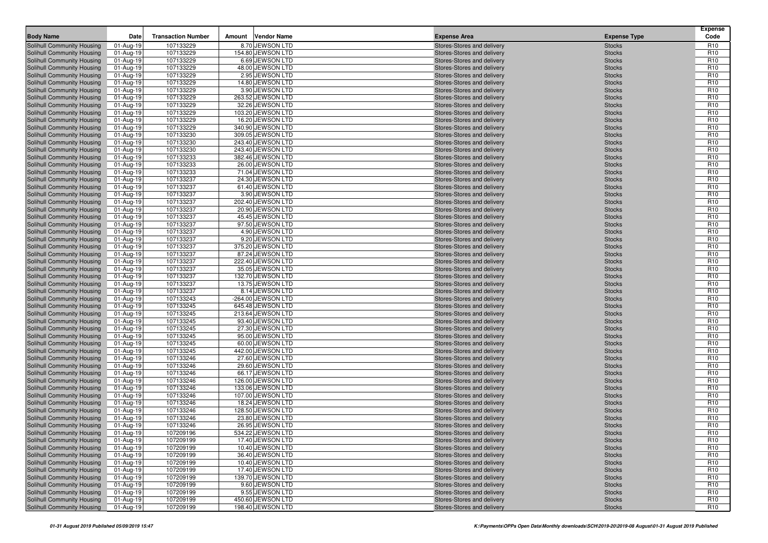| Body Name | Date | Transaction Number | Amount | Vendor Name | Expense Area | Expense Type | Expense Code |
|---|---|---|---|---|---|---|---|
| Solihull Community Housing | 01-Aug-19 | 107133229 | 8.70 | JEWSON LTD | Stores-Stores and delivery | Stocks | R10 |
| Solihull Community Housing | 01-Aug-19 | 107133229 | 154.80 | JEWSON LTD | Stores-Stores and delivery | Stocks | R10 |
| Solihull Community Housing | 01-Aug-19 | 107133229 | 6.69 | JEWSON LTD | Stores-Stores and delivery | Stocks | R10 |
| Solihull Community Housing | 01-Aug-19 | 107133229 | 48.00 | JEWSON LTD | Stores-Stores and delivery | Stocks | R10 |
| Solihull Community Housing | 01-Aug-19 | 107133229 | 2.95 | JEWSON LTD | Stores-Stores and delivery | Stocks | R10 |
| Solihull Community Housing | 01-Aug-19 | 107133229 | 14.80 | JEWSON LTD | Stores-Stores and delivery | Stocks | R10 |
| Solihull Community Housing | 01-Aug-19 | 107133229 | 3.90 | JEWSON LTD | Stores-Stores and delivery | Stocks | R10 |
| Solihull Community Housing | 01-Aug-19 | 107133229 | 263.52 | JEWSON LTD | Stores-Stores and delivery | Stocks | R10 |
| Solihull Community Housing | 01-Aug-19 | 107133229 | 32.26 | JEWSON LTD | Stores-Stores and delivery | Stocks | R10 |
| Solihull Community Housing | 01-Aug-19 | 107133229 | 103.20 | JEWSON LTD | Stores-Stores and delivery | Stocks | R10 |
| Solihull Community Housing | 01-Aug-19 | 107133229 | 16.20 | JEWSON LTD | Stores-Stores and delivery | Stocks | R10 |
| Solihull Community Housing | 01-Aug-19 | 107133229 | 340.90 | JEWSON LTD | Stores-Stores and delivery | Stocks | R10 |
| Solihull Community Housing | 01-Aug-19 | 107133230 | 309.05 | JEWSON LTD | Stores-Stores and delivery | Stocks | R10 |
| Solihull Community Housing | 01-Aug-19 | 107133230 | 243.40 | JEWSON LTD | Stores-Stores and delivery | Stocks | R10 |
| Solihull Community Housing | 01-Aug-19 | 107133230 | 243.40 | JEWSON LTD | Stores-Stores and delivery | Stocks | R10 |
| Solihull Community Housing | 01-Aug-19 | 107133233 | 382.46 | JEWSON LTD | Stores-Stores and delivery | Stocks | R10 |
| Solihull Community Housing | 01-Aug-19 | 107133233 | 26.00 | JEWSON LTD | Stores-Stores and delivery | Stocks | R10 |
| Solihull Community Housing | 01-Aug-19 | 107133233 | 71.04 | JEWSON LTD | Stores-Stores and delivery | Stocks | R10 |
| Solihull Community Housing | 01-Aug-19 | 107133237 | 24.30 | JEWSON LTD | Stores-Stores and delivery | Stocks | R10 |
| Solihull Community Housing | 01-Aug-19 | 107133237 | 61.40 | JEWSON LTD | Stores-Stores and delivery | Stocks | R10 |
| Solihull Community Housing | 01-Aug-19 | 107133237 | 3.90 | JEWSON LTD | Stores-Stores and delivery | Stocks | R10 |
| Solihull Community Housing | 01-Aug-19 | 107133237 | 202.40 | JEWSON LTD | Stores-Stores and delivery | Stocks | R10 |
| Solihull Community Housing | 01-Aug-19 | 107133237 | 20.90 | JEWSON LTD | Stores-Stores and delivery | Stocks | R10 |
| Solihull Community Housing | 01-Aug-19 | 107133237 | 45.45 | JEWSON LTD | Stores-Stores and delivery | Stocks | R10 |
| Solihull Community Housing | 01-Aug-19 | 107133237 | 97.50 | JEWSON LTD | Stores-Stores and delivery | Stocks | R10 |
| Solihull Community Housing | 01-Aug-19 | 107133237 | 4.90 | JEWSON LTD | Stores-Stores and delivery | Stocks | R10 |
| Solihull Community Housing | 01-Aug-19 | 107133237 | 9.20 | JEWSON LTD | Stores-Stores and delivery | Stocks | R10 |
| Solihull Community Housing | 01-Aug-19 | 107133237 | 375.20 | JEWSON LTD | Stores-Stores and delivery | Stocks | R10 |
| Solihull Community Housing | 01-Aug-19 | 107133237 | 87.24 | JEWSON LTD | Stores-Stores and delivery | Stocks | R10 |
| Solihull Community Housing | 01-Aug-19 | 107133237 | 222.40 | JEWSON LTD | Stores-Stores and delivery | Stocks | R10 |
| Solihull Community Housing | 01-Aug-19 | 107133237 | 35.05 | JEWSON LTD | Stores-Stores and delivery | Stocks | R10 |
| Solihull Community Housing | 01-Aug-19 | 107133237 | 132.70 | JEWSON LTD | Stores-Stores and delivery | Stocks | R10 |
| Solihull Community Housing | 01-Aug-19 | 107133237 | 13.75 | JEWSON LTD | Stores-Stores and delivery | Stocks | R10 |
| Solihull Community Housing | 01-Aug-19 | 107133237 | 8.14 | JEWSON LTD | Stores-Stores and delivery | Stocks | R10 |
| Solihull Community Housing | 01-Aug-19 | 107133243 | -264.00 | JEWSON LTD | Stores-Stores and delivery | Stocks | R10 |
| Solihull Community Housing | 01-Aug-19 | 107133245 | 645.48 | JEWSON LTD | Stores-Stores and delivery | Stocks | R10 |
| Solihull Community Housing | 01-Aug-19 | 107133245 | 213.64 | JEWSON LTD | Stores-Stores and delivery | Stocks | R10 |
| Solihull Community Housing | 01-Aug-19 | 107133245 | 93.40 | JEWSON LTD | Stores-Stores and delivery | Stocks | R10 |
| Solihull Community Housing | 01-Aug-19 | 107133245 | 27.30 | JEWSON LTD | Stores-Stores and delivery | Stocks | R10 |
| Solihull Community Housing | 01-Aug-19 | 107133245 | 95.00 | JEWSON LTD | Stores-Stores and delivery | Stocks | R10 |
| Solihull Community Housing | 01-Aug-19 | 107133245 | 60.00 | JEWSON LTD | Stores-Stores and delivery | Stocks | R10 |
| Solihull Community Housing | 01-Aug-19 | 107133245 | 442.00 | JEWSON LTD | Stores-Stores and delivery | Stocks | R10 |
| Solihull Community Housing | 01-Aug-19 | 107133246 | 27.60 | JEWSON LTD | Stores-Stores and delivery | Stocks | R10 |
| Solihull Community Housing | 01-Aug-19 | 107133246 | 29.60 | JEWSON LTD | Stores-Stores and delivery | Stocks | R10 |
| Solihull Community Housing | 01-Aug-19 | 107133246 | 66.17 | JEWSON LTD | Stores-Stores and delivery | Stocks | R10 |
| Solihull Community Housing | 01-Aug-19 | 107133246 | 126.00 | JEWSON LTD | Stores-Stores and delivery | Stocks | R10 |
| Solihull Community Housing | 01-Aug-19 | 107133246 | 133.06 | JEWSON LTD | Stores-Stores and delivery | Stocks | R10 |
| Solihull Community Housing | 01-Aug-19 | 107133246 | 107.00 | JEWSON LTD | Stores-Stores and delivery | Stocks | R10 |
| Solihull Community Housing | 01-Aug-19 | 107133246 | 18.24 | JEWSON LTD | Stores-Stores and delivery | Stocks | R10 |
| Solihull Community Housing | 01-Aug-19 | 107133246 | 128.50 | JEWSON LTD | Stores-Stores and delivery | Stocks | R10 |
| Solihull Community Housing | 01-Aug-19 | 107133246 | 23.80 | JEWSON LTD | Stores-Stores and delivery | Stocks | R10 |
| Solihull Community Housing | 01-Aug-19 | 107133246 | 26.95 | JEWSON LTD | Stores-Stores and delivery | Stocks | R10 |
| Solihull Community Housing | 01-Aug-19 | 107209196 | 534.22 | JEWSON LTD | Stores-Stores and delivery | Stocks | R10 |
| Solihull Community Housing | 01-Aug-19 | 107209199 | 17.40 | JEWSON LTD | Stores-Stores and delivery | Stocks | R10 |
| Solihull Community Housing | 01-Aug-19 | 107209199 | 10.40 | JEWSON LTD | Stores-Stores and delivery | Stocks | R10 |
| Solihull Community Housing | 01-Aug-19 | 107209199 | 36.40 | JEWSON LTD | Stores-Stores and delivery | Stocks | R10 |
| Solihull Community Housing | 01-Aug-19 | 107209199 | 10.40 | JEWSON LTD | Stores-Stores and delivery | Stocks | R10 |
| Solihull Community Housing | 01-Aug-19 | 107209199 | 17.40 | JEWSON LTD | Stores-Stores and delivery | Stocks | R10 |
| Solihull Community Housing | 01-Aug-19 | 107209199 | 139.70 | JEWSON LTD | Stores-Stores and delivery | Stocks | R10 |
| Solihull Community Housing | 01-Aug-19 | 107209199 | 9.60 | JEWSON LTD | Stores-Stores and delivery | Stocks | R10 |
| Solihull Community Housing | 01-Aug-19 | 107209199 | 9.55 | JEWSON LTD | Stores-Stores and delivery | Stocks | R10 |
| Solihull Community Housing | 01-Aug-19 | 107209199 | 450.60 | JEWSON LTD | Stores-Stores and delivery | Stocks | R10 |
| Solihull Community Housing | 01-Aug-19 | 107209199 | 198.40 | JEWSON LTD | Stores-Stores and delivery | Stocks | R10 |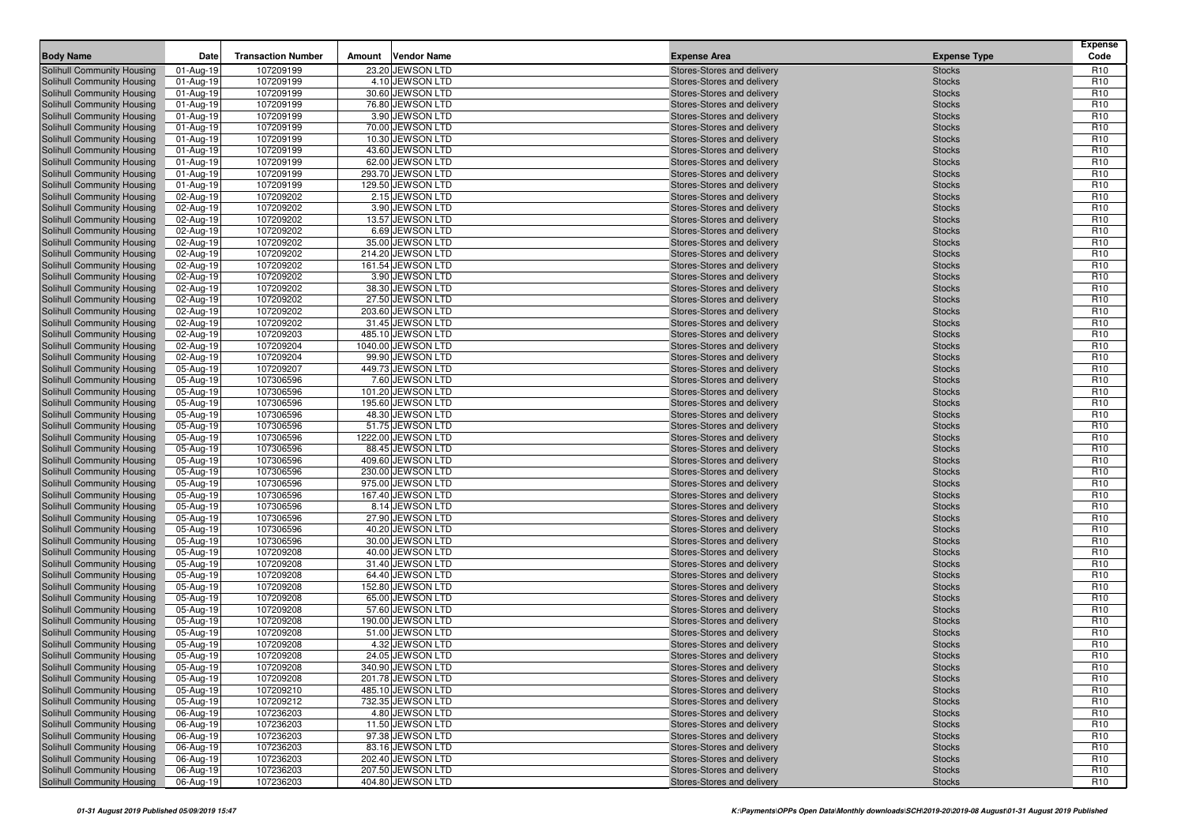| Body Name | Date | Transaction Number | Amount | Vendor Name | Expense Area | Expense Type | Expense Code |
|---|---|---|---|---|---|---|---|
| Solihull Community Housing | 01-Aug-19 | 107209199 | 23.20 | JEWSON LTD | Stores-Stores and delivery | Stocks | R10 |
| Solihull Community Housing | 01-Aug-19 | 107209199 | 4.10 | JEWSON LTD | Stores-Stores and delivery | Stocks | R10 |
| Solihull Community Housing | 01-Aug-19 | 107209199 | 30.60 | JEWSON LTD | Stores-Stores and delivery | Stocks | R10 |
| Solihull Community Housing | 01-Aug-19 | 107209199 | 76.80 | JEWSON LTD | Stores-Stores and delivery | Stocks | R10 |
| Solihull Community Housing | 01-Aug-19 | 107209199 | 3.90 | JEWSON LTD | Stores-Stores and delivery | Stocks | R10 |
| Solihull Community Housing | 01-Aug-19 | 107209199 | 70.00 | JEWSON LTD | Stores-Stores and delivery | Stocks | R10 |
| Solihull Community Housing | 01-Aug-19 | 107209199 | 10.30 | JEWSON LTD | Stores-Stores and delivery | Stocks | R10 |
| Solihull Community Housing | 01-Aug-19 | 107209199 | 43.60 | JEWSON LTD | Stores-Stores and delivery | Stocks | R10 |
| Solihull Community Housing | 01-Aug-19 | 107209199 | 62.00 | JEWSON LTD | Stores-Stores and delivery | Stocks | R10 |
| Solihull Community Housing | 01-Aug-19 | 107209199 | 293.70 | JEWSON LTD | Stores-Stores and delivery | Stocks | R10 |
| Solihull Community Housing | 01-Aug-19 | 107209199 | 129.50 | JEWSON LTD | Stores-Stores and delivery | Stocks | R10 |
| Solihull Community Housing | 02-Aug-19 | 107209202 | 2.15 | JEWSON LTD | Stores-Stores and delivery | Stocks | R10 |
| Solihull Community Housing | 02-Aug-19 | 107209202 | 3.90 | JEWSON LTD | Stores-Stores and delivery | Stocks | R10 |
| Solihull Community Housing | 02-Aug-19 | 107209202 | 13.57 | JEWSON LTD | Stores-Stores and delivery | Stocks | R10 |
| Solihull Community Housing | 02-Aug-19 | 107209202 | 6.69 | JEWSON LTD | Stores-Stores and delivery | Stocks | R10 |
| Solihull Community Housing | 02-Aug-19 | 107209202 | 35.00 | JEWSON LTD | Stores-Stores and delivery | Stocks | R10 |
| Solihull Community Housing | 02-Aug-19 | 107209202 | 214.20 | JEWSON LTD | Stores-Stores and delivery | Stocks | R10 |
| Solihull Community Housing | 02-Aug-19 | 107209202 | 161.54 | JEWSON LTD | Stores-Stores and delivery | Stocks | R10 |
| Solihull Community Housing | 02-Aug-19 | 107209202 | 3.90 | JEWSON LTD | Stores-Stores and delivery | Stocks | R10 |
| Solihull Community Housing | 02-Aug-19 | 107209202 | 38.30 | JEWSON LTD | Stores-Stores and delivery | Stocks | R10 |
| Solihull Community Housing | 02-Aug-19 | 107209202 | 27.50 | JEWSON LTD | Stores-Stores and delivery | Stocks | R10 |
| Solihull Community Housing | 02-Aug-19 | 107209202 | 203.60 | JEWSON LTD | Stores-Stores and delivery | Stocks | R10 |
| Solihull Community Housing | 02-Aug-19 | 107209202 | 31.45 | JEWSON LTD | Stores-Stores and delivery | Stocks | R10 |
| Solihull Community Housing | 02-Aug-19 | 107209203 | 485.10 | JEWSON LTD | Stores-Stores and delivery | Stocks | R10 |
| Solihull Community Housing | 02-Aug-19 | 107209204 | 1040.00 | JEWSON LTD | Stores-Stores and delivery | Stocks | R10 |
| Solihull Community Housing | 02-Aug-19 | 107209204 | 99.90 | JEWSON LTD | Stores-Stores and delivery | Stocks | R10 |
| Solihull Community Housing | 05-Aug-19 | 107209207 | 449.73 | JEWSON LTD | Stores-Stores and delivery | Stocks | R10 |
| Solihull Community Housing | 05-Aug-19 | 107306596 | 7.60 | JEWSON LTD | Stores-Stores and delivery | Stocks | R10 |
| Solihull Community Housing | 05-Aug-19 | 107306596 | 101.20 | JEWSON LTD | Stores-Stores and delivery | Stocks | R10 |
| Solihull Community Housing | 05-Aug-19 | 107306596 | 195.60 | JEWSON LTD | Stores-Stores and delivery | Stocks | R10 |
| Solihull Community Housing | 05-Aug-19 | 107306596 | 48.30 | JEWSON LTD | Stores-Stores and delivery | Stocks | R10 |
| Solihull Community Housing | 05-Aug-19 | 107306596 | 51.75 | JEWSON LTD | Stores-Stores and delivery | Stocks | R10 |
| Solihull Community Housing | 05-Aug-19 | 107306596 | 1222.00 | JEWSON LTD | Stores-Stores and delivery | Stocks | R10 |
| Solihull Community Housing | 05-Aug-19 | 107306596 | 88.45 | JEWSON LTD | Stores-Stores and delivery | Stocks | R10 |
| Solihull Community Housing | 05-Aug-19 | 107306596 | 409.60 | JEWSON LTD | Stores-Stores and delivery | Stocks | R10 |
| Solihull Community Housing | 05-Aug-19 | 107306596 | 230.00 | JEWSON LTD | Stores-Stores and delivery | Stocks | R10 |
| Solihull Community Housing | 05-Aug-19 | 107306596 | 975.00 | JEWSON LTD | Stores-Stores and delivery | Stocks | R10 |
| Solihull Community Housing | 05-Aug-19 | 107306596 | 167.40 | JEWSON LTD | Stores-Stores and delivery | Stocks | R10 |
| Solihull Community Housing | 05-Aug-19 | 107306596 | 8.14 | JEWSON LTD | Stores-Stores and delivery | Stocks | R10 |
| Solihull Community Housing | 05-Aug-19 | 107306596 | 27.90 | JEWSON LTD | Stores-Stores and delivery | Stocks | R10 |
| Solihull Community Housing | 05-Aug-19 | 107306596 | 40.20 | JEWSON LTD | Stores-Stores and delivery | Stocks | R10 |
| Solihull Community Housing | 05-Aug-19 | 107306596 | 30.00 | JEWSON LTD | Stores-Stores and delivery | Stocks | R10 |
| Solihull Community Housing | 05-Aug-19 | 107209208 | 40.00 | JEWSON LTD | Stores-Stores and delivery | Stocks | R10 |
| Solihull Community Housing | 05-Aug-19 | 107209208 | 31.40 | JEWSON LTD | Stores-Stores and delivery | Stocks | R10 |
| Solihull Community Housing | 05-Aug-19 | 107209208 | 64.40 | JEWSON LTD | Stores-Stores and delivery | Stocks | R10 |
| Solihull Community Housing | 05-Aug-19 | 107209208 | 152.80 | JEWSON LTD | Stores-Stores and delivery | Stocks | R10 |
| Solihull Community Housing | 05-Aug-19 | 107209208 | 65.00 | JEWSON LTD | Stores-Stores and delivery | Stocks | R10 |
| Solihull Community Housing | 05-Aug-19 | 107209208 | 57.60 | JEWSON LTD | Stores-Stores and delivery | Stocks | R10 |
| Solihull Community Housing | 05-Aug-19 | 107209208 | 190.00 | JEWSON LTD | Stores-Stores and delivery | Stocks | R10 |
| Solihull Community Housing | 05-Aug-19 | 107209208 | 51.00 | JEWSON LTD | Stores-Stores and delivery | Stocks | R10 |
| Solihull Community Housing | 05-Aug-19 | 107209208 | 4.32 | JEWSON LTD | Stores-Stores and delivery | Stocks | R10 |
| Solihull Community Housing | 05-Aug-19 | 107209208 | 24.05 | JEWSON LTD | Stores-Stores and delivery | Stocks | R10 |
| Solihull Community Housing | 05-Aug-19 | 107209208 | 340.90 | JEWSON LTD | Stores-Stores and delivery | Stocks | R10 |
| Solihull Community Housing | 05-Aug-19 | 107209208 | 201.78 | JEWSON LTD | Stores-Stores and delivery | Stocks | R10 |
| Solihull Community Housing | 05-Aug-19 | 107209210 | 485.10 | JEWSON LTD | Stores-Stores and delivery | Stocks | R10 |
| Solihull Community Housing | 05-Aug-19 | 107209212 | 732.35 | JEWSON LTD | Stores-Stores and delivery | Stocks | R10 |
| Solihull Community Housing | 06-Aug-19 | 107236203 | 4.80 | JEWSON LTD | Stores-Stores and delivery | Stocks | R10 |
| Solihull Community Housing | 06-Aug-19 | 107236203 | 11.50 | JEWSON LTD | Stores-Stores and delivery | Stocks | R10 |
| Solihull Community Housing | 06-Aug-19 | 107236203 | 97.38 | JEWSON LTD | Stores-Stores and delivery | Stocks | R10 |
| Solihull Community Housing | 06-Aug-19 | 107236203 | 83.16 | JEWSON LTD | Stores-Stores and delivery | Stocks | R10 |
| Solihull Community Housing | 06-Aug-19 | 107236203 | 202.40 | JEWSON LTD | Stores-Stores and delivery | Stocks | R10 |
| Solihull Community Housing | 06-Aug-19 | 107236203 | 207.50 | JEWSON LTD | Stores-Stores and delivery | Stocks | R10 |
| Solihull Community Housing | 06-Aug-19 | 107236203 | 404.80 | JEWSON LTD | Stores-Stores and delivery | Stocks | R10 |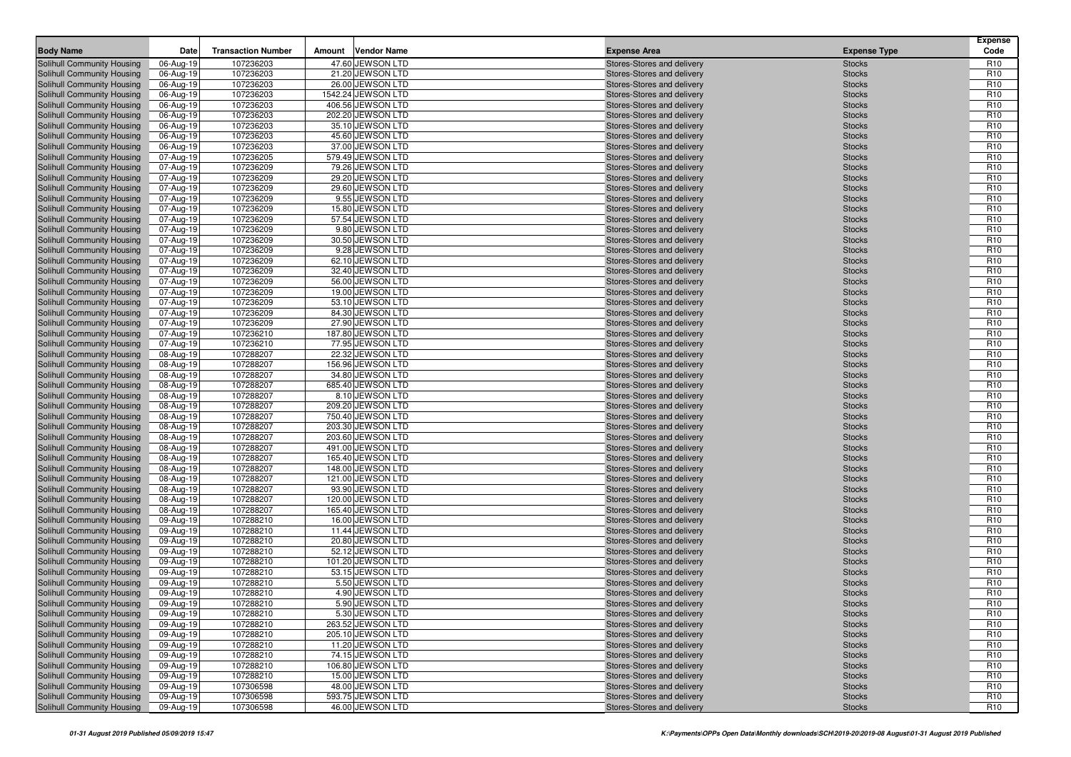| Body Name | Date | Transaction Number | Amount | Vendor Name | Expense Area | Expense Type | Expense Code |
|---|---|---|---|---|---|---|---|
| Solihull Community Housing | 06-Aug-19 | 107236203 | 47.60 | JEWSON LTD | Stores-Stores and delivery | Stocks | R10 |
| Solihull Community Housing | 06-Aug-19 | 107236203 | 21.20 | JEWSON LTD | Stores-Stores and delivery | Stocks | R10 |
| Solihull Community Housing | 06-Aug-19 | 107236203 | 26.00 | JEWSON LTD | Stores-Stores and delivery | Stocks | R10 |
| Solihull Community Housing | 06-Aug-19 | 107236203 | 1542.24 | JEWSON LTD | Stores-Stores and delivery | Stocks | R10 |
| Solihull Community Housing | 06-Aug-19 | 107236203 | 406.56 | JEWSON LTD | Stores-Stores and delivery | Stocks | R10 |
| Solihull Community Housing | 06-Aug-19 | 107236203 | 202.20 | JEWSON LTD | Stores-Stores and delivery | Stocks | R10 |
| Solihull Community Housing | 06-Aug-19 | 107236203 | 35.10 | JEWSON LTD | Stores-Stores and delivery | Stocks | R10 |
| Solihull Community Housing | 06-Aug-19 | 107236203 | 45.60 | JEWSON LTD | Stores-Stores and delivery | Stocks | R10 |
| Solihull Community Housing | 06-Aug-19 | 107236203 | 37.00 | JEWSON LTD | Stores-Stores and delivery | Stocks | R10 |
| Solihull Community Housing | 07-Aug-19 | 107236205 | 579.49 | JEWSON LTD | Stores-Stores and delivery | Stocks | R10 |
| Solihull Community Housing | 07-Aug-19 | 107236209 | 79.26 | JEWSON LTD | Stores-Stores and delivery | Stocks | R10 |
| Solihull Community Housing | 07-Aug-19 | 107236209 | 29.20 | JEWSON LTD | Stores-Stores and delivery | Stocks | R10 |
| Solihull Community Housing | 07-Aug-19 | 107236209 | 29.60 | JEWSON LTD | Stores-Stores and delivery | Stocks | R10 |
| Solihull Community Housing | 07-Aug-19 | 107236209 | 9.55 | JEWSON LTD | Stores-Stores and delivery | Stocks | R10 |
| Solihull Community Housing | 07-Aug-19 | 107236209 | 15.80 | JEWSON LTD | Stores-Stores and delivery | Stocks | R10 |
| Solihull Community Housing | 07-Aug-19 | 107236209 | 57.54 | JEWSON LTD | Stores-Stores and delivery | Stocks | R10 |
| Solihull Community Housing | 07-Aug-19 | 107236209 | 9.80 | JEWSON LTD | Stores-Stores and delivery | Stocks | R10 |
| Solihull Community Housing | 07-Aug-19 | 107236209 | 30.50 | JEWSON LTD | Stores-Stores and delivery | Stocks | R10 |
| Solihull Community Housing | 07-Aug-19 | 107236209 | 9.28 | JEWSON LTD | Stores-Stores and delivery | Stocks | R10 |
| Solihull Community Housing | 07-Aug-19 | 107236209 | 62.10 | JEWSON LTD | Stores-Stores and delivery | Stocks | R10 |
| Solihull Community Housing | 07-Aug-19 | 107236209 | 32.40 | JEWSON LTD | Stores-Stores and delivery | Stocks | R10 |
| Solihull Community Housing | 07-Aug-19 | 107236209 | 56.00 | JEWSON LTD | Stores-Stores and delivery | Stocks | R10 |
| Solihull Community Housing | 07-Aug-19 | 107236209 | 19.00 | JEWSON LTD | Stores-Stores and delivery | Stocks | R10 |
| Solihull Community Housing | 07-Aug-19 | 107236209 | 53.10 | JEWSON LTD | Stores-Stores and delivery | Stocks | R10 |
| Solihull Community Housing | 07-Aug-19 | 107236209 | 84.30 | JEWSON LTD | Stores-Stores and delivery | Stocks | R10 |
| Solihull Community Housing | 07-Aug-19 | 107236209 | 27.90 | JEWSON LTD | Stores-Stores and delivery | Stocks | R10 |
| Solihull Community Housing | 07-Aug-19 | 107236210 | 187.80 | JEWSON LTD | Stores-Stores and delivery | Stocks | R10 |
| Solihull Community Housing | 07-Aug-19 | 107236210 | 77.95 | JEWSON LTD | Stores-Stores and delivery | Stocks | R10 |
| Solihull Community Housing | 08-Aug-19 | 107288207 | 22.32 | JEWSON LTD | Stores-Stores and delivery | Stocks | R10 |
| Solihull Community Housing | 08-Aug-19 | 107288207 | 156.96 | JEWSON LTD | Stores-Stores and delivery | Stocks | R10 |
| Solihull Community Housing | 08-Aug-19 | 107288207 | 34.80 | JEWSON LTD | Stores-Stores and delivery | Stocks | R10 |
| Solihull Community Housing | 08-Aug-19 | 107288207 | 685.40 | JEWSON LTD | Stores-Stores and delivery | Stocks | R10 |
| Solihull Community Housing | 08-Aug-19 | 107288207 | 8.10 | JEWSON LTD | Stores-Stores and delivery | Stocks | R10 |
| Solihull Community Housing | 08-Aug-19 | 107288207 | 209.20 | JEWSON LTD | Stores-Stores and delivery | Stocks | R10 |
| Solihull Community Housing | 08-Aug-19 | 107288207 | 750.40 | JEWSON LTD | Stores-Stores and delivery | Stocks | R10 |
| Solihull Community Housing | 08-Aug-19 | 107288207 | 203.30 | JEWSON LTD | Stores-Stores and delivery | Stocks | R10 |
| Solihull Community Housing | 08-Aug-19 | 107288207 | 203.60 | JEWSON LTD | Stores-Stores and delivery | Stocks | R10 |
| Solihull Community Housing | 08-Aug-19 | 107288207 | 491.00 | JEWSON LTD | Stores-Stores and delivery | Stocks | R10 |
| Solihull Community Housing | 08-Aug-19 | 107288207 | 165.40 | JEWSON LTD | Stores-Stores and delivery | Stocks | R10 |
| Solihull Community Housing | 08-Aug-19 | 107288207 | 148.00 | JEWSON LTD | Stores-Stores and delivery | Stocks | R10 |
| Solihull Community Housing | 08-Aug-19 | 107288207 | 121.00 | JEWSON LTD | Stores-Stores and delivery | Stocks | R10 |
| Solihull Community Housing | 08-Aug-19 | 107288207 | 93.90 | JEWSON LTD | Stores-Stores and delivery | Stocks | R10 |
| Solihull Community Housing | 08-Aug-19 | 107288207 | 120.00 | JEWSON LTD | Stores-Stores and delivery | Stocks | R10 |
| Solihull Community Housing | 08-Aug-19 | 107288207 | 165.40 | JEWSON LTD | Stores-Stores and delivery | Stocks | R10 |
| Solihull Community Housing | 09-Aug-19 | 107288210 | 16.00 | JEWSON LTD | Stores-Stores and delivery | Stocks | R10 |
| Solihull Community Housing | 09-Aug-19 | 107288210 | 11.44 | JEWSON LTD | Stores-Stores and delivery | Stocks | R10 |
| Solihull Community Housing | 09-Aug-19 | 107288210 | 20.80 | JEWSON LTD | Stores-Stores and delivery | Stocks | R10 |
| Solihull Community Housing | 09-Aug-19 | 107288210 | 52.12 | JEWSON LTD | Stores-Stores and delivery | Stocks | R10 |
| Solihull Community Housing | 09-Aug-19 | 107288210 | 101.20 | JEWSON LTD | Stores-Stores and delivery | Stocks | R10 |
| Solihull Community Housing | 09-Aug-19 | 107288210 | 53.15 | JEWSON LTD | Stores-Stores and delivery | Stocks | R10 |
| Solihull Community Housing | 09-Aug-19 | 107288210 | 5.50 | JEWSON LTD | Stores-Stores and delivery | Stocks | R10 |
| Solihull Community Housing | 09-Aug-19 | 107288210 | 4.90 | JEWSON LTD | Stores-Stores and delivery | Stocks | R10 |
| Solihull Community Housing | 09-Aug-19 | 107288210 | 5.90 | JEWSON LTD | Stores-Stores and delivery | Stocks | R10 |
| Solihull Community Housing | 09-Aug-19 | 107288210 | 5.30 | JEWSON LTD | Stores-Stores and delivery | Stocks | R10 |
| Solihull Community Housing | 09-Aug-19 | 107288210 | 263.52 | JEWSON LTD | Stores-Stores and delivery | Stocks | R10 |
| Solihull Community Housing | 09-Aug-19 | 107288210 | 205.10 | JEWSON LTD | Stores-Stores and delivery | Stocks | R10 |
| Solihull Community Housing | 09-Aug-19 | 107288210 | 11.20 | JEWSON LTD | Stores-Stores and delivery | Stocks | R10 |
| Solihull Community Housing | 09-Aug-19 | 107288210 | 74.15 | JEWSON LTD | Stores-Stores and delivery | Stocks | R10 |
| Solihull Community Housing | 09-Aug-19 | 107288210 | 106.80 | JEWSON LTD | Stores-Stores and delivery | Stocks | R10 |
| Solihull Community Housing | 09-Aug-19 | 107288210 | 15.00 | JEWSON LTD | Stores-Stores and delivery | Stocks | R10 |
| Solihull Community Housing | 09-Aug-19 | 107306598 | 48.00 | JEWSON LTD | Stores-Stores and delivery | Stocks | R10 |
| Solihull Community Housing | 09-Aug-19 | 107306598 | 593.75 | JEWSON LTD | Stores-Stores and delivery | Stocks | R10 |
| Solihull Community Housing | 09-Aug-19 | 107306598 | 46.00 | JEWSON LTD | Stores-Stores and delivery | Stocks | R10 |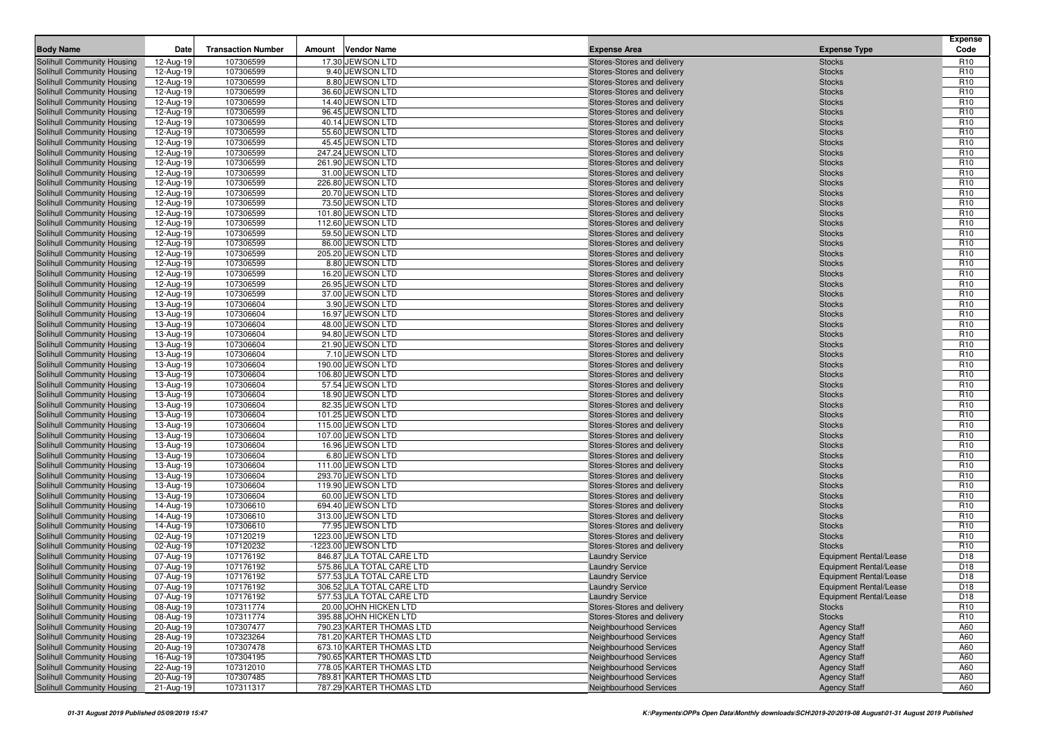| Body Name | Date | Transaction Number | Amount | Vendor Name | Expense Area | Expense Type | Expense Code |
|---|---|---|---|---|---|---|---|
| Solihull Community Housing | 12-Aug-19 | 107306599 | 17.30 | JEWSON LTD | Stores-Stores and delivery | Stocks | R10 |
| Solihull Community Housing | 12-Aug-19 | 107306599 | 9.40 | JEWSON LTD | Stores-Stores and delivery | Stocks | R10 |
| Solihull Community Housing | 12-Aug-19 | 107306599 | 8.80 | JEWSON LTD | Stores-Stores and delivery | Stocks | R10 |
| Solihull Community Housing | 12-Aug-19 | 107306599 | 36.60 | JEWSON LTD | Stores-Stores and delivery | Stocks | R10 |
| Solihull Community Housing | 12-Aug-19 | 107306599 | 14.40 | JEWSON LTD | Stores-Stores and delivery | Stocks | R10 |
| Solihull Community Housing | 12-Aug-19 | 107306599 | 96.45 | JEWSON LTD | Stores-Stores and delivery | Stocks | R10 |
| Solihull Community Housing | 12-Aug-19 | 107306599 | 40.14 | JEWSON LTD | Stores-Stores and delivery | Stocks | R10 |
| Solihull Community Housing | 12-Aug-19 | 107306599 | 55.60 | JEWSON LTD | Stores-Stores and delivery | Stocks | R10 |
| Solihull Community Housing | 12-Aug-19 | 107306599 | 45.45 | JEWSON LTD | Stores-Stores and delivery | Stocks | R10 |
| Solihull Community Housing | 12-Aug-19 | 107306599 | 247.24 | JEWSON LTD | Stores-Stores and delivery | Stocks | R10 |
| Solihull Community Housing | 12-Aug-19 | 107306599 | 261.90 | JEWSON LTD | Stores-Stores and delivery | Stocks | R10 |
| Solihull Community Housing | 12-Aug-19 | 107306599 | 31.00 | JEWSON LTD | Stores-Stores and delivery | Stocks | R10 |
| Solihull Community Housing | 12-Aug-19 | 107306599 | 226.80 | JEWSON LTD | Stores-Stores and delivery | Stocks | R10 |
| Solihull Community Housing | 12-Aug-19 | 107306599 | 20.70 | JEWSON LTD | Stores-Stores and delivery | Stocks | R10 |
| Solihull Community Housing | 12-Aug-19 | 107306599 | 73.50 | JEWSON LTD | Stores-Stores and delivery | Stocks | R10 |
| Solihull Community Housing | 12-Aug-19 | 107306599 | 101.80 | JEWSON LTD | Stores-Stores and delivery | Stocks | R10 |
| Solihull Community Housing | 12-Aug-19 | 107306599 | 112.60 | JEWSON LTD | Stores-Stores and delivery | Stocks | R10 |
| Solihull Community Housing | 12-Aug-19 | 107306599 | 59.50 | JEWSON LTD | Stores-Stores and delivery | Stocks | R10 |
| Solihull Community Housing | 12-Aug-19 | 107306599 | 86.00 | JEWSON LTD | Stores-Stores and delivery | Stocks | R10 |
| Solihull Community Housing | 12-Aug-19 | 107306599 | 205.20 | JEWSON LTD | Stores-Stores and delivery | Stocks | R10 |
| Solihull Community Housing | 12-Aug-19 | 107306599 | 8.80 | JEWSON LTD | Stores-Stores and delivery | Stocks | R10 |
| Solihull Community Housing | 12-Aug-19 | 107306599 | 16.20 | JEWSON LTD | Stores-Stores and delivery | Stocks | R10 |
| Solihull Community Housing | 12-Aug-19 | 107306599 | 26.95 | JEWSON LTD | Stores-Stores and delivery | Stocks | R10 |
| Solihull Community Housing | 12-Aug-19 | 107306599 | 37.00 | JEWSON LTD | Stores-Stores and delivery | Stocks | R10 |
| Solihull Community Housing | 13-Aug-19 | 107306604 | 3.90 | JEWSON LTD | Stores-Stores and delivery | Stocks | R10 |
| Solihull Community Housing | 13-Aug-19 | 107306604 | 16.97 | JEWSON LTD | Stores-Stores and delivery | Stocks | R10 |
| Solihull Community Housing | 13-Aug-19 | 107306604 | 48.00 | JEWSON LTD | Stores-Stores and delivery | Stocks | R10 |
| Solihull Community Housing | 13-Aug-19 | 107306604 | 94.80 | JEWSON LTD | Stores-Stores and delivery | Stocks | R10 |
| Solihull Community Housing | 13-Aug-19 | 107306604 | 21.90 | JEWSON LTD | Stores-Stores and delivery | Stocks | R10 |
| Solihull Community Housing | 13-Aug-19 | 107306604 | 7.10 | JEWSON LTD | Stores-Stores and delivery | Stocks | R10 |
| Solihull Community Housing | 13-Aug-19 | 107306604 | 190.00 | JEWSON LTD | Stores-Stores and delivery | Stocks | R10 |
| Solihull Community Housing | 13-Aug-19 | 107306604 | 106.80 | JEWSON LTD | Stores-Stores and delivery | Stocks | R10 |
| Solihull Community Housing | 13-Aug-19 | 107306604 | 57.54 | JEWSON LTD | Stores-Stores and delivery | Stocks | R10 |
| Solihull Community Housing | 13-Aug-19 | 107306604 | 18.90 | JEWSON LTD | Stores-Stores and delivery | Stocks | R10 |
| Solihull Community Housing | 13-Aug-19 | 107306604 | 82.35 | JEWSON LTD | Stores-Stores and delivery | Stocks | R10 |
| Solihull Community Housing | 13-Aug-19 | 107306604 | 101.25 | JEWSON LTD | Stores-Stores and delivery | Stocks | R10 |
| Solihull Community Housing | 13-Aug-19 | 107306604 | 115.00 | JEWSON LTD | Stores-Stores and delivery | Stocks | R10 |
| Solihull Community Housing | 13-Aug-19 | 107306604 | 107.00 | JEWSON LTD | Stores-Stores and delivery | Stocks | R10 |
| Solihull Community Housing | 13-Aug-19 | 107306604 | 16.96 | JEWSON LTD | Stores-Stores and delivery | Stocks | R10 |
| Solihull Community Housing | 13-Aug-19 | 107306604 | 6.80 | JEWSON LTD | Stores-Stores and delivery | Stocks | R10 |
| Solihull Community Housing | 13-Aug-19 | 107306604 | 111.00 | JEWSON LTD | Stores-Stores and delivery | Stocks | R10 |
| Solihull Community Housing | 13-Aug-19 | 107306604 | 293.70 | JEWSON LTD | Stores-Stores and delivery | Stocks | R10 |
| Solihull Community Housing | 13-Aug-19 | 107306604 | 119.90 | JEWSON LTD | Stores-Stores and delivery | Stocks | R10 |
| Solihull Community Housing | 13-Aug-19 | 107306604 | 60.00 | JEWSON LTD | Stores-Stores and delivery | Stocks | R10 |
| Solihull Community Housing | 14-Aug-19 | 107306610 | 694.40 | JEWSON LTD | Stores-Stores and delivery | Stocks | R10 |
| Solihull Community Housing | 14-Aug-19 | 107306610 | 313.00 | JEWSON LTD | Stores-Stores and delivery | Stocks | R10 |
| Solihull Community Housing | 14-Aug-19 | 107306610 | 77.95 | JEWSON LTD | Stores-Stores and delivery | Stocks | R10 |
| Solihull Community Housing | 02-Aug-19 | 107120219 | 1223.00 | JEWSON LTD | Stores-Stores and delivery | Stocks | R10 |
| Solihull Community Housing | 02-Aug-19 | 107120232 | -1223.00 | JEWSON LTD | Stores-Stores and delivery | Stocks | R10 |
| Solihull Community Housing | 07-Aug-19 | 107176192 | 846.87 | JLA TOTAL CARE LTD | Laundry Service | Equipment Rental/Lease | D18 |
| Solihull Community Housing | 07-Aug-19 | 107176192 | 575.86 | JLA TOTAL CARE LTD | Laundry Service | Equipment Rental/Lease | D18 |
| Solihull Community Housing | 07-Aug-19 | 107176192 | 577.53 | JLA TOTAL CARE LTD | Laundry Service | Equipment Rental/Lease | D18 |
| Solihull Community Housing | 07-Aug-19 | 107176192 | 306.52 | JLA TOTAL CARE LTD | Laundry Service | Equipment Rental/Lease | D18 |
| Solihull Community Housing | 07-Aug-19 | 107176192 | 577.53 | JLA TOTAL CARE LTD | Laundry Service | Equipment Rental/Lease | D18 |
| Solihull Community Housing | 08-Aug-19 | 107311774 | 20.00 | JOHN HICKEN LTD | Stores-Stores and delivery | Stocks | R10 |
| Solihull Community Housing | 08-Aug-19 | 107311774 | 395.88 | JOHN HICKEN LTD | Stores-Stores and delivery | Stocks | R10 |
| Solihull Community Housing | 20-Aug-19 | 107307477 | 790.23 | KARTER THOMAS LTD | Neighbourhood Services | Agency Staff | A60 |
| Solihull Community Housing | 28-Aug-19 | 107323264 | 781.20 | KARTER THOMAS LTD | Neighbourhood Services | Agency Staff | A60 |
| Solihull Community Housing | 20-Aug-19 | 107307478 | 673.10 | KARTER THOMAS LTD | Neighbourhood Services | Agency Staff | A60 |
| Solihull Community Housing | 16-Aug-19 | 107304195 | 790.65 | KARTER THOMAS LTD | Neighbourhood Services | Agency Staff | A60 |
| Solihull Community Housing | 22-Aug-19 | 107312010 | 778.05 | KARTER THOMAS LTD | Neighbourhood Services | Agency Staff | A60 |
| Solihull Community Housing | 20-Aug-19 | 107307485 | 789.81 | KARTER THOMAS LTD | Neighbourhood Services | Agency Staff | A60 |
| Solihull Community Housing | 21-Aug-19 | 107311317 | 787.29 | KARTER THOMAS LTD | Neighbourhood Services | Agency Staff | A60 |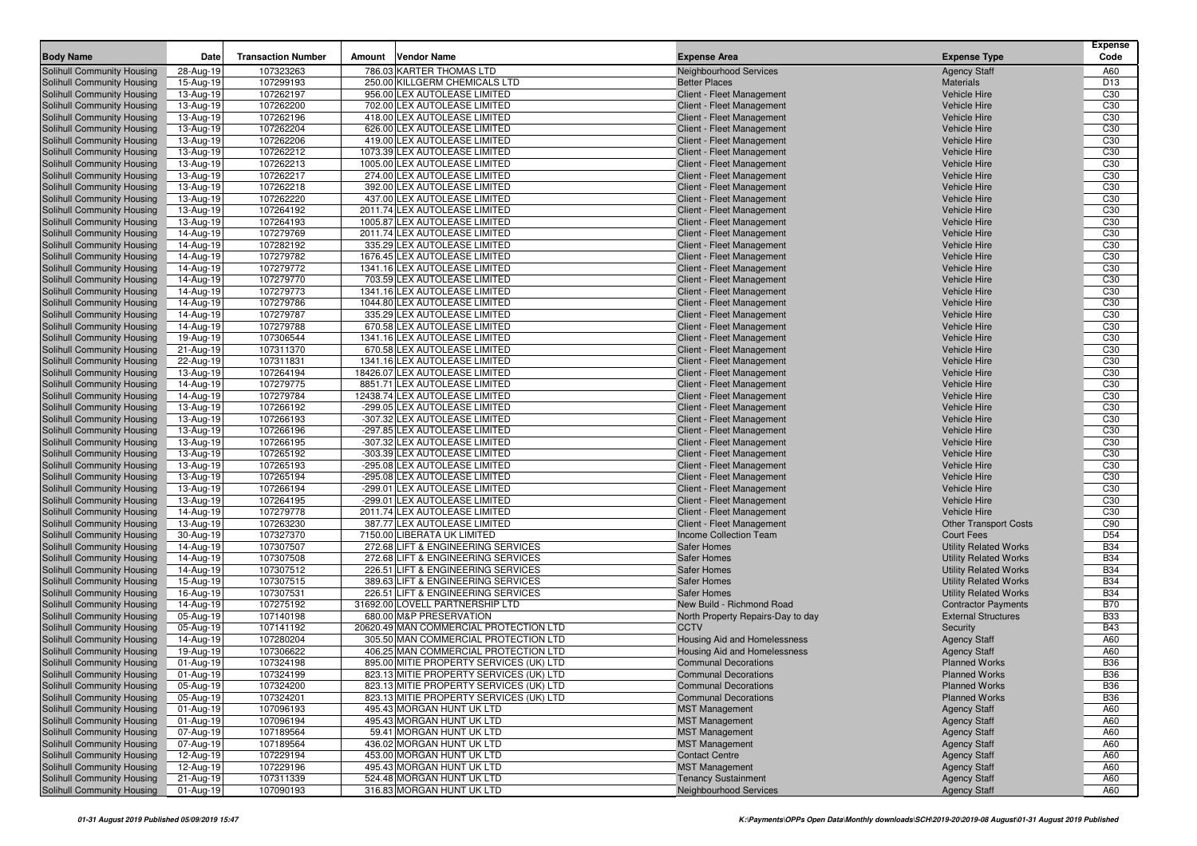| Body Name | Date | Transaction Number | Amount | Vendor Name | Expense Area | Expense Type | Expense Code |
|---|---|---|---|---|---|---|---|
| Solihull Community Housing | 28-Aug-19 | 107323263 | 786.03 | KARTER THOMAS LTD | Neighbourhood Services | Agency Staff | A60 |
| Solihull Community Housing | 15-Aug-19 | 107299193 | 250.00 | KILLGERM CHEMICALS LTD | Better Places | Materials | D13 |
| Solihull Community Housing | 13-Aug-19 | 107262197 | 956.00 | LEX AUTOLEASE LIMITED | Client - Fleet Management | Vehicle Hire | C30 |
| Solihull Community Housing | 13-Aug-19 | 107262200 | 702.00 | LEX AUTOLEASE LIMITED | Client - Fleet Management | Vehicle Hire | C30 |
| Solihull Community Housing | 13-Aug-19 | 107262196 | 418.00 | LEX AUTOLEASE LIMITED | Client - Fleet Management | Vehicle Hire | C30 |
| Solihull Community Housing | 13-Aug-19 | 107262204 | 626.00 | LEX AUTOLEASE LIMITED | Client - Fleet Management | Vehicle Hire | C30 |
| Solihull Community Housing | 13-Aug-19 | 107262206 | 419.00 | LEX AUTOLEASE LIMITED | Client - Fleet Management | Vehicle Hire | C30 |
| Solihull Community Housing | 13-Aug-19 | 107262212 | 1073.39 | LEX AUTOLEASE LIMITED | Client - Fleet Management | Vehicle Hire | C30 |
| Solihull Community Housing | 13-Aug-19 | 107262213 | 1005.00 | LEX AUTOLEASE LIMITED | Client - Fleet Management | Vehicle Hire | C30 |
| Solihull Community Housing | 13-Aug-19 | 107262217 | 274.00 | LEX AUTOLEASE LIMITED | Client - Fleet Management | Vehicle Hire | C30 |
| Solihull Community Housing | 13-Aug-19 | 107262218 | 392.00 | LEX AUTOLEASE LIMITED | Client - Fleet Management | Vehicle Hire | C30 |
| Solihull Community Housing | 13-Aug-19 | 107262220 | 437.00 | LEX AUTOLEASE LIMITED | Client - Fleet Management | Vehicle Hire | C30 |
| Solihull Community Housing | 13-Aug-19 | 107264192 | 2011.74 | LEX AUTOLEASE LIMITED | Client - Fleet Management | Vehicle Hire | C30 |
| Solihull Community Housing | 13-Aug-19 | 107264193 | 1005.87 | LEX AUTOLEASE LIMITED | Client - Fleet Management | Vehicle Hire | C30 |
| Solihull Community Housing | 14-Aug-19 | 107279769 | 2011.74 | LEX AUTOLEASE LIMITED | Client - Fleet Management | Vehicle Hire | C30 |
| Solihull Community Housing | 14-Aug-19 | 107282192 | 335.29 | LEX AUTOLEASE LIMITED | Client - Fleet Management | Vehicle Hire | C30 |
| Solihull Community Housing | 14-Aug-19 | 107279782 | 1676.45 | LEX AUTOLEASE LIMITED | Client - Fleet Management | Vehicle Hire | C30 |
| Solihull Community Housing | 14-Aug-19 | 107279772 | 1341.16 | LEX AUTOLEASE LIMITED | Client - Fleet Management | Vehicle Hire | C30 |
| Solihull Community Housing | 14-Aug-19 | 107279770 | 703.59 | LEX AUTOLEASE LIMITED | Client - Fleet Management | Vehicle Hire | C30 |
| Solihull Community Housing | 14-Aug-19 | 107279773 | 1341.16 | LEX AUTOLEASE LIMITED | Client - Fleet Management | Vehicle Hire | C30 |
| Solihull Community Housing | 14-Aug-19 | 107279786 | 1044.80 | LEX AUTOLEASE LIMITED | Client - Fleet Management | Vehicle Hire | C30 |
| Solihull Community Housing | 14-Aug-19 | 107279787 | 335.29 | LEX AUTOLEASE LIMITED | Client - Fleet Management | Vehicle Hire | C30 |
| Solihull Community Housing | 14-Aug-19 | 107279788 | 670.58 | LEX AUTOLEASE LIMITED | Client - Fleet Management | Vehicle Hire | C30 |
| Solihull Community Housing | 19-Aug-19 | 107306544 | 1341.16 | LEX AUTOLEASE LIMITED | Client - Fleet Management | Vehicle Hire | C30 |
| Solihull Community Housing | 21-Aug-19 | 107311370 | 670.58 | LEX AUTOLEASE LIMITED | Client - Fleet Management | Vehicle Hire | C30 |
| Solihull Community Housing | 22-Aug-19 | 107311831 | 1341.16 | LEX AUTOLEASE LIMITED | Client - Fleet Management | Vehicle Hire | C30 |
| Solihull Community Housing | 13-Aug-19 | 107264194 | 18426.07 | LEX AUTOLEASE LIMITED | Client - Fleet Management | Vehicle Hire | C30 |
| Solihull Community Housing | 14-Aug-19 | 107279775 | 8851.71 | LEX AUTOLEASE LIMITED | Client - Fleet Management | Vehicle Hire | C30 |
| Solihull Community Housing | 14-Aug-19 | 107279784 | 12438.74 | LEX AUTOLEASE LIMITED | Client - Fleet Management | Vehicle Hire | C30 |
| Solihull Community Housing | 13-Aug-19 | 107266192 | -299.05 | LEX AUTOLEASE LIMITED | Client - Fleet Management | Vehicle Hire | C30 |
| Solihull Community Housing | 13-Aug-19 | 107266193 | -307.32 | LEX AUTOLEASE LIMITED | Client - Fleet Management | Vehicle Hire | C30 |
| Solihull Community Housing | 13-Aug-19 | 107266196 | -297.85 | LEX AUTOLEASE LIMITED | Client - Fleet Management | Vehicle Hire | C30 |
| Solihull Community Housing | 13-Aug-19 | 107266195 | -307.32 | LEX AUTOLEASE LIMITED | Client - Fleet Management | Vehicle Hire | C30 |
| Solihull Community Housing | 13-Aug-19 | 107265192 | -303.39 | LEX AUTOLEASE LIMITED | Client - Fleet Management | Vehicle Hire | C30 |
| Solihull Community Housing | 13-Aug-19 | 107265193 | -295.08 | LEX AUTOLEASE LIMITED | Client - Fleet Management | Vehicle Hire | C30 |
| Solihull Community Housing | 13-Aug-19 | 107265194 | -295.08 | LEX AUTOLEASE LIMITED | Client - Fleet Management | Vehicle Hire | C30 |
| Solihull Community Housing | 13-Aug-19 | 107266194 | -299.01 | LEX AUTOLEASE LIMITED | Client - Fleet Management | Vehicle Hire | C30 |
| Solihull Community Housing | 13-Aug-19 | 107264195 | -299.01 | LEX AUTOLEASE LIMITED | Client - Fleet Management | Vehicle Hire | C30 |
| Solihull Community Housing | 14-Aug-19 | 107279778 | 2011.74 | LEX AUTOLEASE LIMITED | Client - Fleet Management | Vehicle Hire | C30 |
| Solihull Community Housing | 13-Aug-19 | 107263230 | 387.77 | LEX AUTOLEASE LIMITED | Client - Fleet Management | Other Transport Costs | C90 |
| Solihull Community Housing | 30-Aug-19 | 107327370 | 7150.00 | LIBERATA UK LIMITED | Income Collection Team | Court Fees | D54 |
| Solihull Community Housing | 14-Aug-19 | 107307507 | 272.68 | LIFT & ENGINEERING SERVICES | Safer Homes | Utility Related Works | B34 |
| Solihull Community Housing | 14-Aug-19 | 107307508 | 272.68 | LIFT & ENGINEERING SERVICES | Safer Homes | Utility Related Works | B34 |
| Solihull Community Housing | 14-Aug-19 | 107307512 | 226.51 | LIFT & ENGINEERING SERVICES | Safer Homes | Utility Related Works | B34 |
| Solihull Community Housing | 15-Aug-19 | 107307515 | 389.63 | LIFT & ENGINEERING SERVICES | Safer Homes | Utility Related Works | B34 |
| Solihull Community Housing | 16-Aug-19 | 107307531 | 226.51 | LIFT & ENGINEERING SERVICES | Safer Homes | Utility Related Works | B34 |
| Solihull Community Housing | 14-Aug-19 | 107275192 | 31692.00 | LOVELL PARTNERSHIP LTD | New Build - Richmond Road | Contractor Payments | B70 |
| Solihull Community Housing | 05-Aug-19 | 107140198 | 680.00 | M&P PRESERVATION | North Property Repairs-Day to day | External Structures | B33 |
| Solihull Community Housing | 05-Aug-19 | 107141192 | 20620.49 | MAN COMMERCIAL PROTECTION LTD | CCTV | Security | B43 |
| Solihull Community Housing | 14-Aug-19 | 107280204 | 305.50 | MAN COMMERCIAL PROTECTION LTD | Housing Aid and Homelessness | Agency Staff | A60 |
| Solihull Community Housing | 19-Aug-19 | 107306622 | 406.25 | MAN COMMERCIAL PROTECTION LTD | Housing Aid and Homelessness | Agency Staff | A60 |
| Solihull Community Housing | 01-Aug-19 | 107324198 | 895.00 | MITIE PROPERTY SERVICES (UK) LTD | Communal Decorations | Planned Works | B36 |
| Solihull Community Housing | 01-Aug-19 | 107324199 | 823.13 | MITIE PROPERTY SERVICES (UK) LTD | Communal Decorations | Planned Works | B36 |
| Solihull Community Housing | 05-Aug-19 | 107324200 | 823.13 | MITIE PROPERTY SERVICES (UK) LTD | Communal Decorations | Planned Works | B36 |
| Solihull Community Housing | 05-Aug-19 | 107324201 | 823.13 | MITIE PROPERTY SERVICES (UK) LTD | Communal Decorations | Planned Works | B36 |
| Solihull Community Housing | 01-Aug-19 | 107096193 | 495.43 | MORGAN HUNT UK LTD | MST Management | Agency Staff | A60 |
| Solihull Community Housing | 01-Aug-19 | 107096194 | 495.43 | MORGAN HUNT UK LTD | MST Management | Agency Staff | A60 |
| Solihull Community Housing | 07-Aug-19 | 107189564 | 59.41 | MORGAN HUNT UK LTD | MST Management | Agency Staff | A60 |
| Solihull Community Housing | 07-Aug-19 | 107189564 | 436.02 | MORGAN HUNT UK LTD | MST Management | Agency Staff | A60 |
| Solihull Community Housing | 12-Aug-19 | 107229194 | 453.00 | MORGAN HUNT UK LTD | Contact Centre | Agency Staff | A60 |
| Solihull Community Housing | 12-Aug-19 | 107229196 | 495.43 | MORGAN HUNT UK LTD | MST Management | Agency Staff | A60 |
| Solihull Community Housing | 21-Aug-19 | 107311339 | 524.48 | MORGAN HUNT UK LTD | Tenancy Sustainment | Agency Staff | A60 |
| Solihull Community Housing | 01-Aug-19 | 107090193 | 316.83 | MORGAN HUNT UK LTD | Neighbourhood Services | Agency Staff | A60 |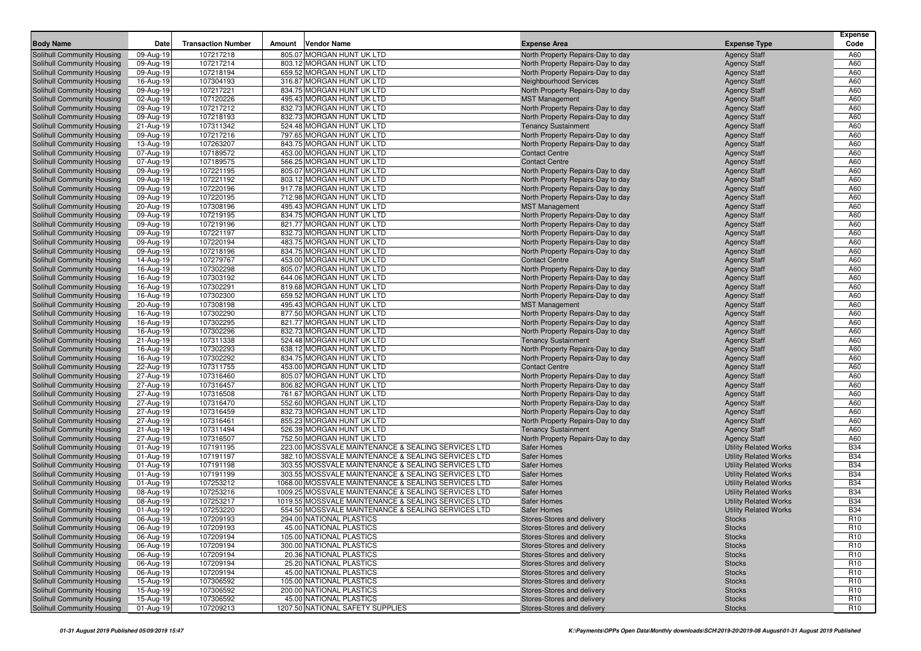| Body Name | Date | Transaction Number | Amount | Vendor Name | Expense Area | Expense Type | Expense Code |
|---|---|---|---|---|---|---|---|
| Solihull Community Housing | 09-Aug-19 | 107217218 | 805.07 | MORGAN HUNT UK LTD | North Property Repairs-Day to day | Agency Staff | A60 |
| Solihull Community Housing | 09-Aug-19 | 107217214 | 803.12 | MORGAN HUNT UK LTD | North Property Repairs-Day to day | Agency Staff | A60 |
| Solihull Community Housing | 09-Aug-19 | 107218194 | 659.52 | MORGAN HUNT UK LTD | North Property Repairs-Day to day | Agency Staff | A60 |
| Solihull Community Housing | 16-Aug-19 | 107304193 | 316.87 | MORGAN HUNT UK LTD | Neighbourhood Services | Agency Staff | A60 |
| Solihull Community Housing | 09-Aug-19 | 107217221 | 834.75 | MORGAN HUNT UK LTD | North Property Repairs-Day to day | Agency Staff | A60 |
| Solihull Community Housing | 02-Aug-19 | 107120226 | 495.43 | MORGAN HUNT UK LTD | MST Management | Agency Staff | A60 |
| Solihull Community Housing | 09-Aug-19 | 107217212 | 832.73 | MORGAN HUNT UK LTD | North Property Repairs-Day to day | Agency Staff | A60 |
| Solihull Community Housing | 09-Aug-19 | 107218193 | 832.73 | MORGAN HUNT UK LTD | North Property Repairs-Day to day | Agency Staff | A60 |
| Solihull Community Housing | 21-Aug-19 | 107311342 | 524.48 | MORGAN HUNT UK LTD | Tenancy Sustainment | Agency Staff | A60 |
| Solihull Community Housing | 09-Aug-19 | 107217216 | 797.65 | MORGAN HUNT UK LTD | North Property Repairs-Day to day | Agency Staff | A60 |
| Solihull Community Housing | 13-Aug-19 | 107263207 | 843.75 | MORGAN HUNT UK LTD | North Property Repairs-Day to day | Agency Staff | A60 |
| Solihull Community Housing | 07-Aug-19 | 107189572 | 453.00 | MORGAN HUNT UK LTD | Contact Centre | Agency Staff | A60 |
| Solihull Community Housing | 07-Aug-19 | 107189575 | 566.25 | MORGAN HUNT UK LTD | Contact Centre | Agency Staff | A60 |
| Solihull Community Housing | 09-Aug-19 | 107221195 | 805.07 | MORGAN HUNT UK LTD | North Property Repairs-Day to day | Agency Staff | A60 |
| Solihull Community Housing | 09-Aug-19 | 107221192 | 803.12 | MORGAN HUNT UK LTD | North Property Repairs-Day to day | Agency Staff | A60 |
| Solihull Community Housing | 09-Aug-19 | 107220196 | 917.78 | MORGAN HUNT UK LTD | North Property Repairs-Day to day | Agency Staff | A60 |
| Solihull Community Housing | 09-Aug-19 | 107220195 | 712.98 | MORGAN HUNT UK LTD | North Property Repairs-Day to day | Agency Staff | A60 |
| Solihull Community Housing | 20-Aug-19 | 107308196 | 495.43 | MORGAN HUNT UK LTD | MST Management | Agency Staff | A60 |
| Solihull Community Housing | 09-Aug-19 | 107219195 | 834.75 | MORGAN HUNT UK LTD | North Property Repairs-Day to day | Agency Staff | A60 |
| Solihull Community Housing | 09-Aug-19 | 107219196 | 821.77 | MORGAN HUNT UK LTD | North Property Repairs-Day to day | Agency Staff | A60 |
| Solihull Community Housing | 09-Aug-19 | 107221197 | 832.73 | MORGAN HUNT UK LTD | North Property Repairs-Day to day | Agency Staff | A60 |
| Solihull Community Housing | 09-Aug-19 | 107220194 | 483.75 | MORGAN HUNT UK LTD | North Property Repairs-Day to day | Agency Staff | A60 |
| Solihull Community Housing | 09-Aug-19 | 107218196 | 834.75 | MORGAN HUNT UK LTD | North Property Repairs-Day to day | Agency Staff | A60 |
| Solihull Community Housing | 14-Aug-19 | 107279767 | 453.00 | MORGAN HUNT UK LTD | Contact Centre | Agency Staff | A60 |
| Solihull Community Housing | 16-Aug-19 | 107302298 | 805.07 | MORGAN HUNT UK LTD | North Property Repairs-Day to day | Agency Staff | A60 |
| Solihull Community Housing | 16-Aug-19 | 107303192 | 644.06 | MORGAN HUNT UK LTD | North Property Repairs-Day to day | Agency Staff | A60 |
| Solihull Community Housing | 16-Aug-19 | 107302291 | 819.68 | MORGAN HUNT UK LTD | North Property Repairs-Day to day | Agency Staff | A60 |
| Solihull Community Housing | 16-Aug-19 | 107302300 | 659.52 | MORGAN HUNT UK LTD | North Property Repairs-Day to day | Agency Staff | A60 |
| Solihull Community Housing | 20-Aug-19 | 107308198 | 495.43 | MORGAN HUNT UK LTD | MST Management | Agency Staff | A60 |
| Solihull Community Housing | 16-Aug-19 | 107302290 | 877.50 | MORGAN HUNT UK LTD | North Property Repairs-Day to day | Agency Staff | A60 |
| Solihull Community Housing | 16-Aug-19 | 107302295 | 821.77 | MORGAN HUNT UK LTD | North Property Repairs-Day to day | Agency Staff | A60 |
| Solihull Community Housing | 16-Aug-19 | 107302296 | 832.73 | MORGAN HUNT UK LTD | North Property Repairs-Day to day | Agency Staff | A60 |
| Solihull Community Housing | 21-Aug-19 | 107311338 | 524.48 | MORGAN HUNT UK LTD | Tenancy Sustainment | Agency Staff | A60 |
| Solihull Community Housing | 16-Aug-19 | 107302293 | 638.12 | MORGAN HUNT UK LTD | North Property Repairs-Day to day | Agency Staff | A60 |
| Solihull Community Housing | 16-Aug-19 | 107302292 | 834.75 | MORGAN HUNT UK LTD | North Property Repairs-Day to day | Agency Staff | A60 |
| Solihull Community Housing | 22-Aug-19 | 107311755 | 453.00 | MORGAN HUNT UK LTD | Contact Centre | Agency Staff | A60 |
| Solihull Community Housing | 27-Aug-19 | 107316460 | 805.07 | MORGAN HUNT UK LTD | North Property Repairs-Day to day | Agency Staff | A60 |
| Solihull Community Housing | 27-Aug-19 | 107316457 | 806.82 | MORGAN HUNT UK LTD | North Property Repairs-Day to day | Agency Staff | A60 |
| Solihull Community Housing | 27-Aug-19 | 107316508 | 761.67 | MORGAN HUNT UK LTD | North Property Repairs-Day to day | Agency Staff | A60 |
| Solihull Community Housing | 27-Aug-19 | 107316470 | 552.60 | MORGAN HUNT UK LTD | North Property Repairs-Day to day | Agency Staff | A60 |
| Solihull Community Housing | 27-Aug-19 | 107316459 | 832.73 | MORGAN HUNT UK LTD | North Property Repairs-Day to day | Agency Staff | A60 |
| Solihull Community Housing | 27-Aug-19 | 107316461 | 855.23 | MORGAN HUNT UK LTD | North Property Repairs-Day to day | Agency Staff | A60 |
| Solihull Community Housing | 21-Aug-19 | 107311494 | 526.39 | MORGAN HUNT UK LTD | Tenancy Sustainment | Agency Staff | A60 |
| Solihull Community Housing | 27-Aug-19 | 107316507 | 752.50 | MORGAN HUNT UK LTD | North Property Repairs-Day to day | Agency Staff | A60 |
| Solihull Community Housing | 01-Aug-19 | 107191195 | 223.00 | MOSSVALE MAINTENANCE & SEALING SERVICES LTD | Safer Homes | Utility Related Works | B34 |
| Solihull Community Housing | 01-Aug-19 | 107191197 | 382.10 | MOSSVALE MAINTENANCE & SEALING SERVICES LTD | Safer Homes | Utility Related Works | B34 |
| Solihull Community Housing | 01-Aug-19 | 107191198 | 303.55 | MOSSVALE MAINTENANCE & SEALING SERVICES LTD | Safer Homes | Utility Related Works | B34 |
| Solihull Community Housing | 01-Aug-19 | 107191199 | 303.55 | MOSSVALE MAINTENANCE & SEALING SERVICES LTD | Safer Homes | Utility Related Works | B34 |
| Solihull Community Housing | 01-Aug-19 | 107253212 | 1068.00 | MOSSVALE MAINTENANCE & SEALING SERVICES LTD | Safer Homes | Utility Related Works | B34 |
| Solihull Community Housing | 08-Aug-19 | 107253216 | 1009.25 | MOSSVALE MAINTENANCE & SEALING SERVICES LTD | Safer Homes | Utility Related Works | B34 |
| Solihull Community Housing | 08-Aug-19 | 107253217 | 1019.55 | MOSSVALE MAINTENANCE & SEALING SERVICES LTD | Safer Homes | Utility Related Works | B34 |
| Solihull Community Housing | 01-Aug-19 | 107253220 | 554.50 | MOSSVALE MAINTENANCE & SEALING SERVICES LTD | Safer Homes | Utility Related Works | B34 |
| Solihull Community Housing | 06-Aug-19 | 107209193 | 294.00 | NATIONAL PLASTICS | Stores-Stores and delivery | Stocks | R10 |
| Solihull Community Housing | 06-Aug-19 | 107209193 | 45.00 | NATIONAL PLASTICS | Stores-Stores and delivery | Stocks | R10 |
| Solihull Community Housing | 06-Aug-19 | 107209194 | 105.00 | NATIONAL PLASTICS | Stores-Stores and delivery | Stocks | R10 |
| Solihull Community Housing | 06-Aug-19 | 107209194 | 300.00 | NATIONAL PLASTICS | Stores-Stores and delivery | Stocks | R10 |
| Solihull Community Housing | 06-Aug-19 | 107209194 | 20.36 | NATIONAL PLASTICS | Stores-Stores and delivery | Stocks | R10 |
| Solihull Community Housing | 06-Aug-19 | 107209194 | 25.20 | NATIONAL PLASTICS | Stores-Stores and delivery | Stocks | R10 |
| Solihull Community Housing | 06-Aug-19 | 107209194 | 45.00 | NATIONAL PLASTICS | Stores-Stores and delivery | Stocks | R10 |
| Solihull Community Housing | 15-Aug-19 | 107306592 | 105.00 | NATIONAL PLASTICS | Stores-Stores and delivery | Stocks | R10 |
| Solihull Community Housing | 15-Aug-19 | 107306592 | 200.00 | NATIONAL PLASTICS | Stores-Stores and delivery | Stocks | R10 |
| Solihull Community Housing | 15-Aug-19 | 107306592 | 45.00 | NATIONAL PLASTICS | Stores-Stores and delivery | Stocks | R10 |
| Solihull Community Housing | 01-Aug-19 | 107209213 | 1207.50 | NATIONAL SAFETY SUPPLIES | Stores-Stores and delivery | Stocks | R10 |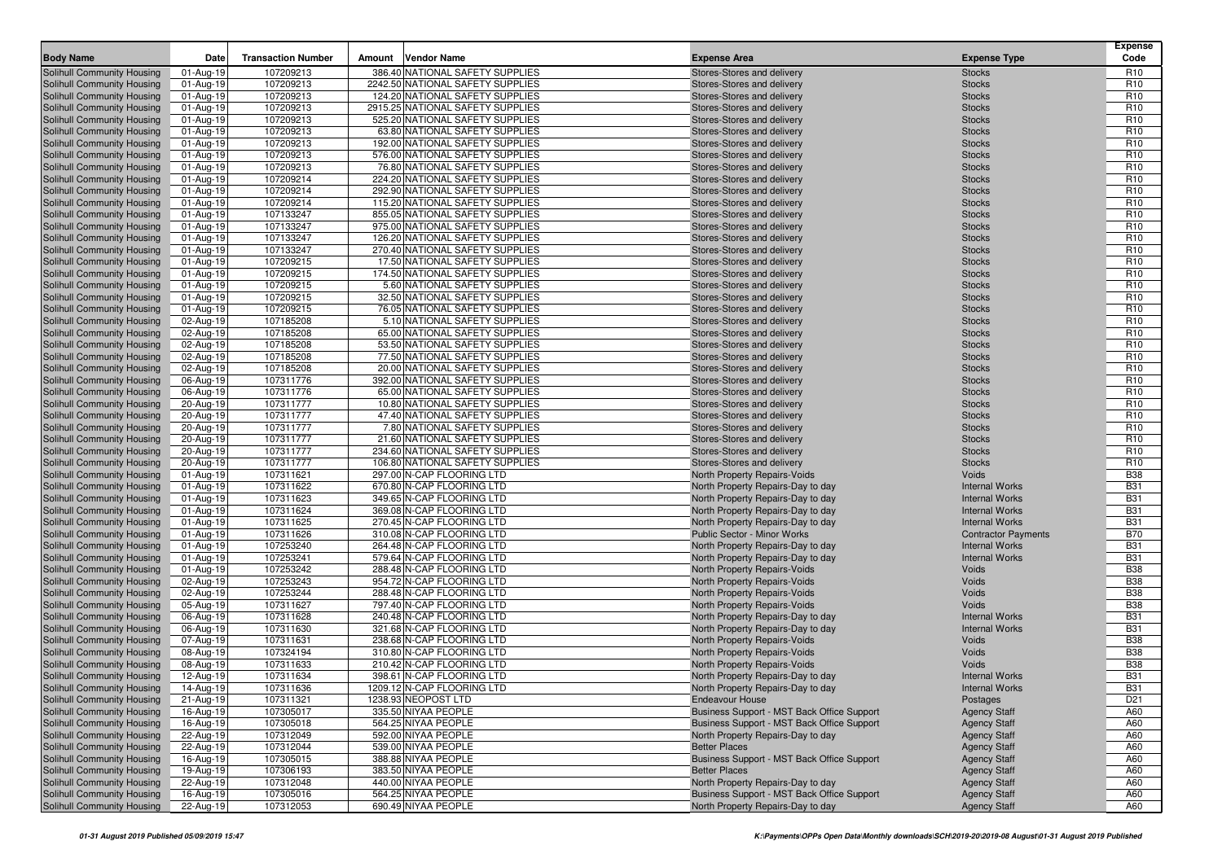| Body Name | Date | Transaction Number | Amount | Vendor Name | Expense Area | Expense Type | Expense Code |
|---|---|---|---|---|---|---|---|
| Solihull Community Housing | 01-Aug-19 | 107209213 | 386.40 | NATIONAL SAFETY SUPPLIES | Stores-Stores and delivery | Stocks | R10 |
| Solihull Community Housing | 01-Aug-19 | 107209213 | 2242.50 | NATIONAL SAFETY SUPPLIES | Stores-Stores and delivery | Stocks | R10 |
| Solihull Community Housing | 01-Aug-19 | 107209213 | 124.20 | NATIONAL SAFETY SUPPLIES | Stores-Stores and delivery | Stocks | R10 |
| Solihull Community Housing | 01-Aug-19 | 107209213 | 2915.25 | NATIONAL SAFETY SUPPLIES | Stores-Stores and delivery | Stocks | R10 |
| Solihull Community Housing | 01-Aug-19 | 107209213 | 525.20 | NATIONAL SAFETY SUPPLIES | Stores-Stores and delivery | Stocks | R10 |
| Solihull Community Housing | 01-Aug-19 | 107209213 | 63.80 | NATIONAL SAFETY SUPPLIES | Stores-Stores and delivery | Stocks | R10 |
| Solihull Community Housing | 01-Aug-19 | 107209213 | 192.00 | NATIONAL SAFETY SUPPLIES | Stores-Stores and delivery | Stocks | R10 |
| Solihull Community Housing | 01-Aug-19 | 107209213 | 576.00 | NATIONAL SAFETY SUPPLIES | Stores-Stores and delivery | Stocks | R10 |
| Solihull Community Housing | 01-Aug-19 | 107209213 | 76.80 | NATIONAL SAFETY SUPPLIES | Stores-Stores and delivery | Stocks | R10 |
| Solihull Community Housing | 01-Aug-19 | 107209214 | 224.20 | NATIONAL SAFETY SUPPLIES | Stores-Stores and delivery | Stocks | R10 |
| Solihull Community Housing | 01-Aug-19 | 107209214 | 292.90 | NATIONAL SAFETY SUPPLIES | Stores-Stores and delivery | Stocks | R10 |
| Solihull Community Housing | 01-Aug-19 | 107209214 | 115.20 | NATIONAL SAFETY SUPPLIES | Stores-Stores and delivery | Stocks | R10 |
| Solihull Community Housing | 01-Aug-19 | 107133247 | 855.05 | NATIONAL SAFETY SUPPLIES | Stores-Stores and delivery | Stocks | R10 |
| Solihull Community Housing | 01-Aug-19 | 107133247 | 975.00 | NATIONAL SAFETY SUPPLIES | Stores-Stores and delivery | Stocks | R10 |
| Solihull Community Housing | 01-Aug-19 | 107133247 | 126.20 | NATIONAL SAFETY SUPPLIES | Stores-Stores and delivery | Stocks | R10 |
| Solihull Community Housing | 01-Aug-19 | 107133247 | 270.40 | NATIONAL SAFETY SUPPLIES | Stores-Stores and delivery | Stocks | R10 |
| Solihull Community Housing | 01-Aug-19 | 107209215 | 17.50 | NATIONAL SAFETY SUPPLIES | Stores-Stores and delivery | Stocks | R10 |
| Solihull Community Housing | 01-Aug-19 | 107209215 | 174.50 | NATIONAL SAFETY SUPPLIES | Stores-Stores and delivery | Stocks | R10 |
| Solihull Community Housing | 01-Aug-19 | 107209215 | 5.60 | NATIONAL SAFETY SUPPLIES | Stores-Stores and delivery | Stocks | R10 |
| Solihull Community Housing | 01-Aug-19 | 107209215 | 32.50 | NATIONAL SAFETY SUPPLIES | Stores-Stores and delivery | Stocks | R10 |
| Solihull Community Housing | 01-Aug-19 | 107209215 | 76.05 | NATIONAL SAFETY SUPPLIES | Stores-Stores and delivery | Stocks | R10 |
| Solihull Community Housing | 02-Aug-19 | 107185208 | 5.10 | NATIONAL SAFETY SUPPLIES | Stores-Stores and delivery | Stocks | R10 |
| Solihull Community Housing | 02-Aug-19 | 107185208 | 65.00 | NATIONAL SAFETY SUPPLIES | Stores-Stores and delivery | Stocks | R10 |
| Solihull Community Housing | 02-Aug-19 | 107185208 | 53.50 | NATIONAL SAFETY SUPPLIES | Stores-Stores and delivery | Stocks | R10 |
| Solihull Community Housing | 02-Aug-19 | 107185208 | 77.50 | NATIONAL SAFETY SUPPLIES | Stores-Stores and delivery | Stocks | R10 |
| Solihull Community Housing | 02-Aug-19 | 107185208 | 20.00 | NATIONAL SAFETY SUPPLIES | Stores-Stores and delivery | Stocks | R10 |
| Solihull Community Housing | 06-Aug-19 | 107311776 | 392.00 | NATIONAL SAFETY SUPPLIES | Stores-Stores and delivery | Stocks | R10 |
| Solihull Community Housing | 06-Aug-19 | 107311776 | 65.00 | NATIONAL SAFETY SUPPLIES | Stores-Stores and delivery | Stocks | R10 |
| Solihull Community Housing | 20-Aug-19 | 107311777 | 10.80 | NATIONAL SAFETY SUPPLIES | Stores-Stores and delivery | Stocks | R10 |
| Solihull Community Housing | 20-Aug-19 | 107311777 | 47.40 | NATIONAL SAFETY SUPPLIES | Stores-Stores and delivery | Stocks | R10 |
| Solihull Community Housing | 20-Aug-19 | 107311777 | 7.80 | NATIONAL SAFETY SUPPLIES | Stores-Stores and delivery | Stocks | R10 |
| Solihull Community Housing | 20-Aug-19 | 107311777 | 21.60 | NATIONAL SAFETY SUPPLIES | Stores-Stores and delivery | Stocks | R10 |
| Solihull Community Housing | 20-Aug-19 | 107311777 | 234.60 | NATIONAL SAFETY SUPPLIES | Stores-Stores and delivery | Stocks | R10 |
| Solihull Community Housing | 20-Aug-19 | 107311777 | 106.80 | NATIONAL SAFETY SUPPLIES | Stores-Stores and delivery | Stocks | R10 |
| Solihull Community Housing | 01-Aug-19 | 107311621 | 297.00 | N-CAP FLOORING LTD | North Property Repairs-Voids | Voids | B38 |
| Solihull Community Housing | 01-Aug-19 | 107311622 | 670.80 | N-CAP FLOORING LTD | North Property Repairs-Day to day | Internal Works | B31 |
| Solihull Community Housing | 01-Aug-19 | 107311623 | 349.65 | N-CAP FLOORING LTD | North Property Repairs-Day to day | Internal Works | B31 |
| Solihull Community Housing | 01-Aug-19 | 107311624 | 369.08 | N-CAP FLOORING LTD | North Property Repairs-Day to day | Internal Works | B31 |
| Solihull Community Housing | 01-Aug-19 | 107311625 | 270.45 | N-CAP FLOORING LTD | North Property Repairs-Day to day | Internal Works | B31 |
| Solihull Community Housing | 01-Aug-19 | 107311626 | 310.08 | N-CAP FLOORING LTD | Public Sector - Minor Works | Contractor Payments | B70 |
| Solihull Community Housing | 01-Aug-19 | 107253240 | 264.48 | N-CAP FLOORING LTD | North Property Repairs-Day to day | Internal Works | B31 |
| Solihull Community Housing | 01-Aug-19 | 107253241 | 579.64 | N-CAP FLOORING LTD | North Property Repairs-Day to day | Internal Works | B31 |
| Solihull Community Housing | 01-Aug-19 | 107253242 | 288.48 | N-CAP FLOORING LTD | North Property Repairs-Voids | Voids | B38 |
| Solihull Community Housing | 02-Aug-19 | 107253243 | 954.72 | N-CAP FLOORING LTD | North Property Repairs-Voids | Voids | B38 |
| Solihull Community Housing | 02-Aug-19 | 107253244 | 288.48 | N-CAP FLOORING LTD | North Property Repairs-Voids | Voids | B38 |
| Solihull Community Housing | 05-Aug-19 | 107311627 | 797.40 | N-CAP FLOORING LTD | North Property Repairs-Voids | Voids | B38 |
| Solihull Community Housing | 06-Aug-19 | 107311628 | 240.48 | N-CAP FLOORING LTD | North Property Repairs-Day to day | Internal Works | B31 |
| Solihull Community Housing | 06-Aug-19 | 107311630 | 321.68 | N-CAP FLOORING LTD | North Property Repairs-Day to day | Internal Works | B31 |
| Solihull Community Housing | 07-Aug-19 | 107311631 | 238.68 | N-CAP FLOORING LTD | North Property Repairs-Voids | Voids | B38 |
| Solihull Community Housing | 08-Aug-19 | 107324194 | 310.80 | N-CAP FLOORING LTD | North Property Repairs-Voids | Voids | B38 |
| Solihull Community Housing | 08-Aug-19 | 107311633 | 210.42 | N-CAP FLOORING LTD | North Property Repairs-Voids | Voids | B38 |
| Solihull Community Housing | 12-Aug-19 | 107311634 | 398.61 | N-CAP FLOORING LTD | North Property Repairs-Day to day | Internal Works | B31 |
| Solihull Community Housing | 14-Aug-19 | 107311636 | 1209.12 | N-CAP FLOORING LTD | North Property Repairs-Day to day | Internal Works | B31 |
| Solihull Community Housing | 21-Aug-19 | 107311321 | 1238.93 | NEOPOST LTD | Endeavour House | Postages | D21 |
| Solihull Community Housing | 16-Aug-19 | 107305017 | 335.50 | NIYAA PEOPLE | Business Support - MST Back Office Support | Agency Staff | A60 |
| Solihull Community Housing | 16-Aug-19 | 107305018 | 564.25 | NIYAA PEOPLE | Business Support - MST Back Office Support | Agency Staff | A60 |
| Solihull Community Housing | 22-Aug-19 | 107312049 | 592.00 | NIYAA PEOPLE | North Property Repairs-Day to day | Agency Staff | A60 |
| Solihull Community Housing | 22-Aug-19 | 107312044 | 539.00 | NIYAA PEOPLE | Better Places | Agency Staff | A60 |
| Solihull Community Housing | 16-Aug-19 | 107305015 | 388.88 | NIYAA PEOPLE | Business Support - MST Back Office Support | Agency Staff | A60 |
| Solihull Community Housing | 19-Aug-19 | 107306193 | 383.50 | NIYAA PEOPLE | Better Places | Agency Staff | A60 |
| Solihull Community Housing | 22-Aug-19 | 107312048 | 440.00 | NIYAA PEOPLE | North Property Repairs-Day to day | Agency Staff | A60 |
| Solihull Community Housing | 16-Aug-19 | 107305016 | 564.25 | NIYAA PEOPLE | Business Support - MST Back Office Support | Agency Staff | A60 |
| Solihull Community Housing | 22-Aug-19 | 107312053 | 690.49 | NIYAA PEOPLE | North Property Repairs-Day to day | Agency Staff | A60 |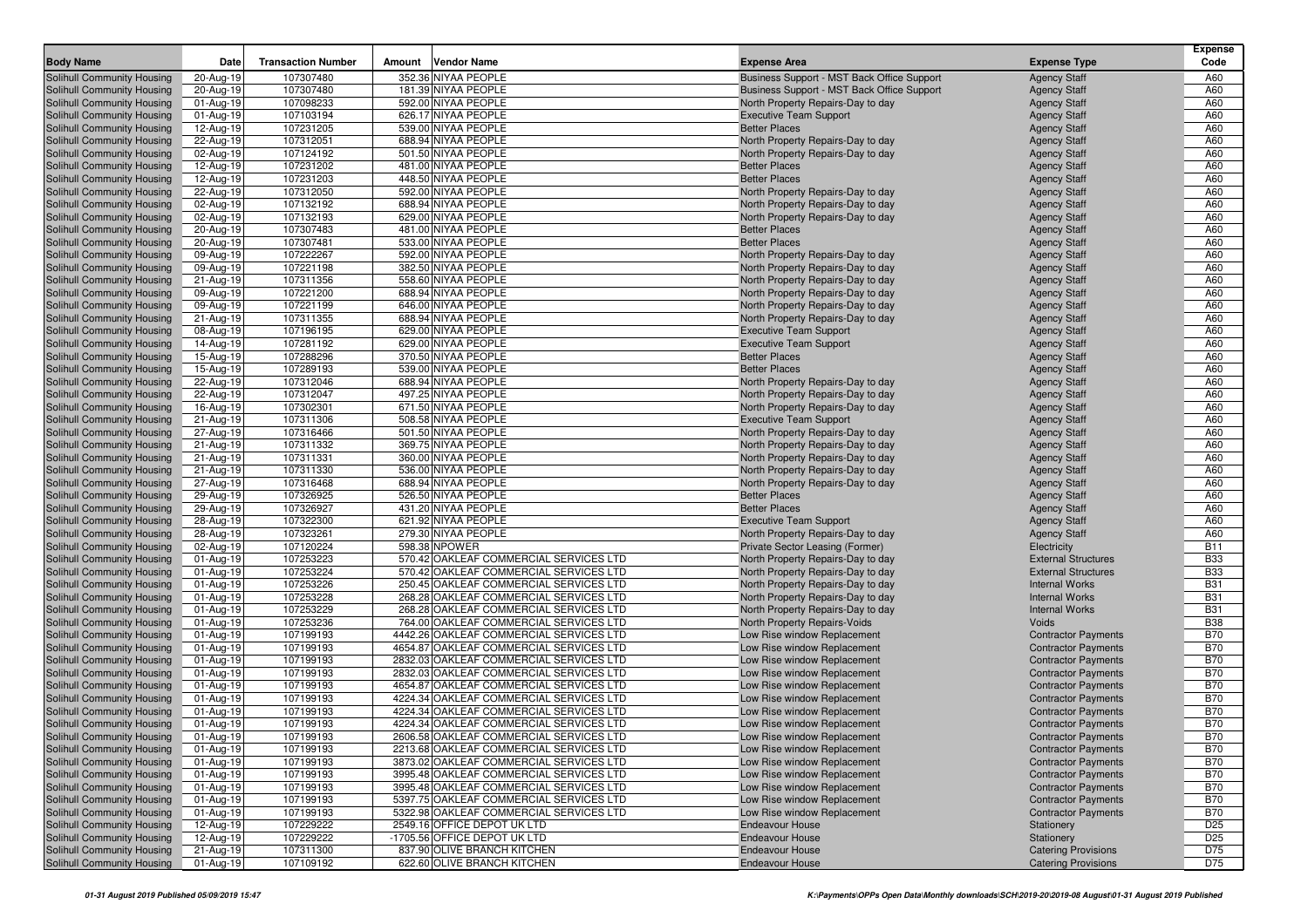| Body Name | Date | Transaction Number | Amount | Vendor Name | Expense Area | Expense Type | Expense Code |
|---|---|---|---|---|---|---|---|
| Solihull Community Housing | 20-Aug-19 | 107307480 | 352.36 | NIYAA PEOPLE | Business Support - MST Back Office Support | Agency Staff | A60 |
| Solihull Community Housing | 20-Aug-19 | 107307480 | 181.39 | NIYAA PEOPLE | Business Support - MST Back Office Support | Agency Staff | A60 |
| Solihull Community Housing | 01-Aug-19 | 107098233 | 592.00 | NIYAA PEOPLE | North Property Repairs-Day to day | Agency Staff | A60 |
| Solihull Community Housing | 01-Aug-19 | 107103194 | 626.17 | NIYAA PEOPLE | Executive Team Support | Agency Staff | A60 |
| Solihull Community Housing | 12-Aug-19 | 107231205 | 539.00 | NIYAA PEOPLE | Better Places | Agency Staff | A60 |
| Solihull Community Housing | 22-Aug-19 | 107312051 | 688.94 | NIYAA PEOPLE | North Property Repairs-Day to day | Agency Staff | A60 |
| Solihull Community Housing | 02-Aug-19 | 107124192 | 501.50 | NIYAA PEOPLE | North Property Repairs-Day to day | Agency Staff | A60 |
| Solihull Community Housing | 12-Aug-19 | 107231202 | 481.00 | NIYAA PEOPLE | Better Places | Agency Staff | A60 |
| Solihull Community Housing | 12-Aug-19 | 107231203 | 448.50 | NIYAA PEOPLE | Better Places | Agency Staff | A60 |
| Solihull Community Housing | 22-Aug-19 | 107312050 | 592.00 | NIYAA PEOPLE | North Property Repairs-Day to day | Agency Staff | A60 |
| Solihull Community Housing | 02-Aug-19 | 107132192 | 688.94 | NIYAA PEOPLE | North Property Repairs-Day to day | Agency Staff | A60 |
| Solihull Community Housing | 02-Aug-19 | 107132193 | 629.00 | NIYAA PEOPLE | North Property Repairs-Day to day | Agency Staff | A60 |
| Solihull Community Housing | 20-Aug-19 | 107307483 | 481.00 | NIYAA PEOPLE | Better Places | Agency Staff | A60 |
| Solihull Community Housing | 20-Aug-19 | 107307481 | 533.00 | NIYAA PEOPLE | Better Places | Agency Staff | A60 |
| Solihull Community Housing | 09-Aug-19 | 107222267 | 592.00 | NIYAA PEOPLE | North Property Repairs-Day to day | Agency Staff | A60 |
| Solihull Community Housing | 09-Aug-19 | 107221198 | 382.50 | NIYAA PEOPLE | North Property Repairs-Day to day | Agency Staff | A60 |
| Solihull Community Housing | 21-Aug-19 | 107311356 | 558.60 | NIYAA PEOPLE | North Property Repairs-Day to day | Agency Staff | A60 |
| Solihull Community Housing | 09-Aug-19 | 107221200 | 688.94 | NIYAA PEOPLE | North Property Repairs-Day to day | Agency Staff | A60 |
| Solihull Community Housing | 09-Aug-19 | 107221199 | 646.00 | NIYAA PEOPLE | North Property Repairs-Day to day | Agency Staff | A60 |
| Solihull Community Housing | 21-Aug-19 | 107311355 | 688.94 | NIYAA PEOPLE | North Property Repairs-Day to day | Agency Staff | A60 |
| Solihull Community Housing | 08-Aug-19 | 107196195 | 629.00 | NIYAA PEOPLE | Executive Team Support | Agency Staff | A60 |
| Solihull Community Housing | 14-Aug-19 | 107281192 | 629.00 | NIYAA PEOPLE | Executive Team Support | Agency Staff | A60 |
| Solihull Community Housing | 15-Aug-19 | 107288296 | 370.50 | NIYAA PEOPLE | Better Places | Agency Staff | A60 |
| Solihull Community Housing | 15-Aug-19 | 107289193 | 539.00 | NIYAA PEOPLE | Better Places | Agency Staff | A60 |
| Solihull Community Housing | 22-Aug-19 | 107312046 | 688.94 | NIYAA PEOPLE | North Property Repairs-Day to day | Agency Staff | A60 |
| Solihull Community Housing | 22-Aug-19 | 107312047 | 497.25 | NIYAA PEOPLE | North Property Repairs-Day to day | Agency Staff | A60 |
| Solihull Community Housing | 16-Aug-19 | 107302301 | 671.50 | NIYAA PEOPLE | North Property Repairs-Day to day | Agency Staff | A60 |
| Solihull Community Housing | 21-Aug-19 | 107311306 | 508.58 | NIYAA PEOPLE | Executive Team Support | Agency Staff | A60 |
| Solihull Community Housing | 27-Aug-19 | 107316466 | 501.50 | NIYAA PEOPLE | North Property Repairs-Day to day | Agency Staff | A60 |
| Solihull Community Housing | 21-Aug-19 | 107311332 | 369.75 | NIYAA PEOPLE | North Property Repairs-Day to day | Agency Staff | A60 |
| Solihull Community Housing | 21-Aug-19 | 107311331 | 360.00 | NIYAA PEOPLE | North Property Repairs-Day to day | Agency Staff | A60 |
| Solihull Community Housing | 21-Aug-19 | 107311330 | 536.00 | NIYAA PEOPLE | North Property Repairs-Day to day | Agency Staff | A60 |
| Solihull Community Housing | 27-Aug-19 | 107316468 | 688.94 | NIYAA PEOPLE | North Property Repairs-Day to day | Agency Staff | A60 |
| Solihull Community Housing | 29-Aug-19 | 107326925 | 526.50 | NIYAA PEOPLE | Better Places | Agency Staff | A60 |
| Solihull Community Housing | 29-Aug-19 | 107326927 | 431.20 | NIYAA PEOPLE | Better Places | Agency Staff | A60 |
| Solihull Community Housing | 28-Aug-19 | 107322300 | 621.92 | NIYAA PEOPLE | Executive Team Support | Agency Staff | A60 |
| Solihull Community Housing | 28-Aug-19 | 107323261 | 279.30 | NIYAA PEOPLE | North Property Repairs-Day to day | Agency Staff | A60 |
| Solihull Community Housing | 02-Aug-19 | 107120224 | 598.38 | NPOWER | Private Sector Leasing (Former) | Electricity | B11 |
| Solihull Community Housing | 01-Aug-19 | 107253223 | 570.42 | OAKLEAF COMMERCIAL SERVICES LTD | North Property Repairs-Day to day | External Structures | B33 |
| Solihull Community Housing | 01-Aug-19 | 107253224 | 570.42 | OAKLEAF COMMERCIAL SERVICES LTD | North Property Repairs-Day to day | External Structures | B33 |
| Solihull Community Housing | 01-Aug-19 | 107253226 | 250.45 | OAKLEAF COMMERCIAL SERVICES LTD | North Property Repairs-Day to day | Internal Works | B31 |
| Solihull Community Housing | 01-Aug-19 | 107253228 | 268.28 | OAKLEAF COMMERCIAL SERVICES LTD | North Property Repairs-Day to day | Internal Works | B31 |
| Solihull Community Housing | 01-Aug-19 | 107253229 | 268.28 | OAKLEAF COMMERCIAL SERVICES LTD | North Property Repairs-Day to day | Internal Works | B31 |
| Solihull Community Housing | 01-Aug-19 | 107253236 | 764.00 | OAKLEAF COMMERCIAL SERVICES LTD | North Property Repairs-Voids | Voids | B38 |
| Solihull Community Housing | 01-Aug-19 | 107199193 | 4442.26 | OAKLEAF COMMERCIAL SERVICES LTD | Low Rise window Replacement | Contractor Payments | B70 |
| Solihull Community Housing | 01-Aug-19 | 107199193 | 4654.87 | OAKLEAF COMMERCIAL SERVICES LTD | Low Rise window Replacement | Contractor Payments | B70 |
| Solihull Community Housing | 01-Aug-19 | 107199193 | 2832.03 | OAKLEAF COMMERCIAL SERVICES LTD | Low Rise window Replacement | Contractor Payments | B70 |
| Solihull Community Housing | 01-Aug-19 | 107199193 | 2832.03 | OAKLEAF COMMERCIAL SERVICES LTD | Low Rise window Replacement | Contractor Payments | B70 |
| Solihull Community Housing | 01-Aug-19 | 107199193 | 4654.87 | OAKLEAF COMMERCIAL SERVICES LTD | Low Rise window Replacement | Contractor Payments | B70 |
| Solihull Community Housing | 01-Aug-19 | 107199193 | 4224.34 | OAKLEAF COMMERCIAL SERVICES LTD | Low Rise window Replacement | Contractor Payments | B70 |
| Solihull Community Housing | 01-Aug-19 | 107199193 | 4224.34 | OAKLEAF COMMERCIAL SERVICES LTD | Low Rise window Replacement | Contractor Payments | B70 |
| Solihull Community Housing | 01-Aug-19 | 107199193 | 4224.34 | OAKLEAF COMMERCIAL SERVICES LTD | Low Rise window Replacement | Contractor Payments | B70 |
| Solihull Community Housing | 01-Aug-19 | 107199193 | 2606.58 | OAKLEAF COMMERCIAL SERVICES LTD | Low Rise window Replacement | Contractor Payments | B70 |
| Solihull Community Housing | 01-Aug-19 | 107199193 | 2213.68 | OAKLEAF COMMERCIAL SERVICES LTD | Low Rise window Replacement | Contractor Payments | B70 |
| Solihull Community Housing | 01-Aug-19 | 107199193 | 3873.02 | OAKLEAF COMMERCIAL SERVICES LTD | Low Rise window Replacement | Contractor Payments | B70 |
| Solihull Community Housing | 01-Aug-19 | 107199193 | 3995.48 | OAKLEAF COMMERCIAL SERVICES LTD | Low Rise window Replacement | Contractor Payments | B70 |
| Solihull Community Housing | 01-Aug-19 | 107199193 | 3995.48 | OAKLEAF COMMERCIAL SERVICES LTD | Low Rise window Replacement | Contractor Payments | B70 |
| Solihull Community Housing | 01-Aug-19 | 107199193 | 5397.75 | OAKLEAF COMMERCIAL SERVICES LTD | Low Rise window Replacement | Contractor Payments | B70 |
| Solihull Community Housing | 01-Aug-19 | 107199193 | 5322.98 | OAKLEAF COMMERCIAL SERVICES LTD | Low Rise window Replacement | Contractor Payments | B70 |
| Solihull Community Housing | 12-Aug-19 | 107229222 | 2549.16 | OFFICE DEPOT UK LTD | Endeavour House | Stationery | D25 |
| Solihull Community Housing | 12-Aug-19 | 107229222 | -1705.56 | OFFICE DEPOT UK LTD | Endeavour House | Stationery | D25 |
| Solihull Community Housing | 21-Aug-19 | 107311300 | 837.90 | OLIVE BRANCH KITCHEN | Endeavour House | Catering Provisions | D75 |
| Solihull Community Housing | 01-Aug-19 | 107109192 | 622.60 | OLIVE BRANCH KITCHEN | Endeavour House | Catering Provisions | D75 |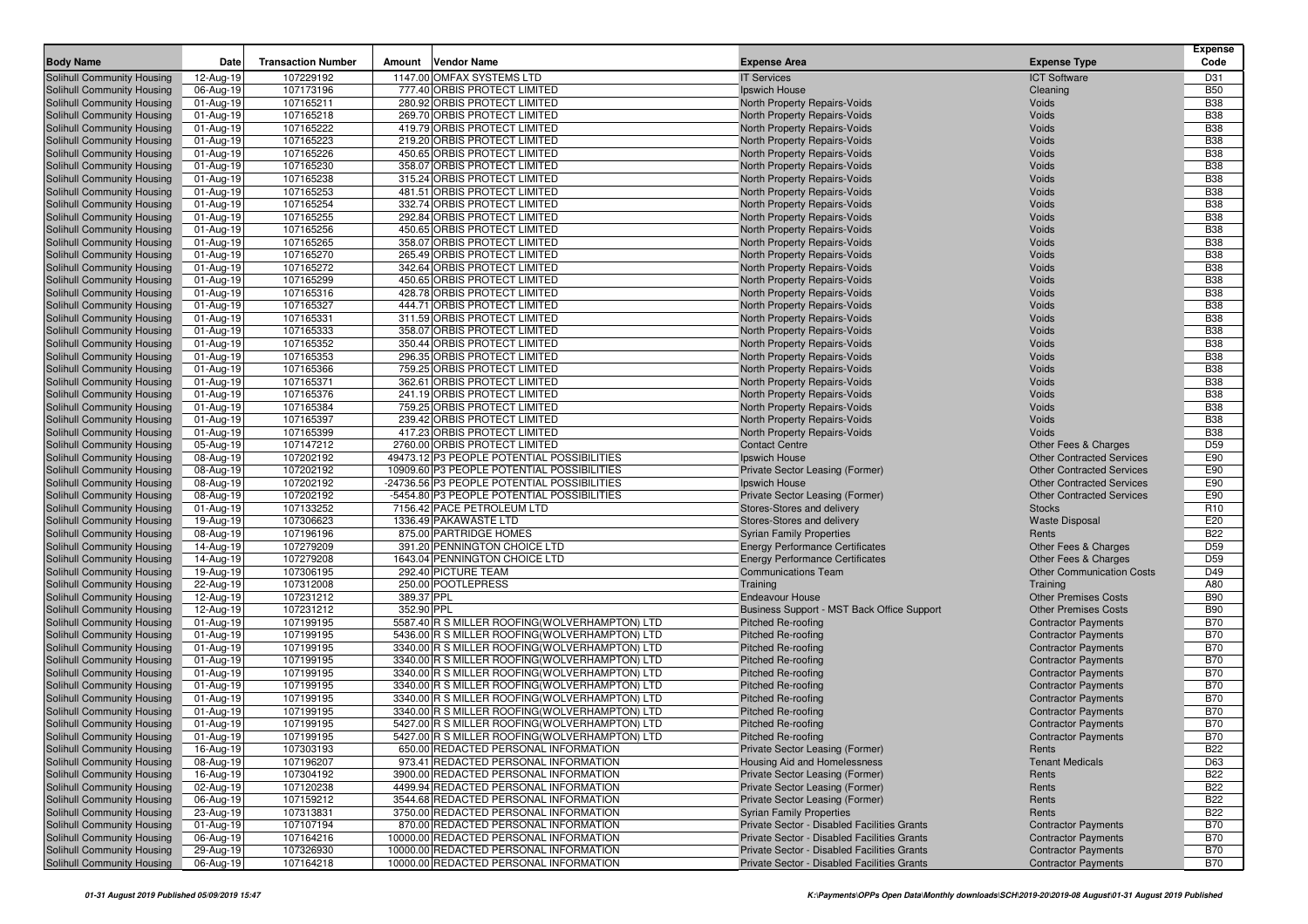| Body Name | Date | Transaction Number | Amount | Vendor Name | Expense Area | Expense Type | Expense Code |
|---|---|---|---|---|---|---|---|
| Solihull Community Housing | 12-Aug-19 | 107229192 | 1147.00 | OMFAX SYSTEMS LTD | IT Services | ICT Software | D31 |
| Solihull Community Housing | 06-Aug-19 | 107173196 | 777.40 | ORBIS PROTECT LIMITED | Ipswich House | Cleaning | B50 |
| Solihull Community Housing | 01-Aug-19 | 107165211 | 280.92 | ORBIS PROTECT LIMITED | North Property Repairs-Voids | Voids | B38 |
| Solihull Community Housing | 01-Aug-19 | 107165218 | 269.70 | ORBIS PROTECT LIMITED | North Property Repairs-Voids | Voids | B38 |
| Solihull Community Housing | 01-Aug-19 | 107165222 | 419.79 | ORBIS PROTECT LIMITED | North Property Repairs-Voids | Voids | B38 |
| Solihull Community Housing | 01-Aug-19 | 107165223 | 219.20 | ORBIS PROTECT LIMITED | North Property Repairs-Voids | Voids | B38 |
| Solihull Community Housing | 01-Aug-19 | 107165226 | 450.65 | ORBIS PROTECT LIMITED | North Property Repairs-Voids | Voids | B38 |
| Solihull Community Housing | 01-Aug-19 | 107165230 | 358.07 | ORBIS PROTECT LIMITED | North Property Repairs-Voids | Voids | B38 |
| Solihull Community Housing | 01-Aug-19 | 107165238 | 315.24 | ORBIS PROTECT LIMITED | North Property Repairs-Voids | Voids | B38 |
| Solihull Community Housing | 01-Aug-19 | 107165253 | 481.51 | ORBIS PROTECT LIMITED | North Property Repairs-Voids | Voids | B38 |
| Solihull Community Housing | 01-Aug-19 | 107165254 | 332.74 | ORBIS PROTECT LIMITED | North Property Repairs-Voids | Voids | B38 |
| Solihull Community Housing | 01-Aug-19 | 107165255 | 292.84 | ORBIS PROTECT LIMITED | North Property Repairs-Voids | Voids | B38 |
| Solihull Community Housing | 01-Aug-19 | 107165256 | 450.65 | ORBIS PROTECT LIMITED | North Property Repairs-Voids | Voids | B38 |
| Solihull Community Housing | 01-Aug-19 | 107165265 | 358.07 | ORBIS PROTECT LIMITED | North Property Repairs-Voids | Voids | B38 |
| Solihull Community Housing | 01-Aug-19 | 107165270 | 265.49 | ORBIS PROTECT LIMITED | North Property Repairs-Voids | Voids | B38 |
| Solihull Community Housing | 01-Aug-19 | 107165272 | 342.64 | ORBIS PROTECT LIMITED | North Property Repairs-Voids | Voids | B38 |
| Solihull Community Housing | 01-Aug-19 | 107165299 | 450.65 | ORBIS PROTECT LIMITED | North Property Repairs-Voids | Voids | B38 |
| Solihull Community Housing | 01-Aug-19 | 107165316 | 428.78 | ORBIS PROTECT LIMITED | North Property Repairs-Voids | Voids | B38 |
| Solihull Community Housing | 01-Aug-19 | 107165327 | 444.71 | ORBIS PROTECT LIMITED | North Property Repairs-Voids | Voids | B38 |
| Solihull Community Housing | 01-Aug-19 | 107165331 | 311.59 | ORBIS PROTECT LIMITED | North Property Repairs-Voids | Voids | B38 |
| Solihull Community Housing | 01-Aug-19 | 107165333 | 358.07 | ORBIS PROTECT LIMITED | North Property Repairs-Voids | Voids | B38 |
| Solihull Community Housing | 01-Aug-19 | 107165352 | 350.44 | ORBIS PROTECT LIMITED | North Property Repairs-Voids | Voids | B38 |
| Solihull Community Housing | 01-Aug-19 | 107165353 | 296.35 | ORBIS PROTECT LIMITED | North Property Repairs-Voids | Voids | B38 |
| Solihull Community Housing | 01-Aug-19 | 107165366 | 759.25 | ORBIS PROTECT LIMITED | North Property Repairs-Voids | Voids | B38 |
| Solihull Community Housing | 01-Aug-19 | 107165371 | 362.61 | ORBIS PROTECT LIMITED | North Property Repairs-Voids | Voids | B38 |
| Solihull Community Housing | 01-Aug-19 | 107165376 | 241.19 | ORBIS PROTECT LIMITED | North Property Repairs-Voids | Voids | B38 |
| Solihull Community Housing | 01-Aug-19 | 107165384 | 759.25 | ORBIS PROTECT LIMITED | North Property Repairs-Voids | Voids | B38 |
| Solihull Community Housing | 01-Aug-19 | 107165397 | 239.42 | ORBIS PROTECT LIMITED | North Property Repairs-Voids | Voids | B38 |
| Solihull Community Housing | 01-Aug-19 | 107165399 | 417.23 | ORBIS PROTECT LIMITED | North Property Repairs-Voids | Voids | B38 |
| Solihull Community Housing | 05-Aug-19 | 107147212 | 2760.00 | ORBIS PROTECT LIMITED | Contact Centre | Other Fees & Charges | D59 |
| Solihull Community Housing | 08-Aug-19 | 107202192 | 49473.12 | P3 PEOPLE POTENTIAL POSSIBILITIES | Ipswich House | Other Contracted Services | E90 |
| Solihull Community Housing | 08-Aug-19 | 107202192 | 10909.60 | P3 PEOPLE POTENTIAL POSSIBILITIES | Private Sector Leasing (Former) | Other Contracted Services | E90 |
| Solihull Community Housing | 08-Aug-19 | 107202192 | -24736.56 | P3 PEOPLE POTENTIAL POSSIBILITIES | Ipswich House | Other Contracted Services | E90 |
| Solihull Community Housing | 08-Aug-19 | 107202192 | -5454.80 | P3 PEOPLE POTENTIAL POSSIBILITIES | Private Sector Leasing (Former) | Other Contracted Services | E90 |
| Solihull Community Housing | 01-Aug-19 | 107133252 | 7156.42 | PACE PETROLEUM LTD | Stores-Stores and delivery | Stocks | R10 |
| Solihull Community Housing | 19-Aug-19 | 107306623 | 1336.49 | PAKAWASTE LTD | Stores-Stores and delivery | Waste Disposal | E20 |
| Solihull Community Housing | 08-Aug-19 | 107196196 | 875.00 | PARTRIDGE HOMES | Syrian Family Properties | Rents | B22 |
| Solihull Community Housing | 14-Aug-19 | 107279209 | 391.20 | PENNINGTON CHOICE LTD | Energy Performance Certificates | Other Fees & Charges | D59 |
| Solihull Community Housing | 14-Aug-19 | 107279208 | 1643.04 | PENNINGTON CHOICE LTD | Energy Performance Certificates | Other Fees & Charges | D59 |
| Solihull Community Housing | 19-Aug-19 | 107306195 | 292.40 | PICTURE TEAM | Communications Team | Other Communication Costs | D49 |
| Solihull Community Housing | 22-Aug-19 | 107312008 | 250.00 | POOTLEPRESS | Training | Training | A80 |
| Solihull Community Housing | 12-Aug-19 | 107231212 | 389.37 | PPL | Endeavour House | Other Premises Costs | B90 |
| Solihull Community Housing | 12-Aug-19 | 107231212 | 352.90 | PPL | Business Support - MST Back Office Support | Other Premises Costs | B90 |
| Solihull Community Housing | 01-Aug-19 | 107199195 | 5587.40 | R S MILLER ROOFING(WOLVERHAMPTON) LTD | Pitched Re-roofing | Contractor Payments | B70 |
| Solihull Community Housing | 01-Aug-19 | 107199195 | 5436.00 | R S MILLER ROOFING(WOLVERHAMPTON) LTD | Pitched Re-roofing | Contractor Payments | B70 |
| Solihull Community Housing | 01-Aug-19 | 107199195 | 3340.00 | R S MILLER ROOFING(WOLVERHAMPTON) LTD | Pitched Re-roofing | Contractor Payments | B70 |
| Solihull Community Housing | 01-Aug-19 | 107199195 | 3340.00 | R S MILLER ROOFING(WOLVERHAMPTON) LTD | Pitched Re-roofing | Contractor Payments | B70 |
| Solihull Community Housing | 01-Aug-19 | 107199195 | 3340.00 | R S MILLER ROOFING(WOLVERHAMPTON) LTD | Pitched Re-roofing | Contractor Payments | B70 |
| Solihull Community Housing | 01-Aug-19 | 107199195 | 3340.00 | R S MILLER ROOFING(WOLVERHAMPTON) LTD | Pitched Re-roofing | Contractor Payments | B70 |
| Solihull Community Housing | 01-Aug-19 | 107199195 | 3340.00 | R S MILLER ROOFING(WOLVERHAMPTON) LTD | Pitched Re-roofing | Contractor Payments | B70 |
| Solihull Community Housing | 01-Aug-19 | 107199195 | 3340.00 | R S MILLER ROOFING(WOLVERHAMPTON) LTD | Pitched Re-roofing | Contractor Payments | B70 |
| Solihull Community Housing | 01-Aug-19 | 107199195 | 5427.00 | R S MILLER ROOFING(WOLVERHAMPTON) LTD | Pitched Re-roofing | Contractor Payments | B70 |
| Solihull Community Housing | 01-Aug-19 | 107199195 | 5427.00 | R S MILLER ROOFING(WOLVERHAMPTON) LTD | Pitched Re-roofing | Contractor Payments | B70 |
| Solihull Community Housing | 16-Aug-19 | 107303193 | 650.00 | REDACTED PERSONAL INFORMATION | Private Sector Leasing (Former) | Rents | B22 |
| Solihull Community Housing | 08-Aug-19 | 107196207 | 973.41 | REDACTED PERSONAL INFORMATION | Housing Aid and Homelessness | Tenant Medicals | D63 |
| Solihull Community Housing | 16-Aug-19 | 107304192 | 3900.00 | REDACTED PERSONAL INFORMATION | Private Sector Leasing (Former) | Rents | B22 |
| Solihull Community Housing | 02-Aug-19 | 107120238 | 4499.94 | REDACTED PERSONAL INFORMATION | Private Sector Leasing (Former) | Rents | B22 |
| Solihull Community Housing | 06-Aug-19 | 107159212 | 3544.68 | REDACTED PERSONAL INFORMATION | Private Sector Leasing (Former) | Rents | B22 |
| Solihull Community Housing | 23-Aug-19 | 107313831 | 3750.00 | REDACTED PERSONAL INFORMATION | Syrian Family Properties | Rents | B22 |
| Solihull Community Housing | 01-Aug-19 | 107107194 | 870.00 | REDACTED PERSONAL INFORMATION | Private Sector - Disabled Facilities Grants | Contractor Payments | B70 |
| Solihull Community Housing | 06-Aug-19 | 107164216 | 10000.00 | REDACTED PERSONAL INFORMATION | Private Sector - Disabled Facilities Grants | Contractor Payments | B70 |
| Solihull Community Housing | 29-Aug-19 | 107326930 | 10000.00 | REDACTED PERSONAL INFORMATION | Private Sector - Disabled Facilities Grants | Contractor Payments | B70 |
| Solihull Community Housing | 06-Aug-19 | 107164218 | 10000.00 | REDACTED PERSONAL INFORMATION | Private Sector - Disabled Facilities Grants | Contractor Payments | B70 |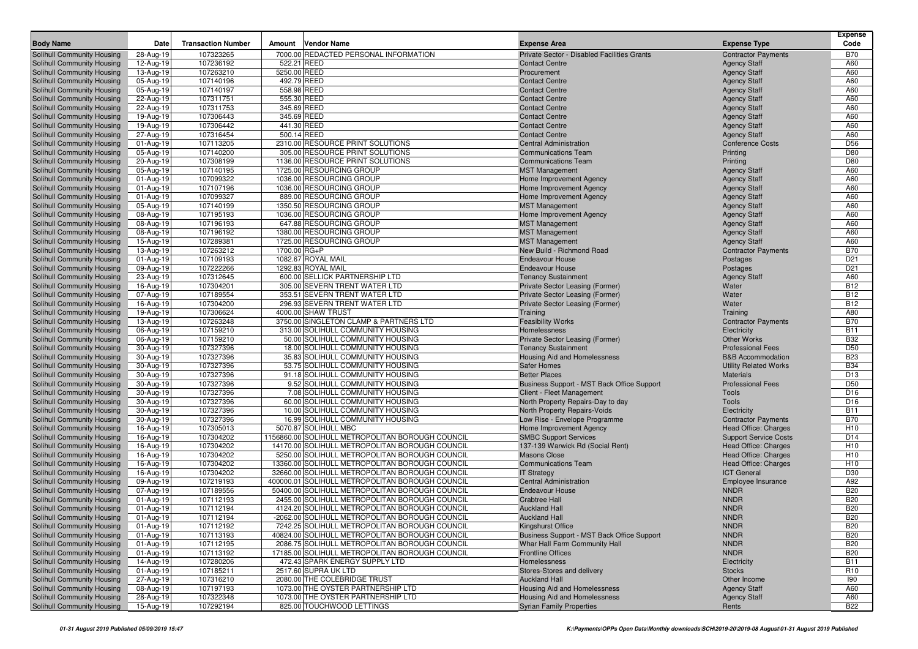| Body Name | Date | Transaction Number | Amount | Vendor Name | Expense Area | Expense Type | Expense Code |
|---|---|---|---|---|---|---|---|
| Solihull Community Housing | 28-Aug-19 | 107323265 | 7000.00 | REDACTED PERSONAL INFORMATION | Private Sector - Disabled Facilities Grants | Contractor Payments | B70 |
| Solihull Community Housing | 12-Aug-19 | 107236192 | 522.21 | REED | Contact Centre | Agency Staff | A60 |
| Solihull Community Housing | 13-Aug-19 | 107263210 | 5250.00 | REED | Procurement | Agency Staff | A60 |
| Solihull Community Housing | 05-Aug-19 | 107140196 | 492.79 | REED | Contact Centre | Agency Staff | A60 |
| Solihull Community Housing | 05-Aug-19 | 107140197 | 558.98 | REED | Contact Centre | Agency Staff | A60 |
| Solihull Community Housing | 22-Aug-19 | 107311751 | 555.30 | REED | Contact Centre | Agency Staff | A60 |
| Solihull Community Housing | 22-Aug-19 | 107311753 | 345.69 | REED | Contact Centre | Agency Staff | A60 |
| Solihull Community Housing | 19-Aug-19 | 107306443 | 345.69 | REED | Contact Centre | Agency Staff | A60 |
| Solihull Community Housing | 19-Aug-19 | 107306442 | 441.30 | REED | Contact Centre | Agency Staff | A60 |
| Solihull Community Housing | 27-Aug-19 | 107316454 | 500.14 | REED | Contact Centre | Agency Staff | A60 |
| Solihull Community Housing | 01-Aug-19 | 107113205 | 2310.00 | RESOURCE PRINT SOLUTIONS | Central Administration | Conference Costs | D56 |
| Solihull Community Housing | 05-Aug-19 | 107140200 | 305.00 | RESOURCE PRINT SOLUTIONS | Communications Team | Printing | D80 |
| Solihull Community Housing | 20-Aug-19 | 107308199 | 1136.00 | RESOURCE PRINT SOLUTIONS | Communications Team | Printing | D80 |
| Solihull Community Housing | 05-Aug-19 | 107140195 | 1725.00 | RESOURCING GROUP | MST Management | Agency Staff | A60 |
| Solihull Community Housing | 01-Aug-19 | 107099322 | 1036.00 | RESOURCING GROUP | Home Improvement Agency | Agency Staff | A60 |
| Solihull Community Housing | 01-Aug-19 | 107107196 | 1036.00 | RESOURCING GROUP | Home Improvement Agency | Agency Staff | A60 |
| Solihull Community Housing | 01-Aug-19 | 107099327 | 889.00 | RESOURCING GROUP | Home Improvement Agency | Agency Staff | A60 |
| Solihull Community Housing | 05-Aug-19 | 107140199 | 1350.50 | RESOURCING GROUP | MST Management | Agency Staff | A60 |
| Solihull Community Housing | 08-Aug-19 | 107195193 | 1036.00 | RESOURCING GROUP | Home Improvement Agency | Agency Staff | A60 |
| Solihull Community Housing | 08-Aug-19 | 107196193 | 647.88 | RESOURCING GROUP | MST Management | Agency Staff | A60 |
| Solihull Community Housing | 08-Aug-19 | 107196192 | 1380.00 | RESOURCING GROUP | MST Management | Agency Staff | A60 |
| Solihull Community Housing | 15-Aug-19 | 107289381 | 1725.00 | RESOURCING GROUP | MST Management | Agency Staff | A60 |
| Solihull Community Housing | 13-Aug-19 | 107263212 | 1700.00 | RG+P | New Build - Richmond Road | Contractor Payments | B70 |
| Solihull Community Housing | 01-Aug-19 | 107109193 | 1082.67 | ROYAL MAIL | Endeavour House | Postages | D21 |
| Solihull Community Housing | 09-Aug-19 | 107222266 | 1292.83 | ROYAL MAIL | Endeavour House | Postages | D21 |
| Solihull Community Housing | 23-Aug-19 | 107312645 | 600.00 | SELLICK PARTNERSHIP LTD | Tenancy Sustainment | Agency Staff | A60 |
| Solihull Community Housing | 16-Aug-19 | 107304201 | 305.00 | SEVERN TRENT WATER LTD | Private Sector Leasing (Former) | Water | B12 |
| Solihull Community Housing | 07-Aug-19 | 107189554 | 353.51 | SEVERN TRENT WATER LTD | Private Sector Leasing (Former) | Water | B12 |
| Solihull Community Housing | 16-Aug-19 | 107304200 | 296.93 | SEVERN TRENT WATER LTD | Private Sector Leasing (Former) | Water | B12 |
| Solihull Community Housing | 19-Aug-19 | 107306624 | 4000.00 | SHAW TRUST | Training | Training | A80 |
| Solihull Community Housing | 13-Aug-19 | 107263248 | 3750.00 | SINGLETON CLAMP & PARTNERS LTD | Feasibility Works | Contractor Payments | B70 |
| Solihull Community Housing | 06-Aug-19 | 107159210 | 313.00 | SOLIHULL COMMUNITY HOUSING | Homelessness | Electricity | B11 |
| Solihull Community Housing | 06-Aug-19 | 107159210 | 50.00 | SOLIHULL COMMUNITY HOUSING | Private Sector Leasing (Former) | Other Works | B32 |
| Solihull Community Housing | 30-Aug-19 | 107327396 | 18.00 | SOLIHULL COMMUNITY HOUSING | Tenancy Sustainment | Professional Fees | D50 |
| Solihull Community Housing | 30-Aug-19 | 107327396 | 35.83 | SOLIHULL COMMUNITY HOUSING | Housing Aid and Homelessness | B&B Accommodation | B23 |
| Solihull Community Housing | 30-Aug-19 | 107327396 | 53.75 | SOLIHULL COMMUNITY HOUSING | Safer Homes | Utility Related Works | B34 |
| Solihull Community Housing | 30-Aug-19 | 107327396 | 91.18 | SOLIHULL COMMUNITY HOUSING | Better Places | Materials | D13 |
| Solihull Community Housing | 30-Aug-19 | 107327396 | 9.52 | SOLIHULL COMMUNITY HOUSING | Business Support - MST Back Office Support | Professional Fees | D50 |
| Solihull Community Housing | 30-Aug-19 | 107327396 | 7.08 | SOLIHULL COMMUNITY HOUSING | Client - Fleet Management | Tools | D16 |
| Solihull Community Housing | 30-Aug-19 | 107327396 | 60.00 | SOLIHULL COMMUNITY HOUSING | North Property Repairs-Day to day | Tools | D16 |
| Solihull Community Housing | 30-Aug-19 | 107327396 | 10.00 | SOLIHULL COMMUNITY HOUSING | North Property Repairs-Voids | Electricity | B11 |
| Solihull Community Housing | 30-Aug-19 | 107327396 | 16.99 | SOLIHULL COMMUNITY HOUSING | Low Rise - Envelope Programme | Contractor Payments | B70 |
| Solihull Community Housing | 16-Aug-19 | 107305013 | 5070.87 | SOLIHULL MBC | Home Improvement Agency | Head Office: Charges | H10 |
| Solihull Community Housing | 16-Aug-19 | 107304202 | 1156860.00 | SOLIHULL METROPOLITAN BOROUGH COUNCIL | SMBC Support Services | Support Service Costs | D14 |
| Solihull Community Housing | 16-Aug-19 | 107304202 | 14170.00 | SOLIHULL METROPOLITAN BOROUGH COUNCIL | 137-139 Warwick Rd (Social Rent) | Head Office: Charges | H10 |
| Solihull Community Housing | 16-Aug-19 | 107304202 | 5250.00 | SOLIHULL METROPOLITAN BOROUGH COUNCIL | Masons Close | Head Office: Charges | H10 |
| Solihull Community Housing | 16-Aug-19 | 107304202 | 13360.00 | SOLIHULL METROPOLITAN BOROUGH COUNCIL | Communications Team | Head Office: Charges | H10 |
| Solihull Community Housing | 16-Aug-19 | 107304202 | 32660.00 | SOLIHULL METROPOLITAN BOROUGH COUNCIL | IT Strategy | ICT General | D30 |
| Solihull Community Housing | 09-Aug-19 | 107219193 | 400000.01 | SOLIHULL METROPOLITAN BOROUGH COUNCIL | Central Administration | Employee Insurance | A92 |
| Solihull Community Housing | 07-Aug-19 | 107189556 | 50400.00 | SOLIHULL METROPOLITAN BOROUGH COUNCIL | Endeavour House | NNDR | B20 |
| Solihull Community Housing | 01-Aug-19 | 107112193 | 2455.00 | SOLIHULL METROPOLITAN BOROUGH COUNCIL | Crabtree Hall | NNDR | B20 |
| Solihull Community Housing | 01-Aug-19 | 107112194 | 4124.20 | SOLIHULL METROPOLITAN BOROUGH COUNCIL | Auckland Hall | NNDR | B20 |
| Solihull Community Housing | 01-Aug-19 | 107112194 | -2062.00 | SOLIHULL METROPOLITAN BOROUGH COUNCIL | Auckland Hall | NNDR | B20 |
| Solihull Community Housing | 01-Aug-19 | 107112192 | 7242.25 | SOLIHULL METROPOLITAN BOROUGH COUNCIL | Kingshurst Office | NNDR | B20 |
| Solihull Community Housing | 01-Aug-19 | 107113193 | 40824.00 | SOLIHULL METROPOLITAN BOROUGH COUNCIL | Business Support - MST Back Office Support | NNDR | B20 |
| Solihull Community Housing | 01-Aug-19 | 107112195 | 2086.75 | SOLIHULL METROPOLITAN BOROUGH COUNCIL | Whar Hall Farm Community Hall | NNDR | B20 |
| Solihull Community Housing | 01-Aug-19 | 107113192 | 17185.00 | SOLIHULL METROPOLITAN BOROUGH COUNCIL | Frontline Offices | NNDR | B20 |
| Solihull Community Housing | 14-Aug-19 | 107280206 | 472.43 | SPARK ENERGY SUPPLY LTD | Homelessness | Electricity | B11 |
| Solihull Community Housing | 01-Aug-19 | 107185211 | 2517.60 | SUPRA UK LTD | Stores-Stores and delivery | Stocks | R10 |
| Solihull Community Housing | 27-Aug-19 | 107316210 | 2080.00 | THE COLEBRIDGE TRUST | Auckland Hall | Other Income | I90 |
| Solihull Community Housing | 08-Aug-19 | 107197193 | 1073.00 | THE OYSTER PARTNERSHIP LTD | Housing Aid and Homelessness | Agency Staff | A60 |
| Solihull Community Housing | 28-Aug-19 | 107322348 | 1073.00 | THE OYSTER PARTNERSHIP LTD | Housing Aid and Homelessness | Agency Staff | A60 |
| Solihull Community Housing | 15-Aug-19 | 107292194 | 825.00 | TOUCHWOOD LETTINGS | Syrian Family Properties | Rents | B22 |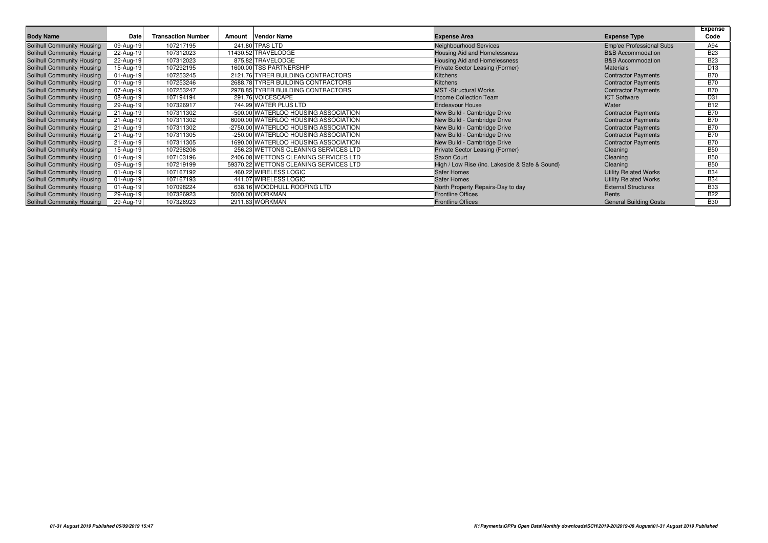| Body Name | Date | Transaction Number | Amount | Vendor Name | Expense Area | Expense Type | Expense Code |
|---|---|---|---|---|---|---|---|
| Solihull Community Housing | 09-Aug-19 | 107217195 | 241.80 | TPAS LTD | Neighbourhood Services | Emp'ee Professional Subs | A94 |
| Solihull Community Housing | 22-Aug-19 | 107312023 | 11430.52 | TRAVELODGE | Housing Aid and Homelessness | B&B Accommodation | B23 |
| Solihull Community Housing | 22-Aug-19 | 107312023 | 875.82 | TRAVELODGE | Housing Aid and Homelessness | B&B Accommodation | B23 |
| Solihull Community Housing | 15-Aug-19 | 107292195 | 1600.00 | TSS PARTNERSHIP | Private Sector Leasing (Former) | Materials | D13 |
| Solihull Community Housing | 01-Aug-19 | 107253245 | 2121.76 | TYRER BUILDING CONTRACTORS | Kitchens | Contractor Payments | B70 |
| Solihull Community Housing | 01-Aug-19 | 107253246 | 2688.78 | TYRER BUILDING CONTRACTORS | Kitchens | Contractor Payments | B70 |
| Solihull Community Housing | 07-Aug-19 | 107253247 | 2978.85 | TYRER BUILDING CONTRACTORS | MST -Structural Works | Contractor Payments | B70 |
| Solihull Community Housing | 08-Aug-19 | 107194194 | 291.76 | VOICESCAPE | Income Collection Team | ICT Software | D31 |
| Solihull Community Housing | 29-Aug-19 | 107326917 | 744.99 | WATER PLUS LTD | Endeavour House | Water | B12 |
| Solihull Community Housing | 21-Aug-19 | 107311302 | -500.00 | WATERLOO HOUSING ASSOCIATION | New Build - Cambridge Drive | Contractor Payments | B70 |
| Solihull Community Housing | 21-Aug-19 | 107311302 | 6000.00 | WATERLOO HOUSING ASSOCIATION | New Build - Cambridge Drive | Contractor Payments | B70 |
| Solihull Community Housing | 21-Aug-19 | 107311302 | -2750.00 | WATERLOO HOUSING ASSOCIATION | New Build - Cambridge Drive | Contractor Payments | B70 |
| Solihull Community Housing | 21-Aug-19 | 107311305 | -250.00 | WATERLOO HOUSING ASSOCIATION | New Build - Cambridge Drive | Contractor Payments | B70 |
| Solihull Community Housing | 21-Aug-19 | 107311305 | 1690.00 | WATERLOO HOUSING ASSOCIATION | New Build - Cambridge Drive | Contractor Payments | B70 |
| Solihull Community Housing | 15-Aug-19 | 107298206 | 256.23 | WETTONS CLEANING SERVICES LTD | Private Sector Leasing (Former) | Cleaning | B50 |
| Solihull Community Housing | 01-Aug-19 | 107103196 | 2406.08 | WETTONS CLEANING SERVICES LTD | Saxon Court | Cleaning | B50 |
| Solihull Community Housing | 09-Aug-19 | 107219199 | 59370.22 | WETTONS CLEANING SERVICES LTD | High / Low Rise (inc. Lakeside & Safe & Sound) | Cleaning | B50 |
| Solihull Community Housing | 01-Aug-19 | 107167192 | 460.22 | WIRELESS LOGIC | Safer Homes | Utility Related Works | B34 |
| Solihull Community Housing | 01-Aug-19 | 107167193 | 441.07 | WIRELESS LOGIC | Safer Homes | Utility Related Works | B34 |
| Solihull Community Housing | 01-Aug-19 | 107098224 | 638.16 | WOODHULL ROOFING LTD | North Property Repairs-Day to day | External Structures | B33 |
| Solihull Community Housing | 29-Aug-19 | 107326923 | 5000.00 | WORKMAN | Frontline Offices | Rents | B22 |
| Solihull Community Housing | 29-Aug-19 | 107326923 | 2911.63 | WORKMAN | Frontline Offices | General Building Costs | B30 |